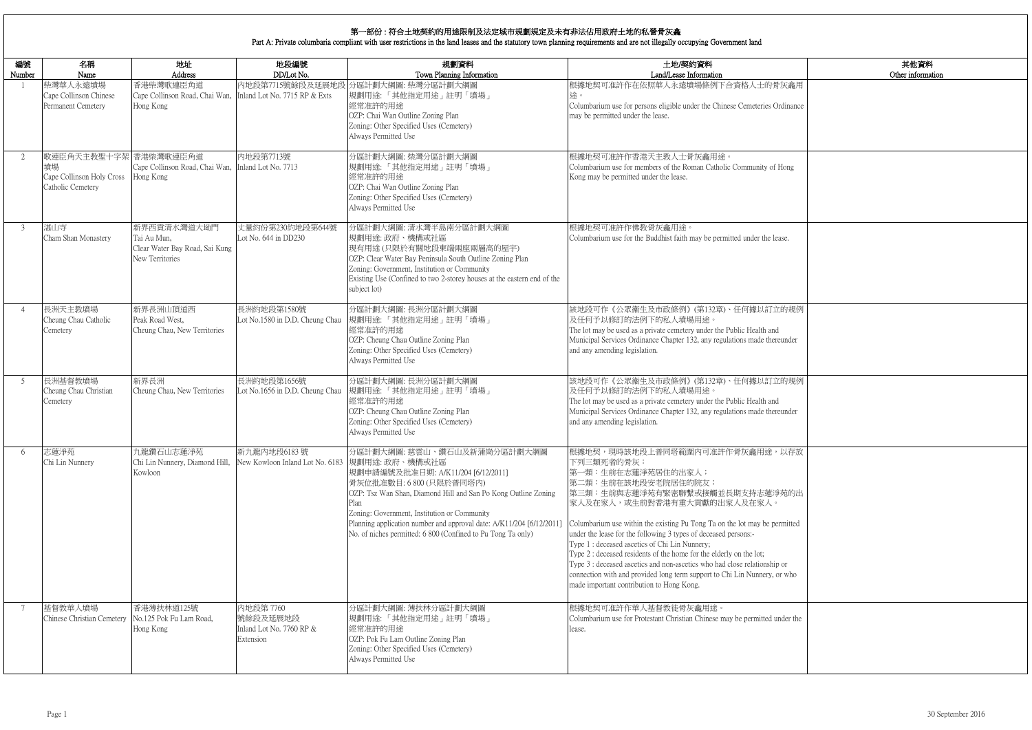# 第一部份：符合土地契約的用途限制及法定城市規劃規定及未有非法佔用政府土地的私營骨灰龕
## Part A: Private columbaria compliant with user restrictions in the land leases and the statutory town planning requirements and are not illegally occupying Government land

| 編號<br>Number | 名稱<br>Name | 地址<br>Address | 地段編號<br>DD/Lot No. | 規劃資料<br>Town Planning Information | 土地/契約資料<br>Land/Lease Information | 其他資料<br>Other information |
|---|---|---|---|---|---|---|
| 1 | 柴灣華人永遠墳場<br>Cape Collinson Chinese Permanent Cemetery | 香港柴灣歌連臣角道<br>Cape Collinson Road, Chai Wan, Hong Kong | 內地段第7715號餘段及延展地段<br>Inland Lot No. 7715 RP & Exts | 分區計劃大綱圖: 柴灣分區計劃大綱圖<br>規劃用途: 「其他指定用途」註明「墳場」<br>經常准許的用途<br>OZP: Chai Wan Outline Zoning Plan<br>Zoning: Other Specified Uses (Cemetery)<br>Always Permitted Use | 根據地契可准許作在依照華人永遠墳場條例下合資格人士的骨灰龕用途。<br>Columbarium use for persons eligible under the Chinese Cemeteries Ordinance may be permitted under the lease. | |
| 2 | 歌連臣角天主教聖十字架墳場<br>Cape Collinson Holy Cross Catholic Cemetery | 香港柴灣歌連臣角道<br>Cape Collinson Road, Chai Wan, Hong Kong | 內地段第7713號<br>Inland Lot No. 7713 | 分區計劃大綱圖: 柴灣分區計劃大綱圖<br>規劃用途: 「其他指定用途」註明「墳場」<br>經常准許的用途<br>OZP: Chai Wan Outline Zoning Plan<br>Zoning: Other Specified Uses (Cemetery)<br>Always Permitted Use | 根據地契可准許作香港天主教人士骨灰龕用途。<br>Columbarium use for members of the Roman Catholic Community of Hong Kong may be permitted under the lease. | |
| 3 | 湛山寺<br>Cham Shan Monastery | 新界西貢清水灣道大坳門<br>Tai Au Mun, Clear Water Bay Road, Sai Kung New Territories | 丈量約份第230約地段第644號<br>Lot No. 644 in DD230 | 分區計劃大綱圖: 清水灣半島南分區計劃大綱圖<br>規劃用途: 政府、機構或社區<br>現有用途 (只限於有關地段東端兩座兩層高的屋宇)<br>OZP: Clear Water Bay Peninsula South Outline Zoning Plan<br>Zoning: Government, Institution or Community<br>Existing Use (Confined to two 2-storey houses at the eastern end of the subject lot) | 根據地契可准許作佛教骨灰龕用途。<br>Columbarium use for the Buddhist faith may be permitted under the lease. | |
| 4 | 長洲天主教墳場<br>Cheung Chau Catholic Cemetery | 新界長洲山頂道西<br>Peak Road West, Cheung Chau, New Territories | 長洲約地段第1580號<br>Lot No.1580 in D.D. Cheung Chau | 分區計劃大綱圖: 長洲分區計劃大綱圖<br>規劃用途: 「其他指定用途」註明「墳場」<br>經常准許的用途<br>OZP: Cheung Chau Outline Zoning Plan<br>Zoning: Other Specified Uses (Cemetery)<br>Always Permitted Use | 該地段可作《公眾衞生及市政條例》(第132章)、任何據以訂立的規例及任何予以修訂的法例下的私人墳場用途。<br>The lot may be used as a private cemetery under the Public Health and Municipal Services Ordinance Chapter 132, any regulations made thereunder and any amending legislation. | |
| 5 | 長洲基督教墳場<br>Cheung Chau Christian Cemetery | 新界長洲<br>Cheung Chau, New Territories | 長洲約地段第1656號<br>Lot No.1656 in D.D. Cheung Chau | 分區計劃大綱圖: 長洲分區計劃大綱圖<br>規劃用途: 「其他指定用途」註明「墳場」<br>經常准許的用途<br>OZP: Cheung Chau Outline Zoning Plan<br>Zoning: Other Specified Uses (Cemetery)<br>Always Permitted Use | 該地段可作《公眾衞生及市政條例》(第132章)、任何據以訂立的規例及任何予以修訂的法例下的私人墳場用途。<br>The lot may be used as a private cemetery under the Public Health and Municipal Services Ordinance Chapter 132, any regulations made thereunder and any amending legislation. | |
| 6 | 志蓮淨苑<br>Chi Lin Nunnery | 九龍鑽石山志蓮淨苑<br>Chi Lin Nunnery, Diamond Hill, Kowloon | 新九龍內地段6183 號<br>New Kowloon Inland Lot No. 6183 | 分區計劃大綱圖: 慈雲山、鑽石山及新蒲崗分區計劃大綱圖<br>規劃用途: 政府、機構或社區<br>規劃申請編號及批准日期: A/K11/204 [6/12/2011]<br>骨灰位批准數目: 6 800 (只限於普同塔內)<br>OZP: Tsz Wan Shan, Diamond Hill and San Po Kong Outline Zoning Plan<br>Zoning: Government, Institution or Community<br>Planning application number and approval date: A/K11/204 [6/12/2011]<br>No. of niches permitted: 6 800 (Confined to Pu Tong Ta only) | 根據地契，現時該地段上普同塔範圍內可准許作骨灰龕用途，以存放下列三類死者的骨灰：<br>第一類：生前在志蓮淨苑居住的出家人；<br>第二類：生前在該地段安老院居住的院友；<br>第三類：生前與志蓮淨苑有緊密聯繫或接觸並長期支持志蓮淨苑的出家人及在家人，或生前對香港有重大貢獻的出家人及在家人。<br><br>Columbarium use within the existing Pu Tong Ta on the lot may be permitted under the lease for the following 3 types of deceased persons:-<br>Type 1 : deceased ascetics of Chi Lin Nunnery;<br>Type 2 : deceased residents of the home for the elderly on the lot;<br>Type 3 : deceased ascetics and non-ascetics who had close relationship or connection with and provided long term support to Chi Lin Nunnery, or who made important contribution to Hong Kong. | |
| 7 | 基督教華人墳場<br>Chinese Christian Cemetery | 香港薄扶林道125號<br>No.125 Pok Fu Lam Road, Hong Kong | 內地段第 7760 號餘段及延展地段<br>Inland Lot No. 7760 RP & Extension | 分區計劃大綱圖: 薄扶林分區計劃大綱圖<br>規劃用途: 「其他指定用途」註明「墳場」<br>經常准許的用途<br>OZP: Pok Fu Lam Outline Zoning Plan<br>Zoning: Other Specified Uses (Cemetery)<br>Always Permitted Use | 根據地契可准許作華人基督教徒骨灰龕用途。<br>Columbarium use for Protestant Christian Chinese may be permitted under the lease. | |

30 September 2016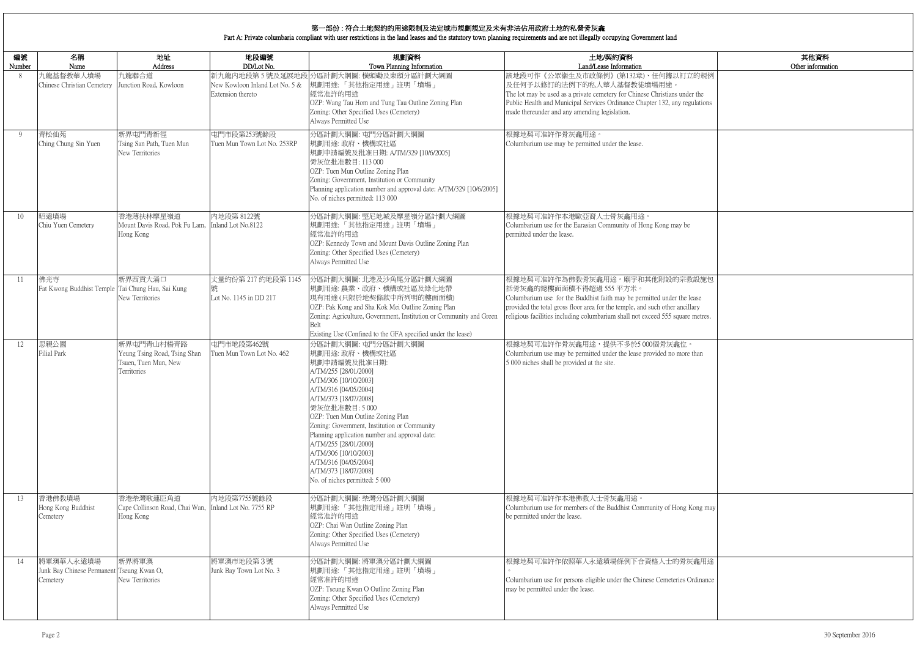## 第一部份 : 符合土地契約的用途限制及法定城市規劃規定及未有非法佔用政府土地的私營骨灰龕
## Part A: Private columbaria compliant with user restrictions in the land leases and the statutory town planning requirements and are not illegally occupying Government land

| 編號<br>Number | 名稱<br>Name | 地址<br>Address | 地段編號<br>DD/Lot No. | 規劃資料<br>Town Planning Information | 土地/契約資料<br>Land/Lease Information | 其他資料<br>Other information |
|---|---|---|---|---|---|---|
| 8 | 九龍基督教華人墳場<br>Chinese Christian Cemetery | 九龍聯合道<br>Junction Road, Kowloon | 新九龍內地段第 5 號及延展地段<br>New Kowloon Inland Lot No. 5 & Extension thereto | 分區計劃大綱圖: 橫頭磡及東頭分區計劃大綱圖<br>規劃用途: 「其他指定用途」註明「墳場」<br>經常准許的用途<br>OZP: Wang Tau Hom and Tung Tau Outline Zoning Plan<br>Zoning: Other Specified Uses (Cemetery)<br>Always Permitted Use | 該地段可作《公眾衞生及市政條例》(第132章)、任何據以訂立的規例及任何予以修訂的法例下的私人華人基督教徒墳場用途。<br>The lot may be used as a private cemetery for Chinese Christians under the Public Health and Municipal Services Ordinance Chapter 132, any regulations made thereunder and any amending legislation. | |
| 9 | 青松仙苑<br>Ching Chung Sin Yuen | 新界屯門青新徑<br>Tsing San Path, Tuen Mun New Territories | 屯門市地段第253號餘段<br>Tuen Mun Town Lot No. 253RP | 分區計劃大綱圖: 屯門分區計劃大綱圖<br>規劃用途: 政府、機構或社區<br>規劃申請編號及批准日期: A/TM/329 [10/6/2005]<br>骨灰位批准數目: 113 000<br>OZP: Tuen Mun Outline Zoning Plan<br>Zoning: Government, Institution or Community<br>Planning application number and approval date: A/TM/329 [10/6/2005]<br>No. of niches permitted: 113 000 | 根據地契可准許作骨灰龕用途。<br>Columbarium use may be permitted under the lease. | |
| 10 | 昭遠墳場<br>Chiu Yuen Cemetery | 香港薄扶林摩星嶺道<br>Mount Davis Road, Pok Fu Lam, Hong Kong | 內地段第 8122號<br>Inland Lot No.8122 | 分區計劃大綱圖: 堅尼地城及摩星嶺分區計劃大綱圖<br>規劃用途: 「其他指定用途」註明「墳場」<br>經常准許的用途<br>OZP: Kennedy Town and Mount Davis Outline Zoning Plan<br>Zoning: Other Specified Uses (Cemetery)<br>Always Permitted Use | 根據地契可准許作本港歐亞裔人士骨灰龕用途。<br>Columbarium use for the Eurasian Community of Hong Kong may be permitted under the lease. | |
| 11 | 佛光寺<br>Fat Kwong Buddhist Temple | 新界西貢大涌口<br>Tai Chung Hau, Sai Kung New Territories | 丈量約份第 217 約地段第 1145 號<br>Lot No. 1145 in DD 217 | 分區計劃大綱圖: 北港及沙角尾分區計劃大綱圖<br>規劃用途: 農業、政府、機構或社區及綠化地帶<br>現有用途 (只限於地契條款中所列明的樓面面積)<br>OZP: Pak Kong and Sha Kok Mei Outline Zoning Plan<br>Zoning: Agriculture, Government, Institution or Community and Green Belt<br>Existing Use (Confined to the GFA specified under the lease) | 根據地契可准許作為佛教骨灰龕用途。廟宇和其他附設的宗教設施包括骨灰龕的總樓面面積不得超過 555 平方米。<br>Columbarium use for the Buddhist faith may be permitted under the lease provided the total gross floor area for the temple, and such other ancillary religious facilities including columbarium shall not exceed 555 square metres. | |
| 12 | 思親公園<br>Filial Park | 新界屯門青山村楊青路<br>Yeung Tsing Road, Tsing Shan Tsuen, Tuen Mun, New Territories | 屯門市地段第462號<br>Tuen Mun Town Lot No. 462 | 分區計劃大綱圖: 屯門分區計劃大綱圖<br>規劃用途: 政府、機構或社區<br>規劃申請編號及批准日期:<br>A/TM/255 [28/01/2000]<br>A/TM/306 [10/10/2003]<br>A/TM/316 [04/05/2004]<br>A/TM/373 [18/07/2008]<br>骨灰位批准數目: 5 000<br>OZP: Tuen Mun Outline Zoning Plan<br>Zoning: Government, Institution or Community<br>Planning application number and approval date:<br>A/TM/255 [28/01/2000]<br>A/TM/306 [10/10/2003]<br>A/TM/316 [04/05/2004]<br>A/TM/373 [18/07/2008]<br>No. of niches permitted: 5 000 | 根據地契可准許作骨灰龕用途，提供不多於5 000個骨灰龕位。<br>Columbarium use may be permitted under the lease provided no more than 5 000 niches shall be provided at the site. | |
| 13 | 香港佛教墳場<br>Hong Kong Buddhist Cemetery | 香港柴灣歌連臣角道<br>Cape Collinson Road, Chai Wan, Hong Kong | 內地段第7755號餘段<br>Inland Lot No. 7755 RP | 分區計劃大綱圖: 柴灣分區計劃大綱圖<br>規劃用途: 「其他指定用途」註明「墳場」<br>經常准許的用途<br>OZP: Chai Wan Outline Zoning Plan<br>Zoning: Other Specified Uses (Cemetery)<br>Always Permitted Use | 根據地契可准許作本港佛教人士骨灰龕用途。<br>Columbarium use for members of the Buddhist Community of Hong Kong may be permitted under the lease. | |
| 14 | 將軍澳華人永遠墳場<br>Junk Bay Chinese Permanent Cemetery | 新界將軍澳<br>Tseung Kwan O, New Territories | 將軍澳市地段第 3 號<br>Junk Bay Town Lot No. 3 | 分區計劃大綱圖: 將軍澳分區計劃大綱圖<br>規劃用途: 「其他指定用途」註明「墳場」<br>經常准許的用途<br>OZP: Tseung Kwan O Outline Zoning Plan<br>Zoning: Other Specified Uses (Cemetery)<br>Always Permitted Use | 根據地契可准許作依照華人永遠墳場條例下合資格人士的骨灰龕用途。<br>Columbarium use for persons eligible under the Chinese Cemeteries Ordinance may be permitted under the lease. | |

30 September 2016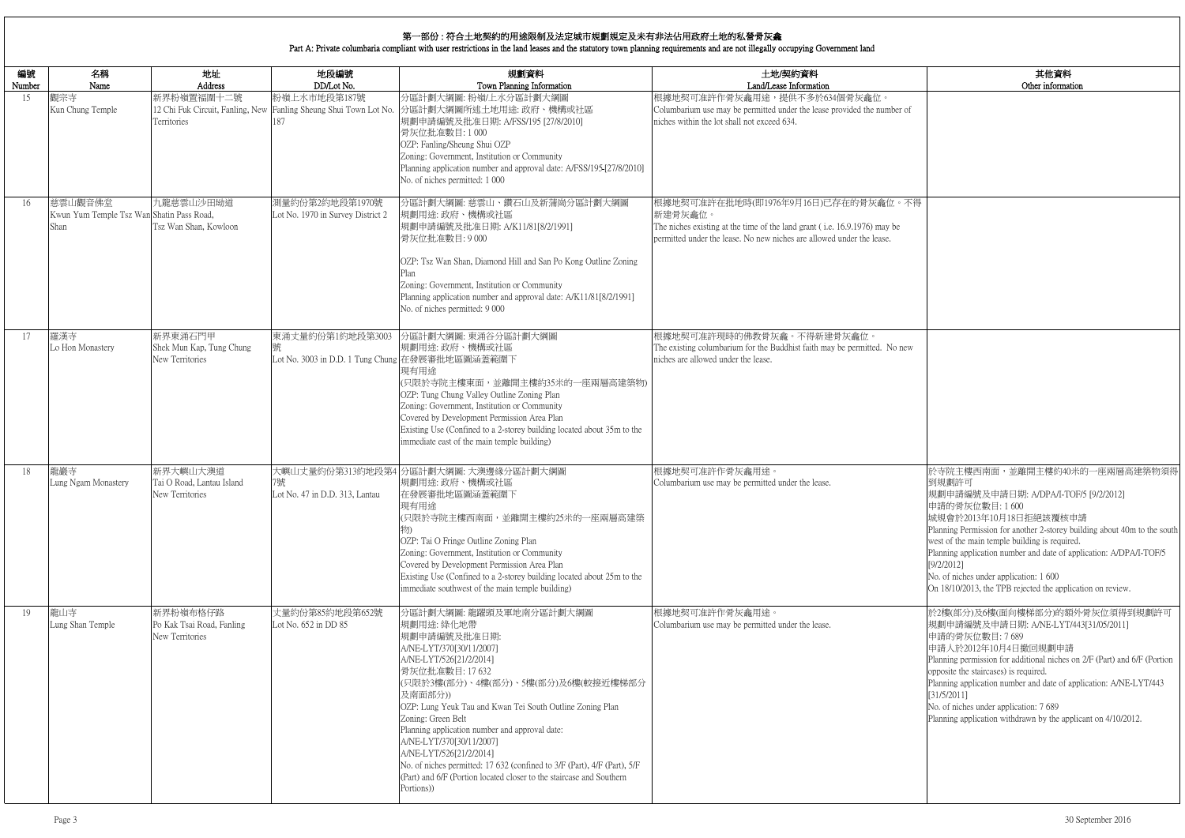# 第一部份：符合土地契約的用途限制及法定城市規劃規定及未有非法佔用政府土地的私營骨灰龕

Part A: Private columbaria compliant with user restrictions in the land leases and the statutory town planning requirements and are not illegally occupying Government land

| 編號<br>Number | 名稱<br>Name | 地址<br>Address | 地段編號<br>DD/Lot No. | 規劃資料<br>Town Planning Information | 土地/契約資料<br>Land/Lease Information | 其他資料<br>Other information |
|---|---|---|---|---|---|---|
| 15 | 觀宗寺<br>Kun Chung Temple | 新界粉嶺置福圍十二號<br>12 Chi Fuk Circuit, Fanling, New Territories | 粉嶺上水市地段第187號<br>Fanling Sheung Shui Town Lot No. 187 | 分區計劃大綱圖: 粉嶺/上水分區計劃大綱圖<br>分區計劃大綱圖所述土地用途: 政府、機構或社區<br>規劃申請編號及批准日期: A/FSS/195 [27/8/2010]<br>骨灰位批准數目: 1 000<br>OZP: Fanling/Sheung Shui OZP<br>Zoning: Government, Institution or Community<br>Planning application number and approval date: A/FSS/195-[27/8/2010]<br>No. of niches permitted: 1 000 | 根據地契可准許作骨灰龕用途，提供不多於634個骨灰龕位。<br>Columbarium use may be permitted under the lease provided the number of niches within the lot shall not exceed 634. | |
| 16 | 慈雲山觀音佛堂<br>Kwun Yum Temple Tsz Wan Shan | 九龍慈雲山沙田坳道<br>Shatin Pass Road, Tsz Wan Shan, Kowloon | 測量約份第2約地段第1970號<br>Lot No. 1970 in Survey District 2 | 分區計劃大綱圖: 慈雲山、鑽石山及新蒲崗分區計劃大綱圖<br>規劃用途: 政府、機構或社區<br>規劃申請編號及批准日期: A/K11/81[8/2/1991]<br>骨灰位批准數目: 9 000<br><br>OZP: Tsz Wan Shan, Diamond Hill and San Po Kong Outline Zoning Plan<br>Zoning: Government, Institution or Community<br>Planning application number and approval date: A/K11/81[8/2/1991]<br>No. of niches permitted: 9 000 | 根據地契可准許在批地時(即1976年9月16日)已存在的骨灰龕位。不得新建骨灰龕位。<br>The niches existing at the time of the land grant ( i.e. 16.9.1976) may be permitted under the lease. No new niches are allowed under the lease. | |
| 17 | 羅漢寺<br>Lo Hon Monastery | 新界東涌石門甲<br>Shek Mun Kap, Tung Chung New Territories | 東涌丈量約份第1約地段第3003號<br>Lot No. 3003 in D.D. 1 Tung Chung | 分區計劃大綱圖: 東涌谷分區計劃大綱圖<br>規劃用途: 政府、機構或社區<br>在發展審批地區圖涵蓋範圍下<br>現有用途<br>(只限於寺院主樓東面，並離開主樓約35米的一座兩層高建築物)<br>OZP: Tung Chung Valley Outline Zoning Plan<br>Zoning: Government, Institution or Community<br>Covered by Development Permission Area Plan<br>Existing Use (Confined to a 2-storey building located about 35m to the immediate east of the main temple building) | 根據地契可准許現時的佛教骨灰龕。不得新建骨灰龕位。<br>The existing columbarium for the Buddhist faith may be permitted. No new niches are allowed under the lease. | |
| 18 | 龍巖寺<br>Lung Ngam Monastery | 新界大嶼山大澳道<br>Tai O Road, Lantau Island New Territories | 大嶼山丈量約份第313約地段第47號<br>Lot No. 47 in D.D. 313, Lantau | 分區計劃大綱圖: 大澳邊緣分區計劃大綱圖<br>規劃用途: 政府、機構或社區<br>在發展審批地區圖涵蓋範圍下<br>現有用途<br>(只限於寺院主樓西南面，並離開主樓約25米的一座兩層高建築物)<br>OZP: Tai O Fringe Outline Zoning Plan<br>Zoning: Government, Institution or Community<br>Covered by Development Permission Area Plan<br>Existing Use (Confined to a 2-storey building located about 25m to the immediate southwest of the main temple building) | 根據地契可准許作骨灰龕用途。<br>Columbarium use may be permitted under the lease. | 於寺院主樓西南面，並離開主樓約40米的一座兩層高建築物須得到規劃許可<br>規劃申請編號及申請日期: A/DPA/I-TOF/5 [9/2/2012]<br>申請的骨灰位數目: 1 600<br>城規會於2013年10月18日拒絕該覆核申請<br>Planning Permission for another 2-storey building about 40m to the south west of the main temple building is required.<br>Planning application number and date of application: A/DPA/I-TOF/5 [9/2/2012]<br>No. of niches under application: 1 600<br>On 18/10/2013, the TPB rejected the application on review. |
| 19 | 龍山寺<br>Lung Shan Temple | 新界粉嶺布格仔路<br>Po Kak Tsai Road, Fanling New Territories | 丈量約份第85約地段第652號<br>Lot No. 652 in DD 85 | 分區計劃大綱圖: 龍躍頭及軍地南分區計劃大綱圖<br>規劃用途: 綠化地帶<br>規劃申請編號及批准日期:<br>A/NE-LYT/370[30/11/2007]<br>A/NE-LYT/526[21/2/2014]<br>骨灰位批准數目: 17 632<br>(只限於3樓(部分)、4樓(部分)、5樓(部分)及6樓(較接近樓梯部分及南面部分))<br>OZP: Lung Yeuk Tau and Kwan Tei South Outline Zoning Plan<br>Zoning: Green Belt<br>Planning application number and approval date:<br>A/NE-LYT/370[30/11/2007]<br>A/NE-LYT/526[21/2/2014]<br>No. of niches permitted: 17 632 (confined to 3/F (Part), 4/F (Part), 5/F (Part) and 6/F (Portion located closer to the staircase and Southern Portions)) | 根據地契可准許作骨灰龕用途。<br>Columbarium use may be permitted under the lease. | 於2樓(部分)及6樓(面向樓梯部分)的額外骨灰位須得到規劃許可<br>規劃申請編號及申請日期: A/NE-LYT/443[31/05/2011]<br>申請的骨灰位數目: 7 689<br>申請人於2012年10月4日撤回規劃申請<br>Planning permission for additional niches on 2/F (Part) and 6/F (Portion opposite the staircases) is required.<br>Planning application number and date of application: A/NE-LYT/443 [31/5/2011]<br>No. of niches under application: 7 689<br>Planning application withdrawn by the applicant on 4/10/2012. |

30 September 2016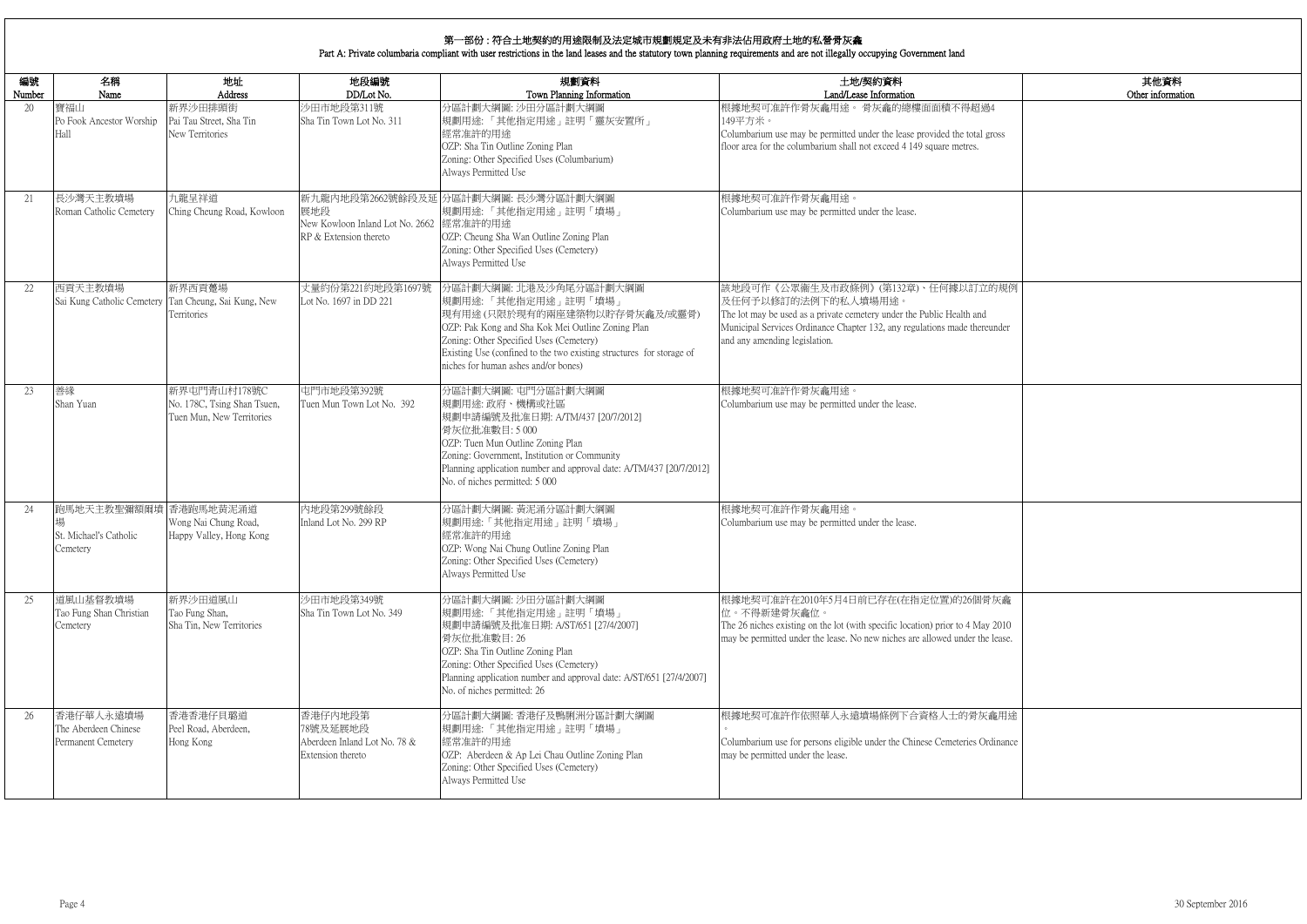# 第一部份：符合土地契約的用途限制及法定城市規劃規定及未有非法佔用政府土地的私營骨灰龕

Part A: Private columbaria compliant with user restrictions in the land leases and the statutory town planning requirements and are not illegally occupying Government land

| 編號<br>Number | 名稱<br>Name | 地址<br>Address | 地段編號<br>DD/Lot No. | 規劃資料<br>Town Planning Information | 土地/契約資料<br>Land/Lease Information | 其他資料<br>Other information |
|---|---|---|---|---|---|---|
| 20 | 寶福山<br>Po Fook Ancestor Worship Hall | 新界沙田排頭街<br>Pai Tau Street, Sha Tin New Territories | 沙田市地段第311號<br>Sha Tin Town Lot No. 311 | 分區計劃大綱圖: 沙田分區計劃大綱圖<br>規劃用途: 「其他指定用途」註明「靈灰安置所」<br>經常准許的用途<br>OZP: Sha Tin Outline Zoning Plan<br>Zoning: Other Specified Uses (Columbarium)<br>Always Permitted Use | 根據地契可准許作骨灰龕用途。 骨灰龕的總樓面面積不得超過4 149平方米。<br>Columbarium use may be permitted under the lease provided the total gross floor area for the columbarium shall not exceed 4 149 square metres. | |
| 21 | 長沙灣天主教墳場<br>Roman Catholic Cemetery | 九龍呈祥道<br>Ching Cheung Road, Kowloon | 新九龍內地段第2662號餘段及延展地段<br>New Kowloon Inland Lot No. 2662 RP & Extension thereto | 分區計劃大綱圖: 長沙灣分區計劃大綱圖<br>規劃用途: 「其他指定用途」註明「墳場」<br>經常准許的用途<br>OZP: Cheung Sha Wan Outline Zoning Plan<br>Zoning: Other Specified Uses (Cemetery)<br>Always Permitted Use | 根據地契可准許作骨灰龕用途。<br>Columbarium use may be permitted under the lease. | |
| 22 | 西貢天主教墳場<br>Sai Kung Catholic Cemetery | 新界西貢氹涌<br>Tan Cheung, Sai Kung, New Territories | 丈量約份第221約地段第1697號<br>Lot No. 1697 in DD 221 | 分區計劃大綱圖: 北港及沙角尾分區計劃大綱圖<br>規劃用途: 「其他指定用途」註明「墳場」<br>現有用途 (只限於現有的兩座建築物以貯存骨灰龕及/或靈骨)<br>OZP: Pak Kong and Sha Kok Mei Outline Zoning Plan<br>Zoning: Other Specified Uses (Cemetery)<br>Existing Use (confined to the two existing structures for storage of niches for human ashes and/or bones) | 該地段可作《公眾衞生及市政條例》(第132章)、任何據以訂立的規例及任何予以修訂的法例下的私人墳場用途。<br>The lot may be used as a private cemetery under the Public Health and Municipal Services Ordinance Chapter 132, any regulations made thereunder and any amending legislation. | |
| 23 | 善緣<br>Shan Yuan | 新界屯門青山村178號C<br>No. 178C, Tsing Shan Tsuen, Tuen Mun, New Territories | 屯門市地段第392號<br>Tuen Mun Town Lot No. 392 | 分區計劃大綱圖: 屯門分區計劃大綱圖<br>規劃用途: 政府、機構或社區<br>規劃申請編號及批准日期: A/TM/437 [20/7/2012]<br>骨灰位批准數目: 5 000<br>OZP: Tuen Mun Outline Zoning Plan<br>Zoning: Government, Institution or Community<br>Planning application number and approval date: A/TM/437 [20/7/2012]<br>No. of niches permitted: 5 000 | 根據地契可准許作骨灰龕用途。<br>Columbarium use may be permitted under the lease. | |
| 24 | 跑馬地天主教聖彌額爾墳場<br>St. Michael's Catholic Cemetery | 香港跑馬地黃泥涌道<br>Wong Nai Chung Road, Happy Valley, Hong Kong | 內地段第299號餘段<br>Inland Lot No. 299 RP | 分區計劃大綱圖: 黃泥涌分區計劃大綱圖<br>規劃用途:「其他指定用途」註明「墳場」<br>經常准許的用途<br>OZP: Wong Nai Chung Outline Zoning Plan<br>Zoning: Other Specified Uses (Cemetery)<br>Always Permitted Use | 根據地契可准許作骨灰龕用途。<br>Columbarium use may be permitted under the lease. | |
| 25 | 道風山基督教墳場<br>Tao Fung Shan Christian Cemetery | 新界沙田道風山<br>Tao Fung Shan, Sha Tin, New Territories | 沙田市地段第349號<br>Sha Tin Town Lot No. 349 | 分區計劃大綱圖: 沙田分區計劃大綱圖<br>規劃用途: 「其他指定用途」註明「墳場」<br>規劃申請編號及批准日期: A/ST/651 [27/4/2007]<br>骨灰位批准數目: 26<br>OZP: Sha Tin Outline Zoning Plan<br>Zoning: Other Specified Uses (Cemetery)<br>Planning application number and approval date: A/ST/651 [27/4/2007]<br>No. of niches permitted: 26 | 根據地契可准許在2010年5月4日前已存在(在指定位置)的26個骨灰龕位。不得新建骨灰龕位。<br>The 26 niches existing on the lot (with specific location) prior to 4 May 2010 may be permitted under the lease. No new niches are allowed under the lease. | |
| 26 | 香港仔華人永遠墳場<br>The Aberdeen Chinese Permanent Cemetery | 香港香港仔貝璐道<br>Peel Road, Aberdeen, Hong Kong | 香港仔內地段第78號及延展地段<br>Aberdeen Inland Lot No. 78 & Extension thereto | 分區計劃大綱圖: 香港仔及鴨脷洲分區計劃大綱圖<br>規劃用途: 「其他指定用途」註明「墳場」<br>經常准許的用途<br>OZP: Aberdeen & Ap Lei Chau Outline Zoning Plan<br>Zoning: Other Specified Uses (Cemetery)<br>Always Permitted Use | 根據地契可准許作依照華人永遠墳場條例下合資格人士的骨灰龕用途。<br>Columbarium use for persons eligible under the Chinese Cemeteries Ordinance may be permitted under the lease. | |

30 September 2016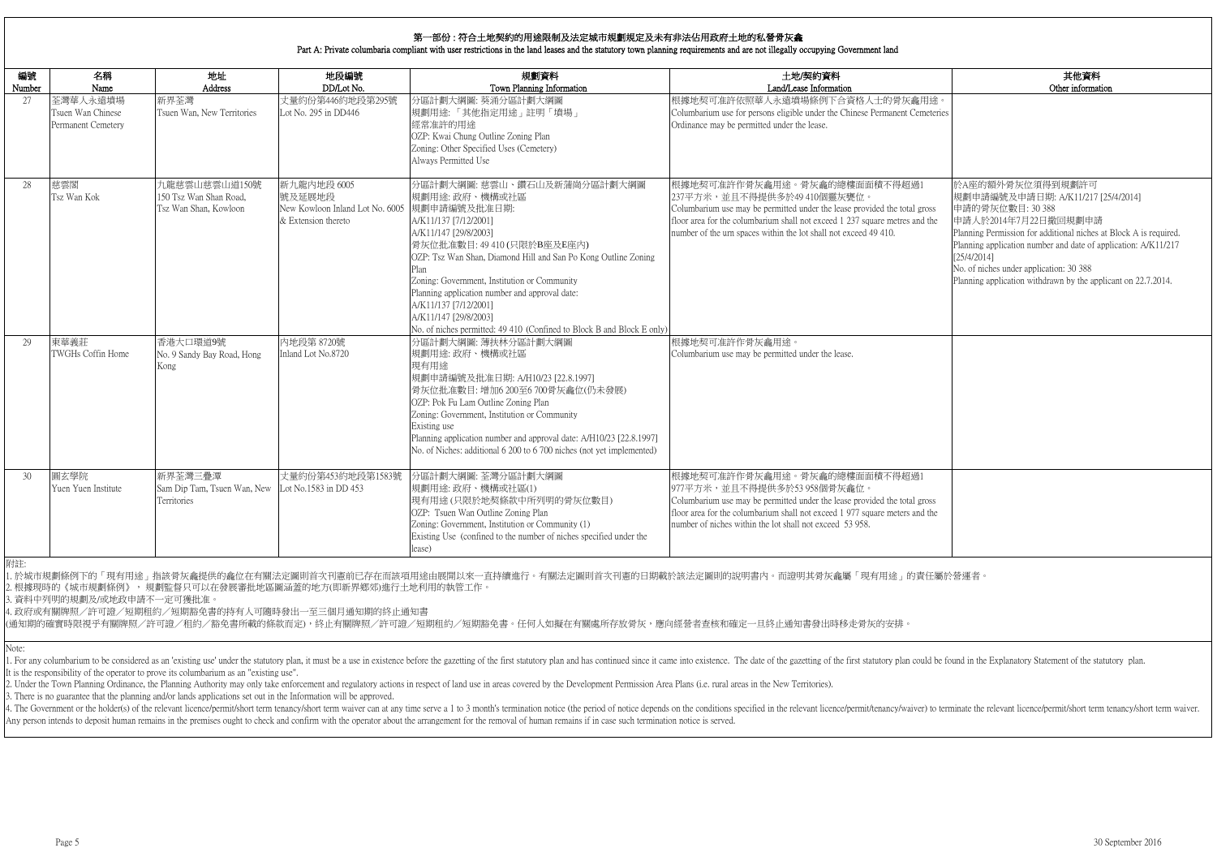# 第一部份：符合土地契約的用途限制及法定城市規劃規定及未有非法佔用政府土地的私營骨灰龕

## Part A: Private columbaria compliant with user restrictions in the land leases and the statutory town planning requirements and are not illegally occupying Government land

| 編號 Number | 名稱 Name | 地址 Address | 地段編號 DD/Lot No. | 規劃資料 Town Planning Information | 土地/契約資料 Land/Lease Information | 其他資料 Other information |
|---|---|---|---|---|---|---|
| 27 | 荃灣華人永遠墳場 Tsuen Wan Chinese Permanent Cemetery | 新界荃灣 Tsuen Wan, New Territories | 丈量約份第446約地段第295號 Lot No. 295 in DD446 | 分區計劃大綱圖: 葵涌分區計劃大綱圖<br>規劃用途: 「其他指定用途」註明「墳場」<br>經常准許的用途<br>OZP: Kwai Chung Outline Zoning Plan<br>Zoning: Other Specified Uses (Cemetery)<br>Always Permitted Use | 根據地契可准許依照華人永遠墳場條例下合資格人士的骨灰龕用途。<br>Columbarium use for persons eligible under the Chinese Permanent Cemeteries Ordinance may be permitted under the lease. | |
| 28 | 慈雲閣 Tsz Wan Kok | 九龍慈雲山慈雲山道150號 150 Tsz Wan Shan Road, Tsz Wan Shan, Kowloon | 新九龍內地段 6005 號及延展地段 New Kowloon Inland Lot No. 6005 & Extension thereto | 分區計劃大綱圖: 慈雲山、鑽石山及新蒲崗分區計劃大綱圖<br>規劃用途: 政府、機構或社區<br>規劃申請編號及批准日期:<br>A/K11/137 [7/12/2001]<br>A/K11/147 [29/8/2003]<br>骨灰位批准數目: 49 410 (只限於B座及E座內)<br>OZP: Tsz Wan Shan, Diamond Hill and San Po Kong Outline Zoning Plan<br>Zoning: Government, Institution or Community<br>Planning application number and approval date:<br>A/K11/137 [7/12/2001]<br>A/K11/147 [29/8/2003]<br>No. of niches permitted: 49 410 (Confined to Block B and Block E only) | 根據地契可准許作骨灰龕用途。骨灰龕的總樓面面積不得超過1 237平方米，並且不得提供多於49 410個靈灰甕位。<br>Columbarium use may be permitted under the lease provided the total gross floor area for the columbarium shall not exceed 1 237 square metres and the number of the urn spaces within the lot shall not exceed 49 410. | 於A座的額外骨灰位須得到規劃許可<br>規劃申請編號及申請日期: A/K11/217 [25/4/2014]<br>申請的骨灰位數目: 30 388<br>申請人於2014年7月22日撤回規劃申請<br>Planning Permission for additional niches at Block A is required.<br>Planning application number and date of application: A/K11/217 [25/4/2014]<br>No. of niches under application: 30 388<br>Planning application withdrawn by the applicant on 22.7.2014. |
| 29 | 東華義莊 TWGHs Coffin Home | 香港大口環道9號 No. 9 Sandy Bay Road, Hong Kong | 內地段第 8720號 Inland Lot No.8720 | 分區計劃大綱圖: 薄扶林分區計劃大綱圖<br>規劃用途: 政府、機構或社區<br>現有用途<br>規劃申請編號及批准日期: A/H10/23 [22.8.1997]<br>骨灰位批准數目: 增加6 200至6 700骨灰龕位(仍未發展)<br>OZP: Pok Fu Lam Outline Zoning Plan<br>Zoning: Government, Institution or Community<br>Existing use<br>Planning application number and approval date: A/H10/23 [22.8.1997]<br>No. of Niches: additional 6 200 to 6 700 niches (not yet implemented) | 根據地契可准許作骨灰龕用途。<br>Columbarium use may be permitted under the lease. | |
| 30 | 圓玄學院 Yuen Yuen Institute | 新界荃灣三疊潭 Sam Dip Tam, Tsuen Wan, New Territories | 丈量約份第453約地段第1583號 Lot No.1583 in DD 453 | 分區計劃大綱圖: 荃灣分區計劃大綱圖<br>規劃用途: 政府、機構或社區(1)<br>現有用途 (只限於地契條款中所列明的骨灰位數目)<br>OZP: Tsuen Wan Outline Zoning Plan<br>Zoning: Government, Institution or Community (1)<br>Existing Use (confined to the number of niches specified under the lease) | 根據地契可准許作骨灰龕用途。骨灰龕的總樓面面積不得超過1 977平方米，並且不得提供多於53 958個骨灰龕位。<br>Columbarium use may be permitted under the lease provided the total gross floor area for the columbarium shall not exceed 1 977 square meters and the number of niches within the lot shall not exceed 53 958. | |

附註:

1. 於城市規劃條例下的「現有用途」指該骨灰龕提供的龕位在有關法定圖則首次刊憲前已存在而該項用途由展開以來一直持續進行。有關法定圖則首次刊憲的日期載於該法定圖則的說明書內。而證明其骨灰龕屬「現有用途」的責任屬於營運者。
2. 根據現時的《城市規劃條例》，規劃監督只可以在發展審批地區圖涵蓋的地方(即新界鄉郊)進行土地利用的執管工作。
3. 資料中列明的規劃及/或地政申請不一定可獲批准。
4. 政府或有關牌照／許可證／短期租約／豁免書的持有人可隨時發出一至三個月通知期的終止通知書
(通知期的確實時限視乎有關牌照／許可證／租約／豁免書所載的條款而定)，終止有關牌照／許可證／短期租約／短期豁免書。任何人如擬在有關處所存放骨灰，應向經營者查核和確定一旦終止通知書發出時移走骨灰的安排。

Note:

1. For any columbarium to be considered as an 'existing use' under the statutory plan, it must be a use in existence before the gazetting of the first statutory plan and has continued since it came into existence. The date of the gazetting of the first statutory plan could be found in the Explanatory Statement of the statutory plan. It is the responsibility of the operator to prove its columbarium as an "existing use".
2. Under the Town Planning Ordinance, the Planning Authority may only take enforcement and regulatory actions in respect of land use in areas covered by the Development Permission Area Plans (i.e. rural areas in the New Territories).
3. There is no guarantee that the planning and/or lands applications set out in the Information will be approved.
4. The Government or the holder(s) of the relevant licence/permit/short term tenancy/short term waiver can at any time serve a 1 to 3 month's termination notice (the period of notice depends on the conditions specified in the relevant licence/permit/tenancy/waiver) to terminate the relevant licence/permit/short term tenancy/short term waiver. Any person intends to deposit human remains in the premises ought to check and confirm with the operator about the arrangement for the removal of human remains if in case such termination notice is served.

30 September 2016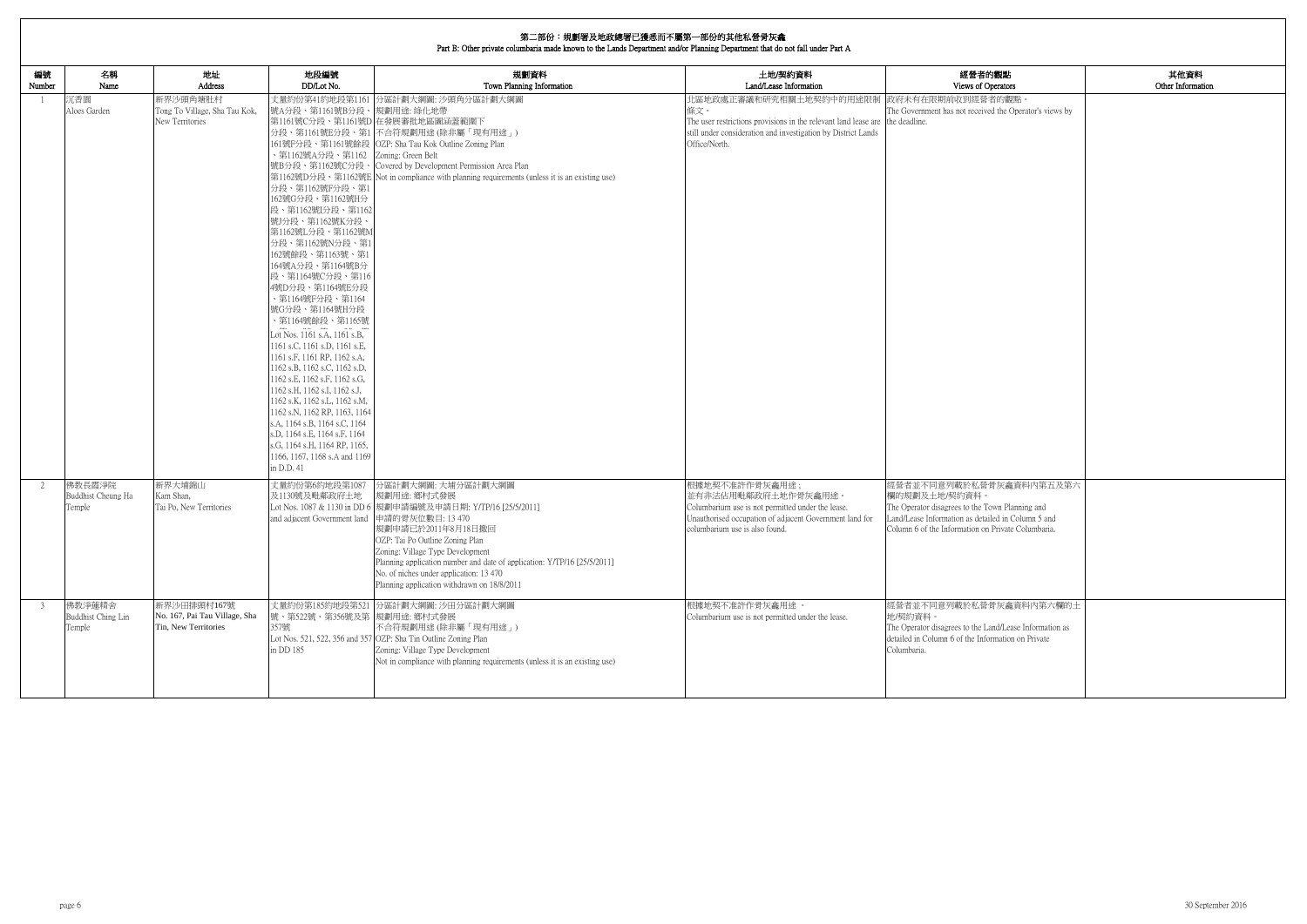# 第二部份：規劃署及地政總署已獲悉而不屬第一部份的其他私營骨灰龕
# Part B: Other private columbaria made known to the Lands Department and/or Planning Department that do not fall under Part A

| 編號 Number | 名稱 Name | 地址 Address | 地段編號 DD/Lot No. | 規劃資料 Town Planning Information | 土地/契約資料 Land/Lease Information | 經營者的觀點 Views of Operators | 其他資料 Other Information |
|---|---|---|---|---|---|---|---|
| 1 | 沉香園 Aloes Garden | 新界沙頭角塘肚村 Tong To Village, Sha Tau Kok, New Territories | 丈量約份第41約地段第1161號A分段、第1161號B分段、第1161號C分段、第1161號D分段、第1161號E分段、第1161號F分段、第1161號餘段、第1162號A分段、第1162號B分段、第1162號C分段、第1162號D分段、第1162號E分段、第1162號F分段、第1162號G分段、第1162號H分段、第1162號I分段、第1162號J分段、第1162號K分段、第1162號L分段、第1162號M分段、第1162號N分段、第1162號餘段、第1163號、第1164號A分段、第1164號B分段、第1164號C分段、第1164號D分段、第1164號E分段、第1164號F分段、第1164號G分段、第1164號H分段、第1164號餘段、第1165號 Lot Nos. 1161 s.A, 1161 s.B, 1161 s.C, 1161 s.D, 1161 s.E, 1161 s.F, 1161 RP, 1162 s.A, 1162 s.B, 1162 s.C, 1162 s.D, 1162 s.E, 1162 s.F, 1162 s.G, 1162 s.H, 1162 s.I, 1162 s.J, 1162 s.K, 1162 s.L, 1162 s.M, 1162 s.N, 1162 RP, 1163, 1164 s.A, 1164 s.B, 1164 s.C, 1164 s.D, 1164 s.E, 1164 s.F, 1164 s.G, 1164 s.H, 1164 RP, 1165, 1166, 1167, 1168 s.A and 1169 in D.D. 41 | 分區計劃大綱圖: 沙頭角分區計劃大綱圖<br>規劃用途: 綠化地帶<br>在發展審批地區圖涵蓋範圍下<br>不合符規劃用途 (除非屬「現有用途」)<br>OZP: Sha Tau Kok Outline Zoning Plan<br>Zoning: Green Belt<br>Covered by Development Permission Area Plan<br>Not in compliance with planning requirements (unless it is an existing use) | 北區地政處正審議和研究相關土地契約中的用途限制條文。<br>The user restrictions provisions in the relevant land lease are still under consideration and investigation by District Lands Office/North. | 政府未有在限期前收到經營者的觀點。<br>The Government has not received the Operator's views by the deadline. | |
| 2 | 佛教長霞淨院 Buddhist Cheung Ha Temple | 新界大埔錦山 Kam Shan, Tai Po, New Territories | 丈量約份第6約地段第1087及1130號及毗鄰政府土地 Lot Nos. 1087 & 1130 in DD 6 and adjacent Government land | 分區計劃大綱圖: 大埔分區計劃大綱圖<br>規劃用途: 鄉村式發展<br>規劃申請編號及申請日期: Y/TP/16 [25/5/2011]<br>申請的骨灰位數目: 13 470<br>規劃申請已於2011年8月18日撤回<br>OZP: Tai Po Outline Zoning Plan<br>Zoning: Village Type Development<br>Planning application number and date of application: Y/TP/16 [25/5/2011]<br>No. of niches under application: 13 470<br>Planning application withdrawn on 18/8/2011 | 根據地契不准許作骨灰龕用途；<br>並有非法佔用毗鄰政府土地作骨灰龕用途。<br>Columbarium use is not permitted under the lease.<br>Unauthorised occupation of adjacent Government land for columbarium use is also found. | 經營者並不同意列載於私營骨灰龕資料內第五及第六欄的規劃及土地/契約資料。<br>The Operator disagrees to the Town Planning and Land/Lease Information as detailed in Column 5 and Column 6 of the Information on Private Columbaria. | |
| 3 | 佛教淨蓮精舍 Buddhist Ching Lin Temple | 新界沙田排頭村167號 No. 167, Pai Tau Village, Sha Tin, New Territories | 丈量約份第185約地段第521號、第522號、第356號及第357號 Lot Nos. 521, 522, 356 and 357 in DD 185 | 分區計劃大綱圖: 沙田分區計劃大綱圖<br>規劃用途: 鄉村式發展<br>不合符規劃用途 (除非屬「現有用途」)<br>OZP: Sha Tin Outline Zoning Plan<br>Zoning: Village Type Development<br>Not in compliance with planning requirements (unless it is an existing use) | 根據地契不准許作骨灰龕用途。<br>Columbarium use is not permitted under the lease. | 經營者並不同意列載於私營骨灰龕資料內第六欄的土地/契約資料。<br>The Operator disagrees to the Land/Lease Information as detailed in Column 6 of the Information on Private Columbaria. | |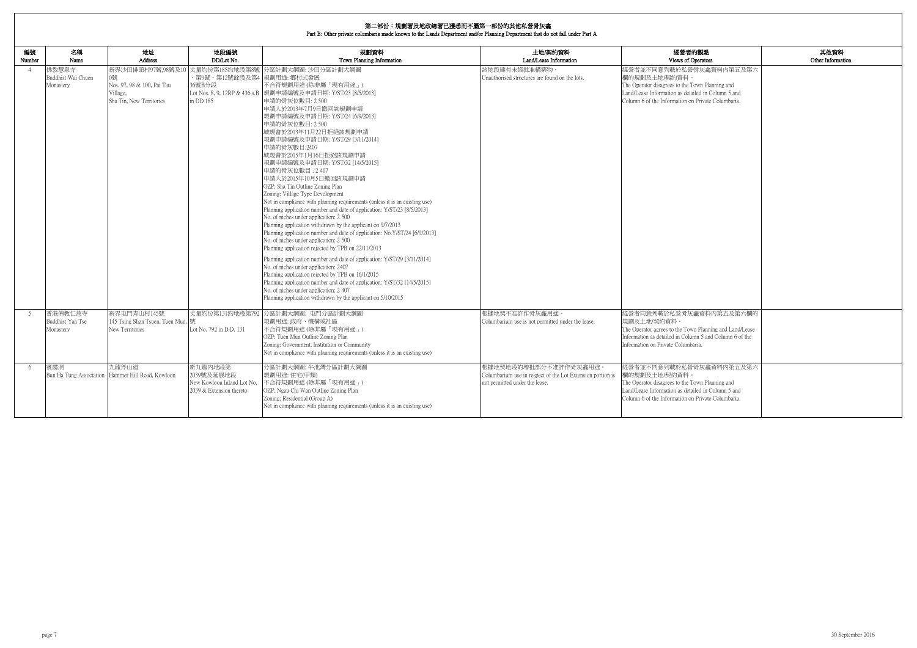# 第二部份：規劃署及地政總署已獲悉而不屬第一部份的其他私營骨灰龕

## Part B: Other private columbaria made known to the Lands Department and/or Planning Department that do not fall under Part A

| 編號<br>Number | 名稱<br>Name | 地址<br>Address | 地段編號<br>DD/Lot No. | 規劃資料<br>Town Planning Information | 土地/契約資料<br>Land/Lease Information | 經營者的觀點<br>Views of Operators | 其他資料<br>Other Information |
|---|---|---|---|---|---|---|---|
| 4 | 佛教慧泉寺<br>Buddhist Wai Chuen Monastery | 新界沙田排頭村97號,98號及100號<br>Nos. 97, 98 & 100, Pai Tau Village, Sha Tin, New Territories | 丈量約份第185約地段第8號、第9號、第12號餘段及第436號B分段<br>Lot Nos. 8, 9, 12RP & 436 s.B in DD 185 | 分區計劃大綱圖: 沙田分區計劃大綱圖<br>規劃用途: 鄉村式發展<br>不合符規劃用途 (除非屬「現有用途」)<br>規劃申請編號及申請日期: Y/ST/23 [8/5/2013]<br>申請的骨灰位數目: 2 500<br>申請人於2013年7月9日撤回該規劃申請<br>規劃申請編號及申請日期: Y/ST/24 [6/9/2013]<br>申請的骨灰位數目: 2 500<br>城規會於2013年11月22日拒絕該規劃申請<br>規劃申請編號及申請日期: Y/ST/29 [3/11/2014]<br>申請的骨灰數目:2407<br>城規會於2015年1月16日拒絕該規劃申請<br>規劃申請編號及申請日期: Y/ST/32 [14/5/2015]<br>申請的骨灰位數目 : 2 407<br>申請人於2015年10月5日撤回該規劃申請<br>OZP: Sha Tin Outline Zoning Plan<br>Zoning: Village Type Development<br>Not in compliance with planning requirements (unless it is an existing use)<br>Planning application number and date of application: Y/ST/23 [8/5/2013]<br>No. of niches under application: 2 500<br>Planning application withdrawn by the applicant on 9/7/2013<br>Planning application number and date of application: No.Y/ST/24 [6/9/2013]<br>No. of niches under application: 2 500<br>Planning application rejected by TPB on 22/11/2013<br>Planning application number and date of application: Y/ST/29 [3/11/2014]<br>No. of niches under application: 2407<br>Planning application rejected by TPB on 16/1/2015<br>Planning application number and date of application: Y/ST/32 [14/5/2015]<br>No. of niches under application: 2 407<br>Planning application withdrawn by the applicant on 5/10/2015 | 該地段建有未經批准構築物。<br>Unauthorised structures are found on the lots. | 經營者並不同意列載於私營骨灰龕資料內第五及第六欄的規劃及土地/契約資料。<br>The Operator disagrees to the Town Planning and Land/Lease Information as detailed in Column 5 and Column 6 of the Information on Private Columbaria. | |
| 5 | 香港佛教仁慈寺<br>Buddhist Yan Tse Monastery | 新界屯門青山村145號<br>145 Tsing Shan Tsuen, Tuen Mun, New Territories | 丈量約份第131約地段第792號<br>Lot No. 792 in D.D. 131 | 分區計劃大綱圖: 屯門分區計劃大綱圖<br>規劃用途: 政府、機構或社區<br>不合符規劃用途 (除非屬「現有用途」)<br>OZP: Tuen Mun Outline Zoning Plan<br>Zoning: Government, Institution or Community<br>Not in compliance with planning requirements (unless it is an existing use) | 根據地契不准許作骨灰龕用途。<br>Columbarium use is not permitted under the lease. | 經營者同意列載於私營骨灰龕資料內第五及第六欄的規劃及土地/契約資料。<br>The Operator agrees to the Town Planning and Land/Lease Information as detailed in Column 5 and Column 6 of the Information on Private Columbaria. | |
| 6 | 賓霞洞<br>Bun Ha Tung Association | 九龍斧山道<br>Hammer Hill Road, Kowloon | 新九龍內地段第2039號及延展地段<br>New Kowloon Inland Lot No. 2039 & Extension thereto | 分區計劃大綱圖: 牛池灣分區計劃大綱圖<br>規劃用途: 住宅(甲類)<br>不合符規劃用途 (除非屬「現有用途」)<br>OZP: Ngau Chi Wan Outline Zoning Plan<br>Zoning: Residential (Group A)<br>Not in compliance with planning requirements (unless it is an existing use) | 根據地契地段的增批部分不准許作骨灰龕用途。<br>Columbarium use in respect of the Lot Extension portion is not permitted under the lease. | 經營者並不同意列載於私營骨灰龕資料內第五及第六欄的規劃及土地/契約資料。<br>The Operator disagrees to the Town Planning and Land/Lease Information as detailed in Column 5 and Column 6 of the Information on Private Columbaria. | |

30 September 2016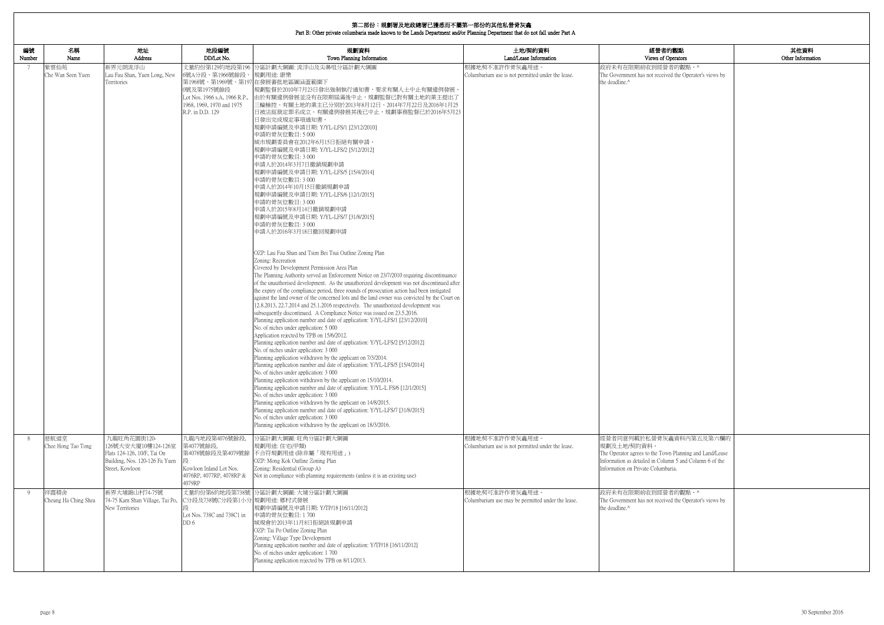# 第二部份：規劃署及地政總署已獲悉而不屬第一部份的其他私營骨灰龕
## Part B: Other private columbaria made known to the Lands Department and/or Planning Department that do not fall under Part A

| 編號 Number | 名稱 Name | 地址 Address | 地段編號 DD/Lot No. | 規劃資料 Town Planning Information | 土地/契約資料 Land/Lease Information | 經營者的觀點 Views of Operators | 其他資料 Other Information |
|---|---|---|---|---|---|---|---|
| 7 | 紫雲仙苑<br>Che Wan Seen Yuen | 新界元朗流浮山<br>Lau Fau Shan, Yuen Long, New Territories | 丈量約份第129約地段第1966號A分段、第1966號餘段、第1968號、第1969號、第1970號及第1975號餘段<br>Lot Nos. 1966 s.A, 1966 R.P., 1968, 1969, 1970 and 1975 R.P. in D.D. 129 | 分區計劃大綱圖: 流浮山及尖鼻咀分區計劃大綱圖<br>規劃用途: 康樂<br>在發展審批地區圖涵蓋範圍下<br>規劃監督於2010年7月23日發出強制執行通知書，要求有關人士中止有關違例發展。由於有關違例發展並沒有在限期屆滿後中止，規劃監督已對有關土地的業主提出了三輪檢控。有關土地的業主已分別於2013年8月12日，2014年7月22日及2016年1月25日被法庭裁定罪名成立。有關違例發展其後已中止，規劃事務監督已於2016年5月23日發出完成規定事項通知書。<br>規劃申請編號及申請日期: Y/YL-LFS/1 [23/12/2010]<br>申請的骨灰位數目: 5 000<br>城市規劃委員會在2012年6月15日拒絕有關申請。<br>規劃申請編號及申請日期: Y/YL-LFS/2 [5/12/2012]<br>申請的骨灰位數目: 3 000<br>申請人於2014年3月7日撤銷規劃申請<br>規劃申請編號及申請日期: Y/YL-LFS/5 [15/4/2014]<br>申請的骨灰位數目: 3 000<br>申請人於2014年10月15日撤銷規劃申請<br>規劃申請編號及申請日期: Y/YL-LFS/6 [12/1/2015]<br>申請的骨灰位數目: 3 000<br>申請人於2015年8月14日撤銷規劃申請<br>規劃申請編號及申請日期: Y/YL-LFS/7 [31/8/2015]<br>申請的骨灰位數目: 3 000<br>申請人於2016年3月18日撤回規劃申請<br><br>OZP: Lau Fau Shan and Tsim Bei Tsui Outline Zoning Plan<br>Zoning: Recreation<br>Covered by Development Permission Area Plan<br>The Planning Authority served an Enforcement Notice on 23/7/2010 requiring discontinuance of the unauthorised development. As the unauthorized development was not discontinued after the expiry of the compliance period, three rounds of prosecution action had been instigated against the land owner of the concerned lots and the land owner was convicted by the Court on 12.8.2013, 22.7.2014 and 25.1.2016 respectively. The unauthorized development was subsequently discontinued. A Compliance Notice was issued on 23.5.2016.<br>Planning application number and date of application: Y/YL-LFS/1 [23/12/2010]<br>No. of niches under application: 5 000<br>Application rejected by TPB on 15/6/2012.<br>Planning application number and date of application: Y/YL-LFS/2 [5/12/2012]<br>No. of niches under application: 3 000<br>Planning application withdrawn by the applicant on 7/3/2014.<br>Planning application number and date of application: Y/YL-LFS/5 [15/4/2014]<br>No. of niches under application: 3 000<br>Planning application withdrawn by the applicant on 15/10/2014.<br>Planning application number and date of application: Y/YL-L FS/6 [12/1/2015]<br>No. of niches under application: 3 000<br>Planning application withdrawn by the applicant on 14/8/2015.<br>Planning application number and date of application: Y/YL-LFS/7 [31/8/2015]<br>No. of niches under application: 3 000<br>Planning application withdrawn by the applicant on 18/3/2016. | 根據地契不准許作骨灰龕用途。<br>Columbarium use is not permitted under the lease. | 政府未有在限期前收到經營者的觀點。^<br>The Government has not received the Operator's views by the deadline.^ | |
| 8 | 慈航道堂<br>Chee Hong Tao Tong | 九龍旺角花園街120-126號大安大廈10樓124-126室<br>Flats 124-126, 10/F, Tai On Building, Nos. 120-126 Fa Yuen Street, Kowloon | 九龍內地段第4076號餘段,第4077號餘段,第4078號餘段及第4079號餘段<br>Kowloon Inland Lot Nos. 4076RP, 4077RP, 4078RP & 4079RP | 分區計劃大綱圖: 旺角分區計劃大綱圖<br>規劃用途: 住宅(甲類)<br>不合符規劃用途 (除非屬「現有用途」)<br>OZP: Mong Kok Outline Zoning Plan<br>Zoning: Residential (Group A)<br>Not in compliance with planning requirements (unless it is an existing use) | 根據地契不准許作骨灰龕用途。<br>Columbarium use is not permitted under the lease. | 經營者同意列載於私營骨灰龕資料內第五及第六欄的規劃及土地/契約資料。<br>The Operator agrees to the Town Planning and Land/Lease Information as detailed in Column 5 and Column 6 of the Information on Private Columbaria. | |
| 9 | 祥霞精舍<br>Cheung Ha Ching Shea | 新界大埔錦山村74-75號<br>74-75 Kam Shan Village, Tai Po, New Territories | 丈量約份第6約地段第738號C分段及738號C分段第1小分段<br>Lot Nos. 738C and 738C1 in DD 6 | 分區計劃大綱圖: 大埔分區計劃大綱圖<br>規劃用途: 鄉村式發展<br>規劃申請編號及申請日期: Y/TP/18 [16/11/2012]<br>申請的骨灰位數目: 1 700<br>城規會於2013年11月8日拒絕該規劃申請<br>OZP: Tai Po Outline Zoning Plan<br>Zoning: Village Type Development<br>Planning application number and date of application: Y/TP/18 [16/11/2012]<br>No. of niches under application: 1 700<br>Planning application rejected by TPB on 8/11/2013. | 根據地契可准許作骨灰龕用途。<br>Columbarium use may be permitted under the lease. | 政府未有在限期前收到經營者的觀點。^<br>The Government has not received the Operator's views by the deadline.^ | |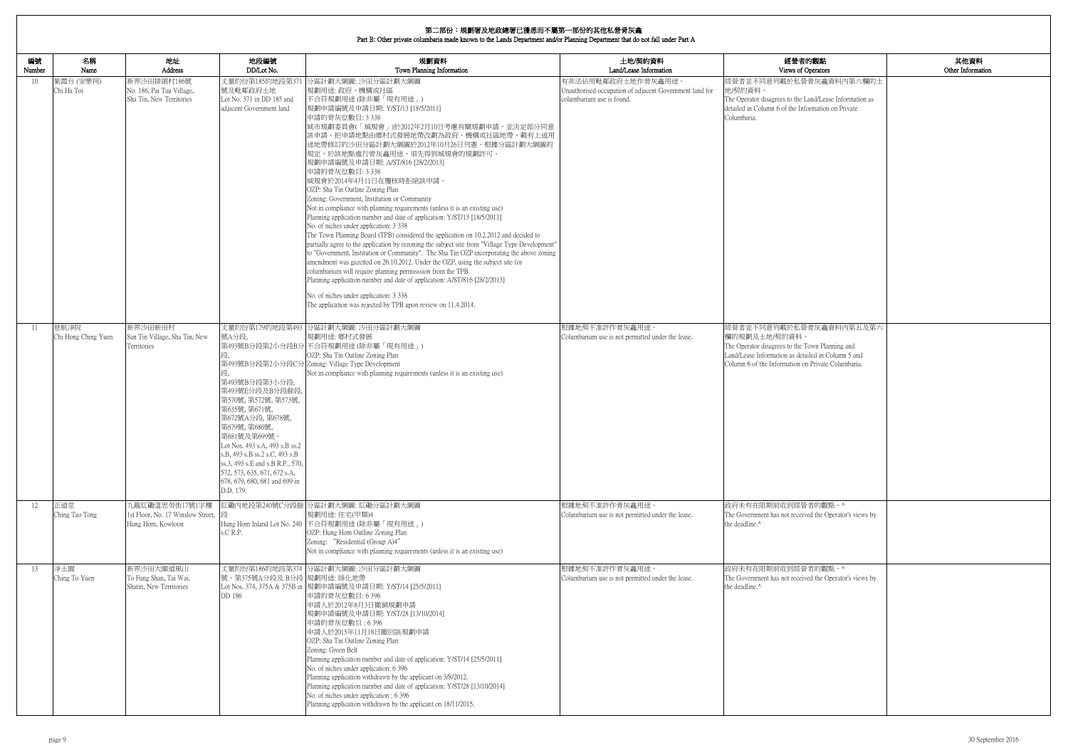## 第二部份：規劃署及地政總署已獲悉而不屬第一部份的其他私營骨灰龕
Part B: Other private columbaria made known to the Lands Department and/or Planning Department that do not fall under Part A

| 編號 Number | 名稱 Name | 地址 Address | 地段編號 DD/Lot No. | 規劃資料 Town Planning Information | 土地/契約資料 Land/Lease Information | 經營者的觀點 Views of Operators | 其他資料 Other Information |
|---|---|---|---|---|---|---|---|
| 10 | 紫霞台 (安樂祠)<br>Chi Ha Toi | 新界沙田排頭村186號<br>No. 186, Pai Tau Village, Sha Tin, New Territories | 丈量約份第185約地段第371號及毗鄰政府土地<br>Lot No. 371 in DD 185 and adjacent Government land | 分區計劃大綱圖: 沙田分區計劃大綱圖<br>規劃用途: 政府、機構或社區<br>不合符規劃用途 (除非屬「現有用途」)<br>規劃申請編號及申請日期: Y/ST/13 [18/5/2011]<br>申請的骨灰位數目: 3 338<br>城市規劃委員會(「城規會」)於2012年2月10日考慮有關規劃申請，並決定部分同意該申請，把申請地點由鄉村式發展地帶改劃為政府、機構或社區地帶，載有上述用途地帶修訂的沙田分區計劃大綱圖於2012年10月26日刊憲。根據分區計劃大綱圖的規定，於該地點進行骨灰龕用途，須先得到城規會的規劃許可。<br>規劃申請編號及申請日期: A/ST/816 [28/2/2013]<br>申請的骨灰位數目: 3 338<br>城規會於2014年4月11日在覆核時拒絕該申請。<br>OZP: Sha Tin Outline Zoning Plan<br>Zoning: Government, Institution or Community<br>Not in compliance with planning requirements (unless it is an existing use)<br>Planning application number and date of application: Y/ST/13 [18/5/2011]<br>No. of niches under application: 3 338<br>The Town Planning Board (TPB) considered the application on 10.2.2012 and decided to partially agree to the application by rezoning the subject site from "Village Type Development" to "Government, Institution or Community". The Sha Tin OZP incorporating the above zoning amendment was gazetted on 26.10.2012. Under the OZP, using the subject site for columbarium will require planning permisssion from the TPB.<br>Planning application number and date of application: A/ST/816 [28/2/2013]<br>No. of niches under application: 3 338<br>The application was rejected by TPB upon review on 11.4.2014. | 有非法佔用毗鄰政府土地作骨灰龕用途。<br>Unauthorised occupation of adjacent Government land for columbarium use is found. | 經營者並不同意列載於私營骨灰龕資料內第六欄的土地/契約資料。<br>The Operator disagrees to the Land/Lease Information as detailed in Column 6 of the Information on Private Columbaria. | |
| 11 | 慈航淨院<br>Chi Hong Ching Yuen | 新界沙田新田村<br>San Tin Village, Sha Tin, New Territories | 丈量約份第179約地段第493號A分段,<br>第493號B分段第2小分段B分段,<br>第493號B分段第2小分段C分段,<br>第493號B分段第3小分段,<br>第493號E分段及B分段餘段,<br>第570號, 第572號, 第573號,<br>第635號, 第671號,<br>第672號A分段, 第678號,<br>第679號, 第680號,<br>第681號及第699號。<br>Lot Nos. 493 s.A, 493 s.B ss.2 s.B, 493 s.B ss.2 s.C, 493 s.B ss.3, 493 s.E and s.B R.P., 570, 572, 573, 635, 671, 672 s.A, 678, 679, 680, 681 and 699 in D.D. 179. | 分區計劃大綱圖: 沙田分區計劃大綱圖<br>規劃用途: 鄉村式發展<br>不合符規劃用途 (除非屬「現有用途」)<br>OZP: Sha Tin Outline Zoning Plan<br>Zoning: Village Type Development<br>Not in compliance with planning requirements (unless it is an existing use) | 根據地契不准許作骨灰龕用途。<br>Columbarium use is not permitted under the lease. | 經營者並不同意列載於私營骨灰龕資料內第五及第六欄的規劃及土地/契約資料。<br>The Operator disagrees to the Town Planning and Land/Lease Information as detailed in Column 5 and Column 6 of the Information on Private Columbaria. | |
| 12 | 正道堂<br>Ching Tao Tong | 九龍紅磡溫思勞街17號1字樓<br>1st Floor, No. 17 Winslow Street, Hung Hom, Kowloon | 紅磡內地段第240號C分段餘段<br>Hung Hom Inland Lot No. 240 s.C R.P. | 分區計劃大綱圖: 紅磡分區計劃大綱圖<br>規劃用途: 住宅(甲類)4<br>不合符規劃用途 (除非屬「現有用途」)<br>OZP: Hung Hom Outline Zoning Plan<br>Zoning: "Residential (Group A)4"<br>Not in compliance with planning requirements (unless it is an existing use) | 根據地契不准許作骨灰龕用途。<br>Columbarium use is not permitted under the lease. | 政府未有在限期前收到經營者的觀點。^<br>The Government has not received the Operator's views by the deadline.^ | |
| 13 | 淨土園<br>Ching To Yuen | 新界沙田大圍道風山<br>To Fung Shan, Tai Wai, Shatin, New Territories | 丈量約份第186約地段第374號、第375號A分段及B分段<br>Lot Nos. 374, 375A & 375B in DD 186 | 分區計劃大綱圖: 沙田分區計劃大綱圖<br>規劃用途: 綠化地帶<br>規劃申請編號及申請日期: Y/ST/14 [25/5/2011]<br>申請的骨灰位數目: 6 396<br>申請人於2012年8月3日撤銷規劃申請<br>規劃申請編號及申請日期: Y/ST/28 [13/10/2014]<br>申請的骨灰位數目 : 6 396<br>申請人於2015年11月18日撤回該規劃申請<br>OZP: Sha Tin Outline Zoning Plan<br>Zoning: Green Belt<br>Planning application number and date of application: Y/ST/14 [25/5/2011]<br>No. of niches under application: 6 396<br>Planning application withdrawn by the applicant on 3/8/2012.<br>Planning application number and date of application: Y/ST/28 [13/10/2014]<br>No. of niches under application : 6 396<br>Planning application withdrawn by the applicant on 18/11/2015. | 根據地契不准許作骨灰龕用途。<br>Columbarium use is not permitted under the lease. | 政府未有在限期前收到經營者的觀點。^<br>The Government has not received the Operator's views by the deadline.^ | |

30 September 2016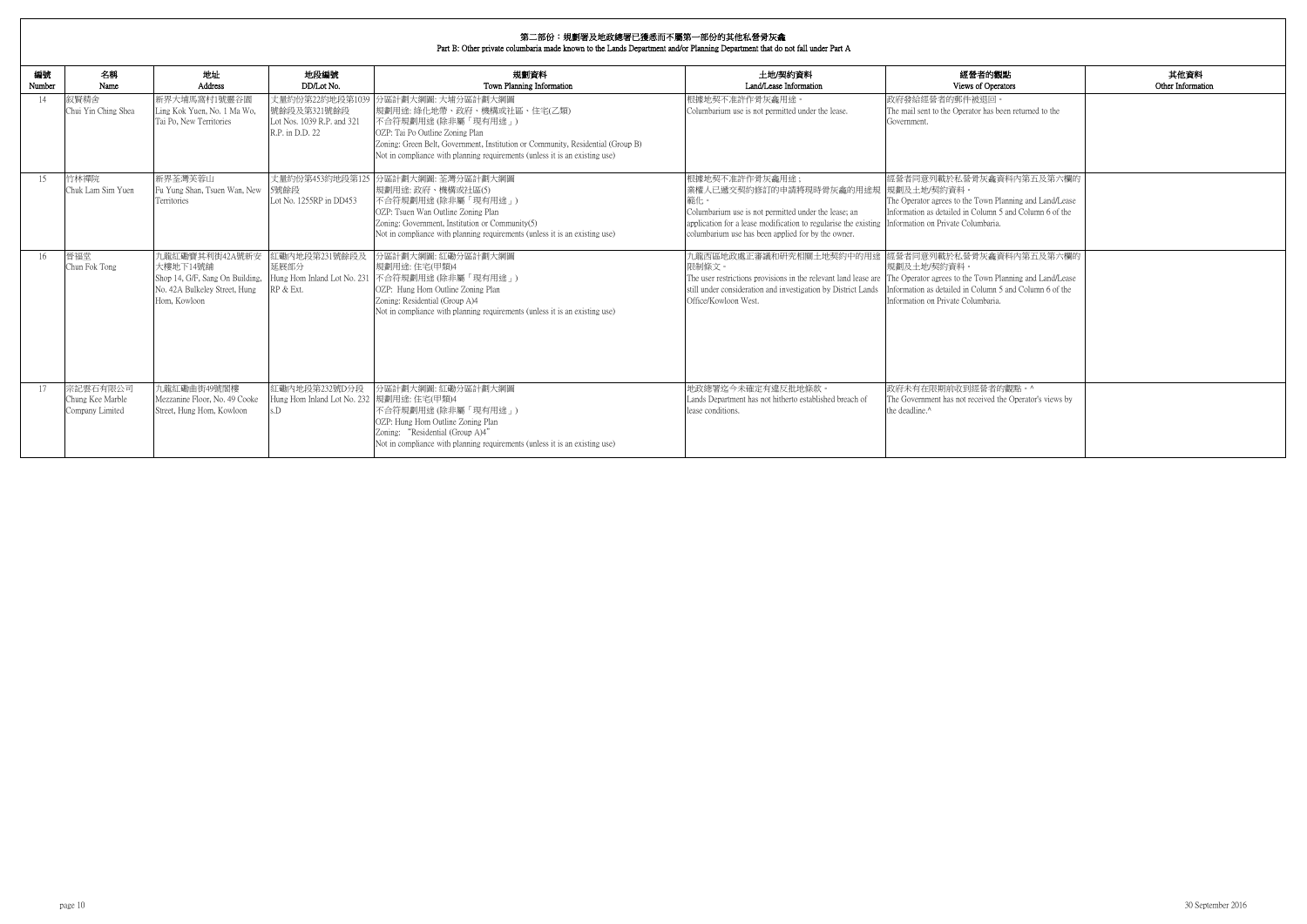# 第二部份：規劃署及地政總署已獲悉而不屬第一部份的其他私營骨灰龕

## Part B: Other private columbaria made known to the Lands Department and/or Planning Department that do not fall under Part A

| 編號 Number | 名稱 Name | 地址 Address | 地段編號 DD/Lot No. | 規劃資料 Town Planning Information | 土地/契約資料 Land/Lease Information | 經營者的觀點 Views of Operators | 其他資料 Other Information |
|---|---|---|---|---|---|---|---|
| 14 | 叙賢精舍<br>Chui Yin Ching Shea | 新界大埔馬窩村1號靈谷園<br>Ling Kok Yuen, No. 1 Ma Wo, Tai Po, New Territories | 丈量約份第22約地段第1039號餘段及第321號餘段<br>Lot Nos. 1039 R.P. and 321 R.P. in D.D. 22 | 分區計劃大綱圖: 大埔分區計劃大綱圖<br>規劃用途: 綠化地帶、政府、機構或社區、住宅(乙類)<br>不合符規劃用途 (除非屬「現有用途」)<br>OZP: Tai Po Outline Zoning Plan<br>Zoning: Green Belt, Government, Institution or Community, Residential (Group B)<br>Not in compliance with planning requirements (unless it is an existing use) | 根據地契不准許作骨灰龕用途。<br>Columbarium use is not permitted under the lease. | 政府發給經營者的郵件被退回。<br>The mail sent to the Operator has been returned to the Government. | |
| 15 | 竹林禪院<br>Chuk Lam Sim Yuen | 新界荃灣芙蓉山<br>Fu Yung Shan, Tsuen Wan, New Territories | 丈量約份第453約地段第1255號餘段<br>Lot No. 1255RP in DD453 | 分區計劃大綱圖: 荃灣分區計劃大綱圖<br>規劃用途: 政府、機構或社區(5)<br>不合符規劃用途 (除非屬「現有用途」)<br>OZP: Tsuen Wan Outline Zoning Plan<br>Zoning: Government, Institution or Community(5)<br>Not in compliance with planning requirements (unless it is an existing use) | 根據地契不准許作骨灰龕用途；<br>業權人已遞交契約修訂的申請將現時骨灰龕的用途規範化。<br>Columbarium use is not permitted under the lease; an application for a lease modification to regularise the existing columbarium use has been applied for by the owner. | 經營者同意列載於私營骨灰龕資料內第五及第六欄的規劃及土地/契約資料。<br>The Operator agrees to the Town Planning and Land/Lease Information as detailed in Column 5 and Column 6 of the Information on Private Columbaria. | |
| 16 | 晉福堂<br>Chun Fok Tong | 九龍紅磡寶其利街42A號新安大樓地下14號舖<br>Shop 14, G/F, Sang On Building, No. 42A Bulkeley Street, Hung Hom, Kowloon | 紅磡內地段第231號餘段及延展部分<br>Hung Hom Inland Lot No. 231 RP & Ext. | 分區計劃大綱圖: 紅磡分區計劃大綱圖<br>規劃用途: 住宅(甲類)4<br>不合符規劃用途 (除非屬「現有用途」)<br>OZP: Hung Hom Outline Zoning Plan<br>Zoning: Residential (Group A)4<br>Not in compliance with planning requirements (unless it is an existing use) | 九龍西區地政處正審議和研究相關土地契約中的用途限制條文。<br>The user restrictions provisions in the relevant land lease are still under consideration and investigation by District Lands Office/Kowloon West. | 經營者同意列載於私營骨灰龕資料內第五及第六欄的規劃及土地/契約資料。<br>The Operator agrees to the Town Planning and Land/Lease Information as detailed in Column 5 and Column 6 of the Information on Private Columbaria. | |
| 17 | 宗記雲石有限公司<br>Chung Kee Marble Company Limited | 九龍紅磡曲街49號閣樓<br>Mezzanine Floor, No. 49 Cooke Street, Hung Hom, Kowloon | 紅磡內地段第232號D分段<br>Hung Hom Inland Lot No. 232 s.D | 分區計劃大綱圖: 紅磡分區計劃大綱圖<br>規劃用途: 住宅(甲類)4<br>不合符規劃用途 (除非屬「現有用途」)<br>OZP: Hung Hom Outline Zoning Plan<br>Zoning: "Residential (Group A)4"<br>Not in compliance with planning requirements (unless it is an existing use) | 地政總署迄今未確定有違反批地條款。<br>Lands Department has not hitherto established breach of lease conditions. | 政府未有在限期前收到經營者的觀點。^<br>The Government has not received the Operator's views by the deadline.^ | |

30 September 2016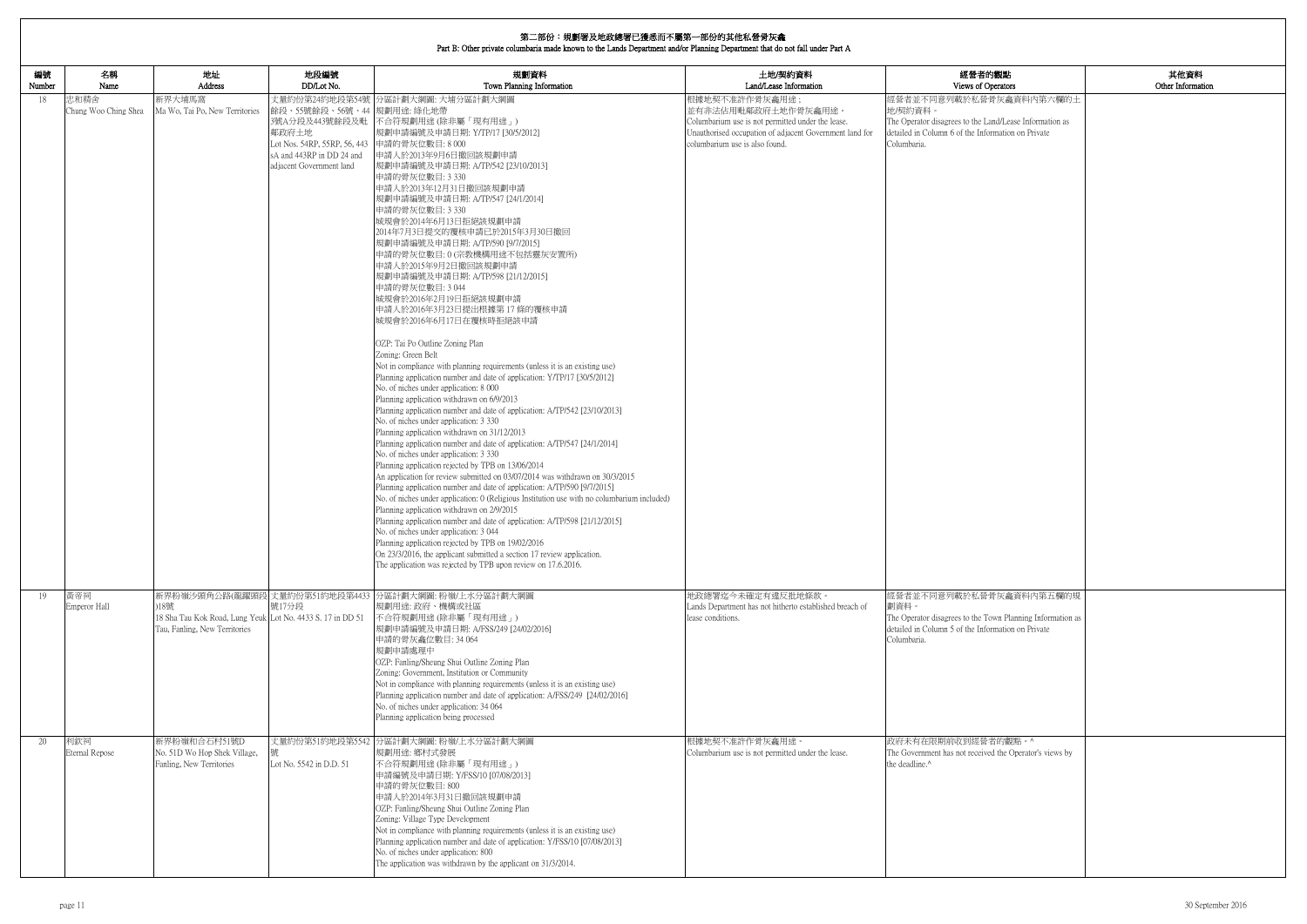## 第二部份：規劃署及地政總署已獲悉而不屬第一部份的其他私營骨灰龕
## Part B: Other private columbaria made known to the Lands Department and/or Planning Department that do not fall under Part A

| 編號 Number | 名稱 Name | 地址 Address | 地段編號 DD/Lot No. | 規劃資料 Town Planning Information | 土地/契約資料 Land/Lease Information | 經營者的觀點 Views of Operators | 其他資料 Other Information |
|---|---|---|---|---|---|---|---|
| 18 | 忠和精舍<br>Chung Woo Ching Shea | 新界大埔馬窩<br>Ma Wo, Tai Po, New Territories | 丈量約份第24約地段第54號餘段、55號餘段、56號、443號A分段及443號餘段及毗鄰政府土地<br>Lot Nos. 54RP, 55RP, 56, 443 sA and 443RP in DD 24 and adjacent Government land | 分區計劃大綱圖: 大埔分區計劃大綱圖<br>規劃用途: 綠化地帶<br>不合符規劃用途 (除非屬「現有用途」)<br>規劃申請編號及申請日期: Y/TP/17 [30/5/2012]<br>申請的骨灰位數目: 8 000<br>申請人於2013年9月6日撤回該規劃申請<br>規劃申請編號及申請日期: A/TP/542 [23/10/2013]<br>申請的骨灰位數目: 3 330<br>申請人於2013年12月31日撤回該規劃申請<br>規劃申請編號及申請日期: A/TP/547 [24/1/2014]<br>申請的骨灰位數目: 3 330<br>城規會於2014年6月13日拒絕該規劃申請<br>2014年7月3日提交的覆核申請已於2015年3月30日撤回<br>規劃申請編號及申請日期: A/TP/590 [9/7/2015]<br>申請的骨灰位數目: 0 (宗教機構用途不包括靈灰安置所)<br>申請人於2015年9月2日撤回該規劃申請<br>規劃申請編號及申請日期: A/TP/598 [21/12/2015]<br>申請的骨灰位數目: 3 044<br>城規會於2016年2月19日拒絕該規劃申請<br>申請人於2016年3月23日提出根據第 17 條的覆核申請<br>城規會於2016年6月17日在覆核時拒絕該申請<br><br>OZP: Tai Po Outline Zoning Plan<br>Zoning: Green Belt<br>Not in compliance with planning requirements (unless it is an existing use)<br>Planning application number and date of application: Y/TP/17 [30/5/2012]<br>No. of niches under application: 8 000<br>Planning application withdrawn on 6/9/2013<br>Planning application number and date of application: A/TP/542 [23/10/2013]<br>No. of niches under application: 3 330<br>Planning application withdrawn on 31/12/2013<br>Planning application number and date of application: A/TP/547 [24/1/2014]<br>No. of niches under application: 3 330<br>Planning application rejected by TPB on 13/06/2014<br>An application for review submitted on 03/07/2014 was withdrawn on 30/3/2015<br>Planning application number and date of application: A/TP/590 [9/7/2015]<br>No. of niches under application: 0 (Religious Institution use with no columbarium included)<br>Planning application withdrawn on 2/9/2015<br>Planning application number and date of application: A/TP/598 [21/12/2015]<br>No. of niches under application: 3 044<br>Planning application rejected by TPB on 19/02/2016<br>On 23/3/2016, the applicant submitted a section 17 review application.<br>The application was rejected by TPB upon review on 17.6.2016. | 根據地契不准許作骨灰龕用途；<br>並有非法佔用毗鄰政府土地作骨灰龕用途。<br>Columbarium use is not permitted under the lease.<br>Unauthorised occupation of adjacent Government land for columbarium use is also found. | 經營者並不同意列載於私營骨灰龕資料內第六欄的土地/契約資料。<br>The Operator disagrees to the Land/Lease Information as detailed in Column 6 of the Information on Private Columbaria. | |
| 19 | 黃帝祠<br>Emperor Hall | 新界粉嶺沙頭角公路(龍躍頭段)18號<br>18 Sha Tau Kok Road, Lung Yeuk Tau, Fanling, New Territories | 丈量約份第51約地段第4433號17分段<br>Lot No. 4433 S. 17 in DD 51 | 分區計劃大綱圖: 粉嶺/上水分區計劃大綱圖<br>規劃用途: 政府、機構或社區<br>不合符規劃用途 (除非屬「現有用途」)<br>規劃申請編號及申請日期: A/FSS/249 [24/02/2016]<br>申請的骨灰龕位數目: 34 064<br>規劃申請處理中<br>OZP: Fanling/Sheung Shui Outline Zoning Plan<br>Zoning: Government, Institution or Community<br>Not in compliance with planning requirements (unless it is an existing use)<br>Planning application number and date of application: A/FSS/249 [24/02/2016]<br>No. of niches under application: 34 064<br>Planning application being processed | 地政總署迄今未確定有違反批地條款。<br>Lands Department has not hitherto established breach of lease conditions. | 經營者並不同意列載於私營骨灰龕資料內第五欄的規劃資料。<br>The Operator disagrees to the Town Planning Information as detailed in Column 5 of the Information on Private Columbaria. | |
| 20 | 利欽祠<br>Eternal Repose | 新界粉嶺和合石村51號D<br>No. 51D Wo Hop Shek Village, Fanling, New Territories | 丈量約份第51約地段第5542號<br>Lot No. 5542 in D.D. 51 | 分區計劃大綱圖: 粉嶺/上水分區計劃大綱圖<br>規劃用途: 鄉村式發展<br>不合符規劃用途 (除非屬「現有用途」)<br>申請編號及申請日期: Y/FSS/10 [07/08/2013]<br>申請的骨灰位數目: 800<br>申請人於2014年3月31日撤回該規劃申請<br>OZP: Fanling/Sheung Shui Outline Zoning Plan<br>Zoning: Village Type Development<br>Not in compliance with planning requirements (unless it is an existing use)<br>Planning application number and date of application: Y/FSS/10 [07/08/2013]<br>No. of niches under application: 800<br>The application was withdrawn by the applicant on 31/3/2014. | 根據地契不准許作骨灰龕用途。<br>Columbarium use is not permitted under the lease. | 政府未有在限期前收到經營者的觀點。^<br>The Government has not received the Operator's views by the deadline.^ | |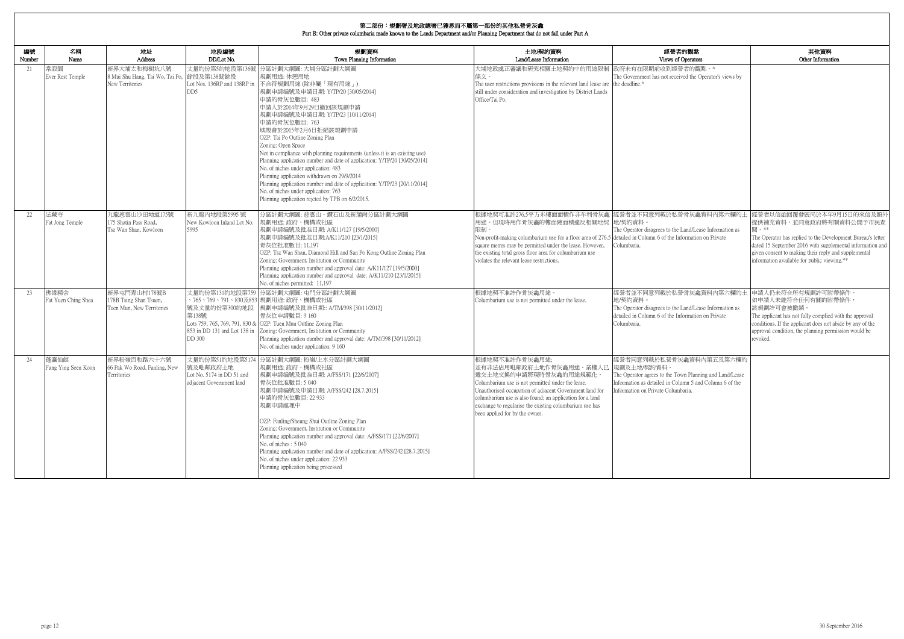# 第二部份：規劃署及地政總署已獲悉而不屬第一部份的其他私營骨灰龕

## Part B: Other private columbaria made known to the Lands Department and/or Planning Department that do not fall under Part A

| 編號 Number | 名稱 Name | 地址 Address | 地段編號 DD/Lot No. | 規劃資料 Town Planning Information | 土地/契約資料 Land/Lease Information | 經營者的觀點 Views of Operators | 其他資料 Other Information |
|---|---|---|---|---|---|---|---|
| 21 | 常寂園 Ever Rest Temple | 新界大埔太和梅樹坑八號 8 Mui Shu Hang, Tai Wo, Tai Po, New Territories | 丈量約份第5約地段第136號餘段及第138號餘段 Lot Nos. 136RP and 138RP in DD5 | 分區計劃大綱圖: 大埔分區計劃大綱圖<br>規劃用途: 休憩用地<br>不合符規劃用途 (除非屬「現有用途」)<br>規劃申請編號及申請日期: Y/TP/20 [30/05/2014]<br>申請的骨灰位數目: 483<br>申請人於2014年9月29日撤回該規劃申請<br>規劃申請編號及申請日期: Y/TP/23 [10/11/2014]<br>申請的骨灰位數目: 763<br>城規會於2015年2月6日拒絕該規劃申請<br>OZP: Tai Po Outline Zoning Plan<br>Zoning: Open Space<br>Not in compliance with planning requirements (unless it is an existing use)<br>Planning application number and date of application: Y/TP/20 [30/05/2014]<br>No. of niches under application: 483<br>Planning application withdrawn on 29/9/2014<br>Planning application number and date of application: Y/TP/23 [20/11/2014]<br>No. of niches under application: 763<br>Planning application rejcted by TPB on 6/2/2015. | 大埔地政處正審議和研究相關土地契約中的用途限制條文。<br>The user restrictions provisions in the relevant land lease are still under consideration and investigation by District Lands Office/Tai Po. | 政府未有在限期前收到經營者的觀點。^<br>The Government has not received the Operator's views by the deadline.^ | |
| 22 | 法藏寺 Fat Jong Temple | 九龍慈雲山沙田坳道175號 175 Shatin Pass Road, Tsz Wan Shan, Kowloon | 新九龍內地段第5995 號 New Kowloon Inland Lot No. 5995 | 分區計劃大綱圖: 慈雲山、鑽石山及新蒲崗分區計劃大綱圖<br>規劃用途: 政府、機構或社區<br>規劃申請編號及批准日期: A/K11/127 [19/5/2000]<br>規劃申請編號及批准日期:A/K11/210 [23/1/2015]<br>骨灰位批准數目: 11,197<br>OZP: Tsz Wan Shan, Diamond Hill and San Po Kong Outline Zoning Plan<br>Zoning: Government, Institution or Community<br>Planning application number and approval date: A/K11/127 [19/5/2000]<br>Planning application number and approval date: A/K11/210 [23/1/2015]<br>No. of niches permitted: 11,197 | 根據地契可准許276.5平方米樓面面積作非牟利骨灰龕用途。但現時用作骨灰龕的樓面總面積違反相關地契限制。<br>Non-profit-making columbarium use for a floor area of 276.5 square metres may be permitted under the lease. However, the existing total gross floor area for columbarium use violates the relevant lease restrictions. | 經營者並不同意列載於私營骨灰龕資料內第六欄的土地/契約資料。<br>The Operator disagrees to the Land/Lease Information as detailed in Column 6 of the Information on Private Columbaria. | 經營者以信函回覆發展局於本年9月15日的來信及額外提供補充資料，並同意政府將有關資料公開予市民查閱。**<br>The Operator has replied to the Development Bureau's letter dated 15 September 2016 with supplemental information and given consent to making their reply and supplemental information available for public viewing.** |
| 23 | 佛緣精舍 Fat Yuen Ching Shea | 新界屯門青山村178號B 178B Tsing Shan Tsuen, Tuen Mun, New Territories | 丈量約份第131約地段第759、765、769、791、830及853號及丈量約份第300約地段第138號<br>Lots 759, 765, 769, 791, 830 & 853 in DD 131 and Lot 138 in DD 300 | 分區計劃大綱圖: 屯門分區計劃大綱圖<br>規劃用途: 政府、機構或社區<br>規劃申請編號及批准日期:: A/TM/398 [30/11/2012]<br>骨灰位申請數目: 9 160<br>OZP: Tuen Mun Outline Zoning Plan<br>Zoning: Government, Institution or Community<br>Planning application number and approval date: A/TM/398 [30/11/2012]<br>No. of niches under application: 9 160 | 根據地契不准許作骨灰龕用途。<br>Columbarium use is not permitted under the lease. | 經營者並不同意列載於私營骨灰龕資料內第六欄的土地/契約資料。<br>The Operator disagrees to the Land/Lease Information as detailed in Column 6 of the Information on Private Columbaria. | 申請人仍未符合所有規劃許可附帶條件。<br>如申請人未能符合任何有關的附帶條件，該規劃許可會被撤銷。<br>The applicant has not fully complied with the approval conditions. If the applicant does not abide by any of the approval condition, the planning permission would be revoked. |
| 24 | 蓬瀛仙館 Fung Ying Seen Koon | 新界粉嶺百和路六十六號 66 Pak Wo Road, Fanling, New Territories | 丈量約份第51約地段第5174號及毗鄰政府土地 Lot No. 5174 in DD 51 and adjacent Government land | 分區計劃大綱圖: 粉嶺/上水分區計劃大綱圖<br>規劃用途: 政府、機構或社區<br>規劃申請編號及批准日期: A/FSS/171 [22/6/2007]<br>骨灰位批准數目: 5 040<br>規劃申請編號及申請日期: A/FSS/242 [28.7.2015]<br>申請的骨灰位數目: 22 933<br>規劃申請處理中<br>OZP: Fanling/Sheung Shui Outline Zoning Plan<br>Zoning: Government, Institution or Community<br>Planning application number and approval date: A/FSS/171 [22/6/2007]<br>No. of niches : 5 040<br>Planning application number and date of application: A/FSS/242 [28.7.2015]<br>No. of niches under application: 22 933<br>Planning application being processed | 根據地契不准許作骨灰龕用途;<br>並有非法佔用毗鄰政府土地作骨灰龕用途，業權人已遞交土地交換的申請將現時骨灰龕的用途規範化。<br>Columbarium use is not permitted under the lease. Unauthorised occupation of adjacent Government land for columbarium use is also found; an application for a land exchange to regularise the existing columbarium use has been applied for by the owner. | 經營者同意列載於私營骨灰龕資料內第五及第六欄的規劃及土地/契約資料。<br>The Operator agrees to the Town Planning and Land/Lease Information as detailed in Column 5 and Column 6 of the Information on Private Columbaria. | |

30 September 2016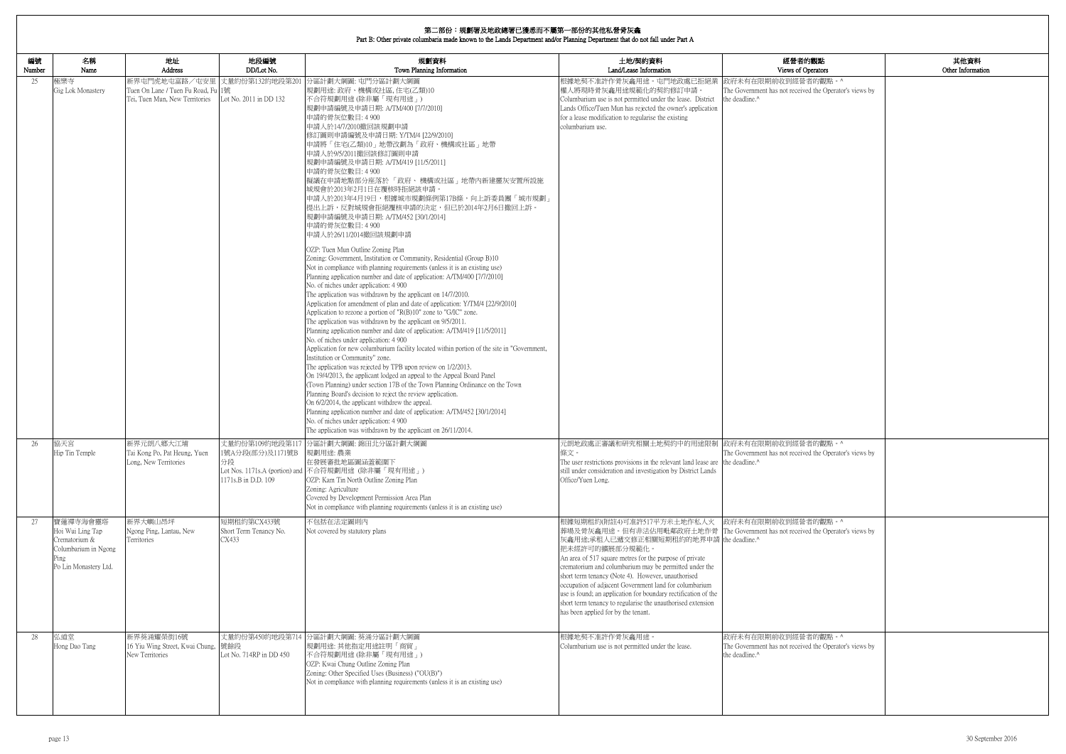# 第二部份：規劃署及地政總署已獲悉而不屬第一部份的其他私營骨灰龕
Part B: Other private columbaria made known to the Lands Department and/or Planning Department that do not fall under Part A

| 編號 Number | 名稱 Name | 地址 Address | 地段編號 DD/Lot No. | 規劃資料 Town Planning Information | 土地/契約資料 Land/Lease Information | 經營者的觀點 Views of Operators | 其他資料 Other Information |
|---|---|---|---|---|---|---|---|
| 25 | 極樂寺 Gig Lok Monastery | 新界屯門虎地屯富路／屯安里1號 Tuen On Lane / Tuen Fu Road, Fu Tei, Tuen Mun, New Territories | 丈量約份第132約地段第2011號 Lot No. 2011 in DD 132 | 分區計劃大綱圖: 屯門分區計劃大綱圖<br>規劃用途: 政府、機構或社區, 住宅(乙類)10<br>不合符規劃用途 (除非屬「現有用途」)<br>規劃申請編號及申請日期: A/TM/400 [7/7/2010]<br>申請的骨灰位數目: 4 900<br>申請人於14/7/2010撤回該規劃申請<br>修訂圖則申請編號及申請日期: Y/TM/4 [22/9/2010]<br>申請將「住宅(乙類)10」地帶改劃為「政府、機構或社區」地帶<br>申請人於9/5/2011撤回該修訂圖則申請<br>規劃申請編號及申請日期: A/TM/419 [11/5/2011]<br>申請的骨灰位數目: 4 900<br>擬議在申請地點部分座落於「政府、機構或社區」地帶內新建靈灰安置所設施<br>城規會於2013年2月1日在覆核時拒絕該申請。<br>申請人於2013年4月19日，根據城市規劃條例第17B條，向上訴委員團「城市規劃」提出上訴，反對城規會拒絕覆核申請的決定，但已於2014年2月6日撤回上訴。<br>規劃申請編號及申請日期: A/TM/452 [30/1/2014]<br>申請的骨灰位數目: 4 900<br>申請人於26/11/2014撤回該規劃申請<br><br>OZP: Tuen Mun Outline Zoning Plan<br>Zoning: Government, Institution or Community, Residential (Group B)10<br>Not in compliance with planning requirements (unless it is an existing use)<br>Planning application number and date of application: A/TM/400 [7/7/2010]<br>No. of niches under application: 4 900<br>The application was withdrawn by the applicant on 14/7/2010.<br>Application for amendment of plan and date of application: Y/TM/4 [22/9/2010]<br>Application to rezone a portion of "R(B)10" zone to "G/IC" zone.<br>The application was withdrawn by the applicant on 9/5/2011.<br>Planning application number and date of application: A/TM/419 [11/5/2011]<br>No. of niches under application: 4 900<br>Application for new columbarium facility located within portion of the site in "Government, Institution or Community" zone.<br>The application was rejected by TPB upon review on 1/2/2013.<br>On 19/4/2013, the applicant lodged an appeal to the Appeal Board Panel (Town Planning) under section 17B of the Town Planning Ordinance on the Town Planning Board's decision to reject the review application.<br>On 6/2/2014, the applicant withdrew the appeal.<br>Planning application number and date of application: A/TM/452 [30/1/2014]<br>No. of niches under application: 4 900<br>The application was withdrawn by the applicant on 26/11/2014. | 根據地契不准許作骨灰龕用途。屯門地政處已拒絕業權人將現時骨灰龕用途規範化的契約修訂申請。<br>Columbarium use is not permitted under the lease. District Lands Office/Tuen Mun has rejected the owner's application for a lease modification to regularise the existing columbarium use. | 政府未有在限期前收到經營者的觀點。^<br>The Government has not received the Operator's views by the deadline.^ | |
| 26 | 協天宮 Hip Tin Temple | 新界元朗八鄉大江埔 Tai Kong Po, Pat Heung, Yuen Long, New Territories | 丈量約份第109約地段第1171號A分段(部分)及1171號B分段 Lot Nos. 1171s.A (portion) and 1171s.B in D.D. 109 | 分區計劃大綱圖: 錦田北分區計劃大綱圖<br>規劃用途: 農業<br>在發展審批地區圖涵蓋範圍下<br>不合符規劃用途 (除非屬「現有用途」)<br>OZP: Kam Tin North Outline Zoning Plan<br>Zoning: Agriculture<br>Covered by Development Permission Area Plan<br>Not in compliance with planning requirements (unless it is an existing use) | 元朗地政處正審議和研究相關土地契約中的用途限制條文。<br>The user restrictions provisions in the relevant land lease are still under consideration and investigation by District Lands Office/Yuen Long. | 政府未有在限期前收到經營者的觀點。^<br>The Government has not received the Operator's views by the deadline.^ | |
| 27 | 寶蓮禪寺海會靈塔<br>Hoi Wui Ling Tap Crematorium & Columbarium in Ngong Ping<br>Po Lin Monastery Ltd. | 新界大嶼山昂坪 Ngong Ping, Lantau, New Territories | 短期租約第CX433號 Short Term Tenancy No. CX433 | 不包括在法定圖則內<br>Not covered by statutory plans | 根據短期租約(附註4)可准許517平方米土地作私人火葬場及骨灰龕用途。但有非法佔用毗鄰政府土地作骨灰龕用途;承租人已遞交修正相關短期租約的地界申請把未經許可的擴展部分規範化。<br>An area of 517 square metres for the purpose of private crematorium and columbarium may be permitted under the short term tenancy (Note 4). However, unauthorised occupation of adjacent Government land for columbarium use is found; an application for boundary rectification of the short term tenancy to regularise the unauthorised extension has been applied for by the tenant. | 政府未有在限期前收到經營者的觀點。^<br>The Government has not received the Operator's views by the deadline.^ | |
| 28 | 弘道堂 Hong Dao Tang | 新界葵涌耀榮街16號 16 Yiu Wing Street, Kwai Chung, New Territories | 丈量約份第450約地段第714號餘段 Lot No. 714RP in DD 450 | 分區計劃大綱圖: 葵涌分區計劃大綱圖<br>規劃用途: 其他指定用途註明「商貿」<br>不合符規劃用途 (除非屬「現有用途」)<br>OZP: Kwai Chung Outline Zoning Plan<br>Zoning: Other Specified Uses (Business) ("OU(B)")<br>Not in compliance with planning requirements (unless it is an existing use) | 根據地契不准許作骨灰龕用途。<br>Columbarium use is not permitted under the lease. | 政府未有在限期前收到經營者的觀點。^<br>The Government has not received the Operator's views by the deadline.^ | |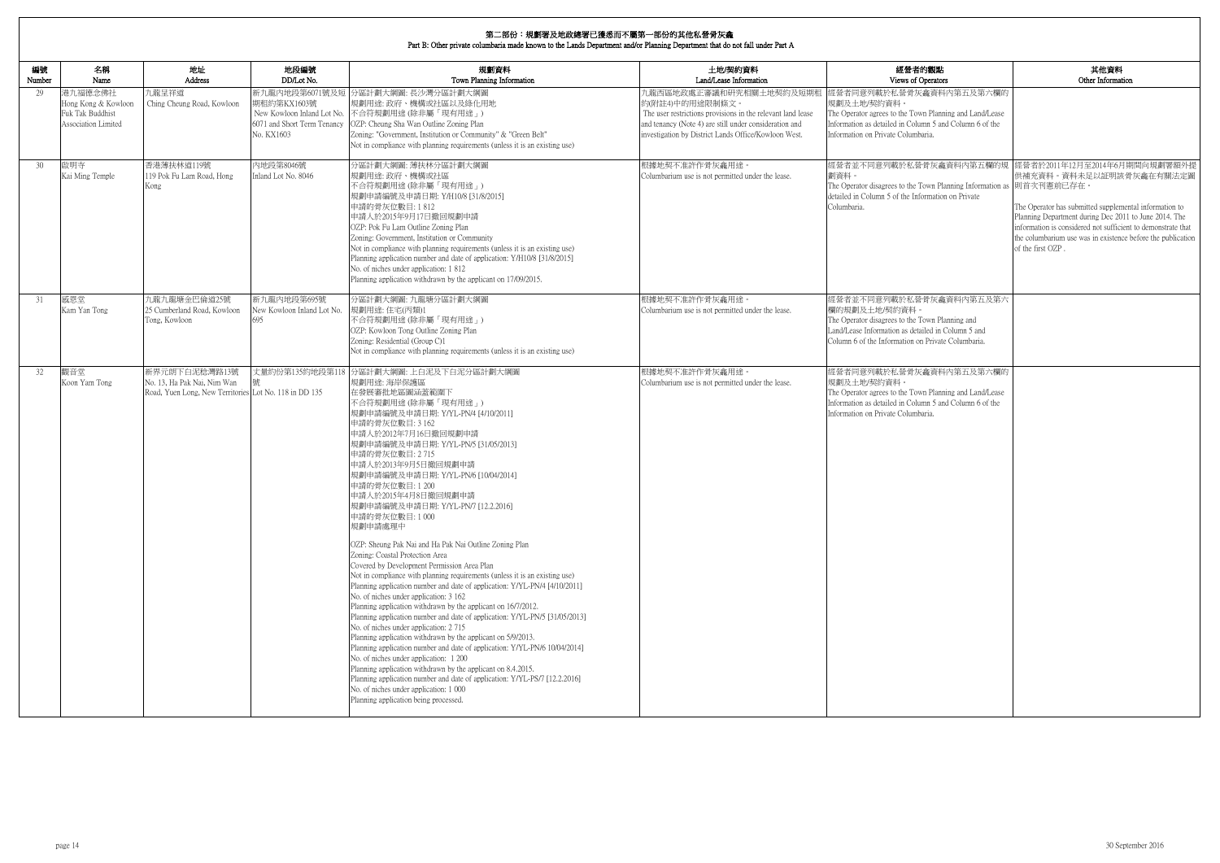# 第二部份：規劃署及地政總署已獲悉而不屬第一部份的其他私營骨灰龕
## Part B: Other private columbaria made known to the Lands Department and/or Planning Department that do not fall under Part A

| 編號 Number | 名稱 Name | 地址 Address | 地段編號 DD/Lot No. | 規劃資料 Town Planning Information | 土地/契約資料 Land/Lease Information | 經營者的觀點 Views of Operators | 其他資料 Other Information |
|---|---|---|---|---|---|---|---|
| 29 | 港九福德念佛社 Hong Kong & Kowloon Fuk Tak Buddhist Association Limited | 九龍呈祥道 Ching Cheung Road, Kowloon | 新九龍內地段第6071號及短期租約第KX1603號 New Kowloon Inland Lot No. 6071 and Short Term Tenancy No. KX1603 | 分區計劃大綱圖: 長沙灣分區計劃大綱圖<br>規劃用途: 政府、機構或社區以及綠化地<br>不合符規劃用途 (除非屬「現有用途」)<br>OZP: Cheung Sha Wan Outline Zoning Plan<br>Zoning: "Government, Institution or Community" & "Green Belt"<br>Not in compliance with planning requirements (unless it is an existing use) | 九龍西區地政處正審議和研究相關土地契約及短期租約(附註4)中的用途限制條文。<br>The user restrictions provisions in the relevant land lease and tenancy (Note 4) are still under consideration and investigation by District Lands Office/Kowloon West. | 經營者同意列載於私營骨灰龕資料內第五及第六欄的規劃及土地/契約資料。<br>The Operator agrees to the Town Planning and Land/Lease Information as detailed in Column 5 and Column 6 of the Information on Private Columbaria. | |
| 30 | 啟明寺 Kai Ming Temple | 香港薄扶林道119號 119 Pok Fu Lam Road, Hong Kong | 內地段第8046號 Inland Lot No. 8046 | 分區計劃大綱圖: 薄扶林分區計劃大綱圖<br>規劃用途: 政府、機構或社區<br>不合符規劃用途 (除非屬「現有用途」)<br>規劃申請編號及申請日期: Y/H10/8 [31/8/2015]<br>申請的骨灰位數目: 1 812<br>申請人於2015年9月17日撤回規劃申請<br>OZP: Pok Fu Lam Outline Zoning Plan<br>Zoning: Government, Institution or Community<br>Not in compliance with planning requirements (unless it is an existing use)<br>Planning application number and date of application: Y/H10/8 [31/8/2015]<br>No. of niches under application: 1 812<br>Planning application withdrawn by the applicant on 17/09/2015. | 根據地契不准許作骨灰龕用途。<br>Columbarium use is not permitted under the lease. | 經營者並不同意列載於私營骨灰龕資料內第五欄的規劃資料。<br>The Operator disagrees to the Town Planning Information as detailed in Column 5 of the Information on Private Columbaria. | 經營者於2011年12月至2014年6月期間向規劃署額外提供補充資料，資料未足以證明該骨灰龕在有關法定圖則首次刊憲前已存在。<br><br>The Operator has submitted supplemental information to Planning Department during Dec 2011 to June 2014. The information is considered not sufficient to demonstrate that the columbarium use was in existence before the publication of the first OZP . |
| 31 | 感恩堂 Kam Yan Tong | 九龍九龍塘金巴倫道25號 25 Cumberland Road, Kowloon Tong, Kowloon | 新九龍內地段第695號 New Kowloon Inland Lot No. 695 | 分區計劃大綱圖: 九龍塘分區計劃大綱圖<br>規劃用途: 住宅(丙類)1<br>不合符規劃用途 (除非屬「現有用途」)<br>OZP: Kowloon Tong Outline Zoning Plan<br>Zoning: Residential (Group C)1<br>Not in compliance with planning requirements (unless it is an existing use) | 根據地契不准許作骨灰龕用途。<br>Columbarium use is not permitted under the lease. | 經營者並不同意列載於私營骨灰龕資料內第五及第六欄的規劃及土地/契約資料。<br>The Operator disagrees to the Town Planning and Land/Lease Information as detailed in Column 5 and Column 6 of the Information on Private Columbaria. | |
| 32 | 觀音堂 Koon Yam Tong | 新界元朗下白泥稔灣路13號 No. 13, Ha Pak Nai, Nim Wan Road, Yuen Long, New Territories | 丈量約份第135約地段第118號 Lot No. 118 in DD 135 | 分區計劃大綱圖: 上白泥及下白泥分區計劃大綱圖<br>規劃用途: 海岸保護區<br>在發展審批地區圖涵蓋範圍下<br>不合符規劃用途 (除非屬「現有用途」)<br>規劃申請編號及申請日期: Y/YL-PN/4 [4/10/2011]<br>申請的骨灰位數目: 3 162<br>申請人於2012年7月16日撤回規劃申請<br>規劃申請編號及申請日期: Y/YL-PN/5 [31/05/2013]<br>申請的骨灰位數目: 2 715<br>申請人於2013年9月5日撤回規劃申請<br>規劃申請編號及申請日期: Y/YL-PN/6 [10/04/2014]<br>申請的骨灰位數目: 1 200<br>申請人於2015年4月8日撤回規劃申請<br>規劃申請編號及申請日期: Y/YL-PN/7 [12.2.2016]<br>申請的骨灰位數目: 1 000<br>規劃申請處理中<br><br>OZP: Sheung Pak Nai and Ha Pak Nai Outline Zoning Plan<br>Zoning: Coastal Protection Area<br>Covered by Development Permission Area Plan<br>Not in compliance with planning requirements (unless it is an existing use)<br>Planning application number and date of application: Y/YL-PN/4 [4/10/2011]<br>No. of niches under application: 3 162<br>Planning application withdrawn by the applicant on 16/7/2012.<br>Planning application number and date of application: Y/YL-PN/5 [31/05/2013]<br>No. of niches under application: 2 715<br>Planning application withdrawn by the applicant on 5/9/2013.<br>Planning application number and date of application: Y/YL-PN/6 10/04/2014]<br>No. of niches under application: 1 200<br>Planning application withdrawn by the applicant on 8.4.2015.<br>Planning application number and date of application: Y/YL-PS/7 [12.2.2016]<br>No. of niches under application: 1 000<br>Planning application being processed. | 根據地契不准許作骨灰龕用途。<br>Columbarium use is not permitted under the lease. | 經營者同意列載於私營骨灰龕資料內第五及第六欄的規劃及土地/契約資料。<br>The Operator agrees to the Town Planning and Land/Lease Information as detailed in Column 5 and Column 6 of the Information on Private Columbaria. | |

30 September 2016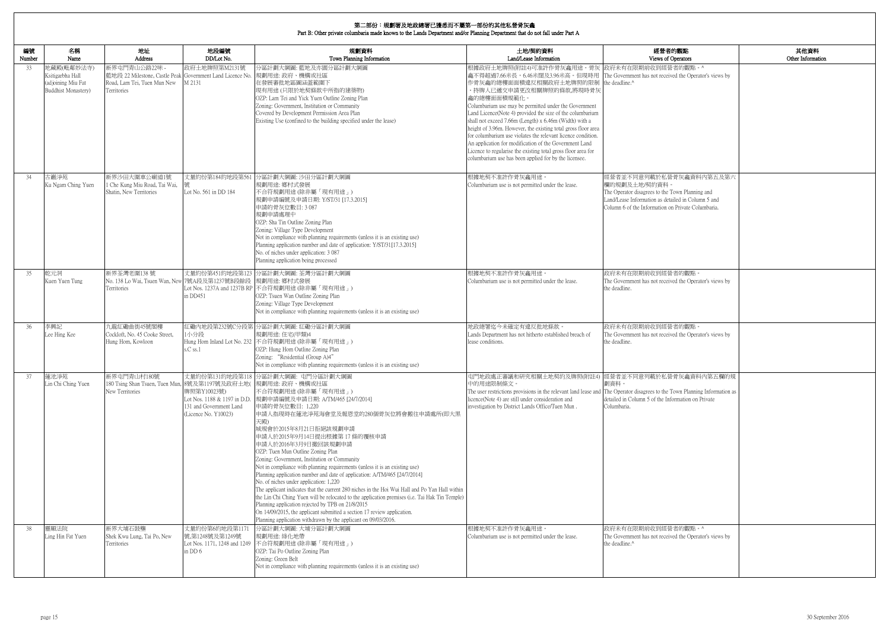## 第二部份：規劃署及地政總署已獲悉而不屬第一部份的其他私營骨灰龕
## Part B: Other private columbaria made known to the Lands Department and/or Planning Department that do not fall under Part A

| 編號 Number | 名稱 Name | 地址 Address | 地段編號 DD/Lot No. | 規劃資料 Town Planning Information | 土地/契約資料 Land/Lease Information | 經營者的觀點 Views of Operators | 其他資料 Other Information |
|---|---|---|---|---|---|---|---|
| 33 | 地藏殿(毗鄰妙法寺) Ksitigarbha Hall (adjoining Miu Fat Buddhist Monastery) | 新界屯門青山公路22咪 - 藍地段 22 Milestone, Castle Peak Road, Lam Tei, Tuen Mun New Territories | 政府土地牌照第M2131號 Government Land Licence No. M 2131 | 分區計劃大綱圖: 藍地及亦園分區計劃大綱圖<br>規劃用途: 政府、機構或社區<br>在發展審批地區圖涵蓋範圍下<br>現有用途 (只限於地契條款中所指的建築物)<br>OZP: Lam Tei and Yick Yuen Outline Zoning Plan<br>Zoning: Government, Institution or Community<br>Covered by Development Permission Area Plan<br>Existing Use (confined to the building specified under the lease) | 根據政府土地牌照(附註4)可准許作骨灰龕用途。骨灰龕不得超過7.66米長，6.46米闊及3.96米高。但現時用作骨灰龕的總樓面面積違反相關政府土地牌照的限制，持牌人已遞交申請更改相關牌照的條款,將現時骨灰龕的總樓面面積規範化。<br>Columbarium use may be permitted under the Government Land Licence(Note 4) provided the size of the columbarium shall not exceed 7.66m (Length) x 6.46m (Width) with a height of 3.96m. However, the existing total gross floor area for columbarium use violates the relevant licence condition. An application for modification of the Government Land Licence to regularise the existing total gross floor area for columbarium use has been applied for by the licensee. | 政府未有在限期前收到經營者的觀點。^<br>The Government has not received the Operator's views by the deadline.^ | |
| 34 | 古巖淨苑 Ku Ngam Ching Yuen | 新界沙田大圍車公廟道1號 1 Che Kung Miu Road, Tai Wai, Shatin, New Territories | 丈量約份第184約地段第561號 Lot No. 561 in DD 184 | 分區計劃大綱圖: 沙田分區計劃大綱圖<br>規劃用途: 鄉村式發展<br>不合符規劃用途 (除非屬「現有用途」)<br>規劃申請編號及申請日期: Y/ST/31 [17.3.2015]<br>申請的骨灰位數目: 3 087<br>規劃申請處理中<br>OZP: Sha Tin Outline Zoning Plan<br>Zoning: Village Type Development<br>Not in compliance with planning requirements (unless it is an existing use)<br>Planning application number and date of application: Y/ST/31[17.3.2015]<br>No. of niches under application: 3 087<br>Planning application being processed | 根據地契不准許作骨灰龕用途。<br>Columbarium use is not permitted under the lease. | 經營者並不同意列載於私營骨灰龕資料內第五及第六欄的規劃及土地/契約資料。<br>The Operator disagrees to the Town Planning and Land/Lease Information as detailed in Column 5 and Column 6 of the Information on Private Columbaria. | |
| 35 | 乾元洞 Kuen Yuen Tung | 新界荃灣老圍138 號 No. 138 Lo Wai, Tsuen Wan, New Territories | 丈量約份第451約地段第1237號A段及第1237號B段餘段 Lot Nos. 1237A and 1237B RP in DD451 | 分區計劃大綱圖: 荃灣分區計劃大綱圖<br>規劃用途: 鄉村式發展<br>不合符規劃用途 (除非屬「現有用途」)<br>OZP: Tsuen Wan Outline Zoning Plan<br>Zoning: Village Type Development<br>Not in compliance with planning requirements (unless it is an existing use) | 根據地契不准許作骨灰龕用途。<br>Columbarium use is not permitted under the lease. | 政府未有在限期前收到經營者的觀點。<br>The Government has not received the Operator's views by the deadline. | |
| 36 | 李興記 Lee Hing Kee | 九龍紅磡曲街45號閣樓 Cockloft, No. 45 Cooke Street, Hung Hom, Kowloon | 紅磡內地段第232號C分段第1小分段 Hung Hom Inland Lot No. 232 s.C ss.1 | 分區計劃大綱圖: 紅磡分區計劃大綱圖<br>規劃用途: 住宅(甲類)4<br>不合符規劃用途 (除非屬「現有用途」)<br>OZP: Hung Hom Outline Zoning Plan<br>Zoning: "Residential (Group A)4"<br>Not in compliance with planning requirements (unless it is an existing use) | 地政總署迄今未確定有違反批地條款。<br>Lands Department has not hitherto established breach of lease conditions. | 政府未有在限期前收到經營者的觀點。<br>The Government has not received the Operator's views by the deadline. | |
| 37 | 蓮池淨苑 Lin Chi Ching Yuen | 新界屯門青山村180號 180 Tsing Shan Tsuen, Tuen Mun, New Territories | 丈量約份第131約地段第1188號及第1197號及政府土地(牌照第Y10023號) Lot Nos. 1188 & 1197 in D.D. 131 and Government Land (Licence No. Y10023) | 分區計劃大綱圖: 屯門分區計劃大綱圖<br>規劃用途: 政府、機構或社區<br>不合符規劃用途 (除非屬「現有用途」)<br>規劃申請編號及申請日期: A/TM/465 [24/7/2014]<br>申請的骨灰位數目: 1,220<br>申請人指現時在蓮池淨苑海會堂及報恩堂的280個骨灰位將會搬往申請處所(即大黑天殿)<br>城規會於2015年8月21日拒絕該規劃申請<br>申請人於2015年9月14日提出根據第 17 條的覆核申請<br>申請人於2016年3月9日撤回該規劃申請<br>OZP: Tuen Mun Outline Zoning Plan<br>Zoning: Government, Institution or Community<br>Not in compliance with planning requirements (unless it is an existing use)<br>Planning application number and date of application: A/TM/465 [24/7/2014]<br>No. of niches under application: 1,220<br>The applicant indicates that the current 280 niches in the Hoi Wui Hall and Po Yan Hall within the Lin Chi Ching Yuen will be relocated to the application premises (i.e. Tai Hak Tin Temple)<br>Planning application rejected by TPB on 21/8/2015<br>On 14/09/2015, the applicant submitted a section 17 review application.<br>Planning application withdrawn by the applicant on 09/03/2016. | 屯門地政處正審議和研究相關土地契約及牌照(附註4)中的用途限制條文。<br>The user restrictions provisions in the relevant land lease and licence(Note 4) are still under consideration and investigation by District Lands Office/Tuen Mun . | 經營者並不同意列載於私營骨灰龕資料內第五欄的規劃資料。<br>The Operator disagrees to the Town Planning Information as detailed in Column 5 of the Information on Private Columbaria. | |
| 38 | 靈顯法院 Ling Hin Fat Yuen | 新界大埔石鼓壟 Shek Kwu Lung, Tai Po, New Territories | 丈量約份第6約地段第1171號,第1248號及第1249號 Lot Nos. 1171, 1248 and 1249 in DD 6 | 分區計劃大綱圖: 大埔分區計劃大綱圖<br>規劃用途: 綠化地帶<br>不合符規劃用途 (除非屬「現有用途」)<br>OZP: Tai Po Outline Zoning Plan<br>Zoning: Green Belt<br>Not in compliance with planning requirements (unless it is an existing use) | 根據地契不准許作骨灰龕用途。<br>Columbarium use is not permitted under the lease. | 政府未有在限期前收到經營者的觀點。^<br>The Government has not received the Operator's views by the deadline.^ | |

30 September 2016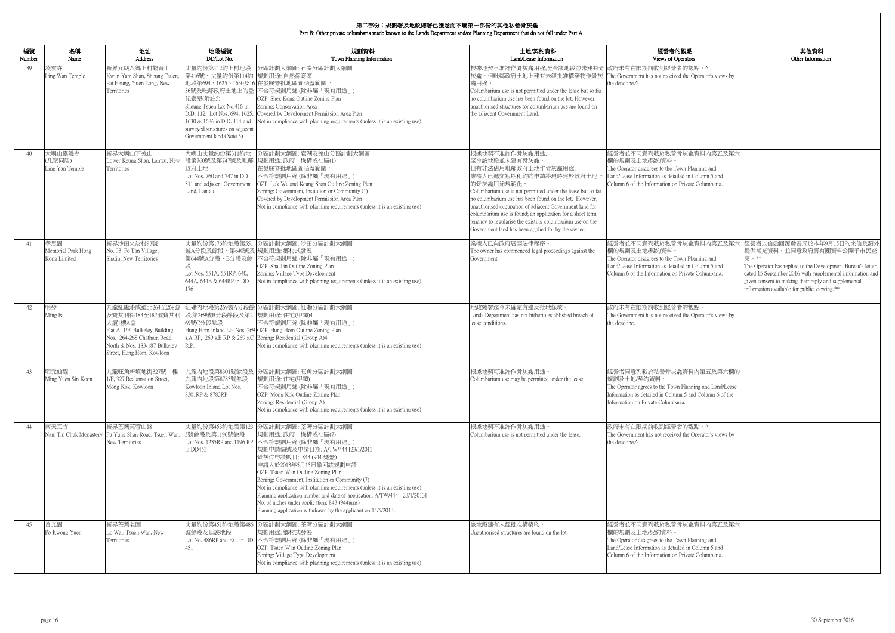## 第二部份：規劃署及地政總署已獲悉而不屬第一部份的其他私營骨灰龕
## Part B: Other private columbaria made known to the Lands Department and/or Planning Department that do not fall under Part A

| 編號 Number | 名稱 Name | 地址 Address | 地段編號 DD/Lot No. | 規劃資料 Town Planning Information | 土地/契約資料 Land/Lease Information | 經營者的觀點 Views of Operators | 其他資料 Other Information |
|---|---|---|---|---|---|---|---|
| 39 | 凌雲寺 Ling Wan Temple | 新界元朗八鄉上村觀音山 Kwun Yam Shan, Sheung Tsuen, Pat Heung, Yuen Long, New Territories | 丈量約份第112約上村地段第416號、丈量約份第114約地段第694、1625、1630及1636號及毗鄰政府土地上的登記寮屋(附註5) Sheung Tsuen Lot No.416 in D.D. 112, Lot Nos. 694, 1625, 1630 & 1636 in D.D. 114 and surveyed structures on adjacent Government land (Note 5) | 分區計劃大綱圖: 石崗分區計劃大綱圖<br>規劃用途: 自然保育區<br>在發展審批地區圖涵蓋範圍下<br>不合符規劃用途 (除非屬「現有用途」)<br>OZP: Shek Kong Outline Zoning Plan<br>Zoning: Conservation Area<br>Covered by Development Permission Area Plan<br>Not in compliance with planning requirements (unless it is an existing use) | 根據地契不准許作骨灰龕用途,至今該地段並未建有骨灰龕。但毗鄰政府土地上建有未經批准構築物作骨灰龕用途。<br>Columbarium use is not permitted under the lease but so far no columbarium use has been found on the lot. However, unauthorised structures for columbarium use are found on the adjacent Government Land. | 政府未有在限期前收到經營者的觀點。^<br>The Government has not received the Operator's views by the deadline.^ | |
| 40 | 大嶼山靈隱寺 (凡聖同居) Ling Yan Temple | 新界大嶼山下羗山 Lower Keung Shan, Lantau, New Territories | 大嶼山丈量約份第311約地段第760號及第747號及毗鄰政府土地 Lot Nos. 760 and 747 in DD 311 and adjacent Government Land, Lantau | 分區計劃大綱圖: 鹿湖及羗山分區計劃大綱圖<br>規劃用途: 政府、機構或社區(1)<br>在發展審批地區圖涵蓋範圍下<br>不合符規劃用途 (除非屬「現有用途」)<br>OZP: Luk Wu and Keung Shan Outline Zoning Plan<br>Zoning: Government, Institution or Community (1)<br>Covered by Development Permission Area Plan<br>Not in compliance with planning requirements (unless it is an existing use) | 根據地契不准許作骨灰龕用途,至今該地段並未建有骨灰龕。但有非法佔用毗鄰政府土地作骨灰龕用途;業權人已遞交短期租約的申請將現時建於政府土地上的骨灰龕用途規範化。<br>Columbarium use is not permitted under the lease but so far no columbarium use has been found on the lot. However, unauthorised occupation of adjacent Government land for columbarium use is found; an application for a short term tenancy to regularise the existing columbarium use on the Government land has been applied for by the owner. | 經營者並不同意列載於私營骨灰龕資料內第五及第六欄的規劃及土地/契約資料。<br>The Operator disagrees to the Town Planning and Land/Lease Information as detailed in Column 5 and Column 6 of the Information on Private Columbaria. | |
| 41 | 孝思園 Memorial Park Hong Kong Limited | 新界沙田火炭村93號 No. 93, Fo Tan Village, Shatin, New Territories | 丈量約份第176約地段第551號A分段及餘段、第640號及第644號A分段、B分段及餘段 Lot Nos. 551A, 551RP, 640, 644A, 644B & 644RP in DD 176 | 分區計劃大綱圖: 沙田分區計劃大綱圖<br>規劃用途: 鄉村式發展<br>不合符規劃用途 (除非屬「現有用途」)<br>OZP: Sha Tin Outline Zoning Plan<br>Zoning: Village Type Development<br>Not in compliance with planning requirements (unless it is an existing use) | 業權人已向政府展開法律程序。<br>The owner has commenced legal proceedings against the Government. | 經營者並不同意列載於私營骨灰龕資料內第五及第六欄的規劃及土地/契約資料。<br>The Operator disagrees to the Town Planning and Land/Lease Information as detailed in Column 5 and Column 6 of the Information on Private Columbaria. | 經營者以信函回覆發展局於本年9月15日的來信及額外提供補充資料，並同意政府將有關資料公開予市民查閱。**<br>The Operator has replied to the Development Bureau's letter dated 15 September 2016 with supplemental information and given consent to making their reply and supplemental information available for public viewing.** |
| 42 | 明發 Ming Fa | 九龍紅磡漆咸道北264至268號及寶其利街183至187號寶其利大廈1樓A室 Flat A, 1/F, Bulkeley Building, Nos. 264-268 Chatham Road North & Nos. 183-187 Bulkeley Street, Hung Hom, Kowloon | 紅磡內地段第269號A分段餘段,第269號B分段餘段及第269號C分段餘段 Hung Hom Inland Lot Nos. 269 s.A RP, 269 s.B RP & 269 s.C R.P. | 分區計劃大綱圖: 紅磡分區計劃大綱圖<br>規劃用途: 住宅(甲類)4<br>不合符規劃用途 (除非屬「現有用途」)<br>OZP: Hung Hom Outline Zoning Plan<br>Zoning: Residential (Group A)4<br>Not in compliance with planning requirements (unless it is an existing use) | 地政總署迄今未確定有違反批地條款。<br>Lands Department has not hitherto established breach of lease conditions. | 政府未有在限期前收到經營者的觀點。<br>The Government has not received the Operator's views by the deadline. | |
| 43 | 明元仙觀 Ming Yuen Sin Koon | 九龍旺角新填地街327號二樓 1/F, 327 Reclamation Street, Mong Kok, Kowloon | 九龍內地段第8301號餘段及九龍內地段第8783號餘段 Kowloon Inland Lot Nos. 8301RP & 8783RP | 分區計劃大綱圖: 旺角分區計劃大綱圖<br>規劃用途: 住宅(甲類)<br>不合符規劃用途 (除非屬「現有用途」)<br>OZP: Mong Kok Outline Zoning Plan<br>Zoning: Residential (Group A)<br>Not in compliance with planning requirements (unless it is an existing use) | 根據地契可准許作骨灰龕用途。<br>Columbarium use may be permitted under the lease. | 經營者同意列載於私營骨灰龕資料內第五及第六欄的規劃及土地/契約資料。<br>The Operator agrees to the Town Planning and Land/Lease Information as detailed in Column 5 and Column 6 of the Information on Private Columbaria. | |
| 44 | 南天竺寺 Nam Tin Chuk Monastery | 新界荃灣芙蓉山路 Fu Yung Shan Road, Tsuen Wan, New Territories | 丈量約份第453約地段第1235號餘段及第1196號餘段 Lot Nos. 1235RP and 1196 RP in DD453 | 分區計劃大綱圖: 荃灣分區計劃大綱圖<br>規劃用途: 政府、機構或社區(7)<br>不合符規劃用途 (除非屬「現有用途」)<br>規劃申請編號及申請日期: A/TW/444 [23/1/2013]<br>骨灰位申請數目: 843 (944 甕盎)<br>申請人於2013年5月15日撤回該規劃申請<br>OZP: Tsuen Wan Outline Zoning Plan<br>Zoning: Government, Institution or Community (7)<br>Not in compliance with planning requirements (unless it is an existing use)<br>Planning application number and date of application: A/TW/444 [23/1/2013]<br>No. of niches under application: 843 (944urns)<br>Planning application withdrawn by the applicant on 15/5/2013. | 根據地契不准許作骨灰龕用途。<br>Columbarium use is not permitted under the lease. | 政府未有在限期前收到經營者的觀點。^<br>The Government has not received the Operator's views by the deadline.^ | |
| 45 | 普光園 Po Kwong Yuen | 新界荃灣老圍 Lo Wai, Tsuen Wan, New Territories | 丈量約份第451約地段第486號餘段及延展地段 Lot No. 486RP and Ext. in DD 451 | 分區計劃大綱圖: 荃灣分區計劃大綱圖<br>規劃用途: 鄉村式發展<br>不合符規劃用途 (除非屬「現有用途」)<br>OZP: Tsuen Wan Outline Zoning Plan<br>Zoning: Village Type Development<br>Not in compliance with planning requirements (unless it is an existing use) | 該地段建有未經批准構築物。<br>Unauthorised structures are found on the lot. | 經營者並不同意列載於私營骨灰龕資料內第五及第六欄的規劃及土地/契約資料。<br>The Operator disagrees to the Town Planning and Land/Lease Information as detailed in Column 5 and Column 6 of the Information on Private Columbaria. | |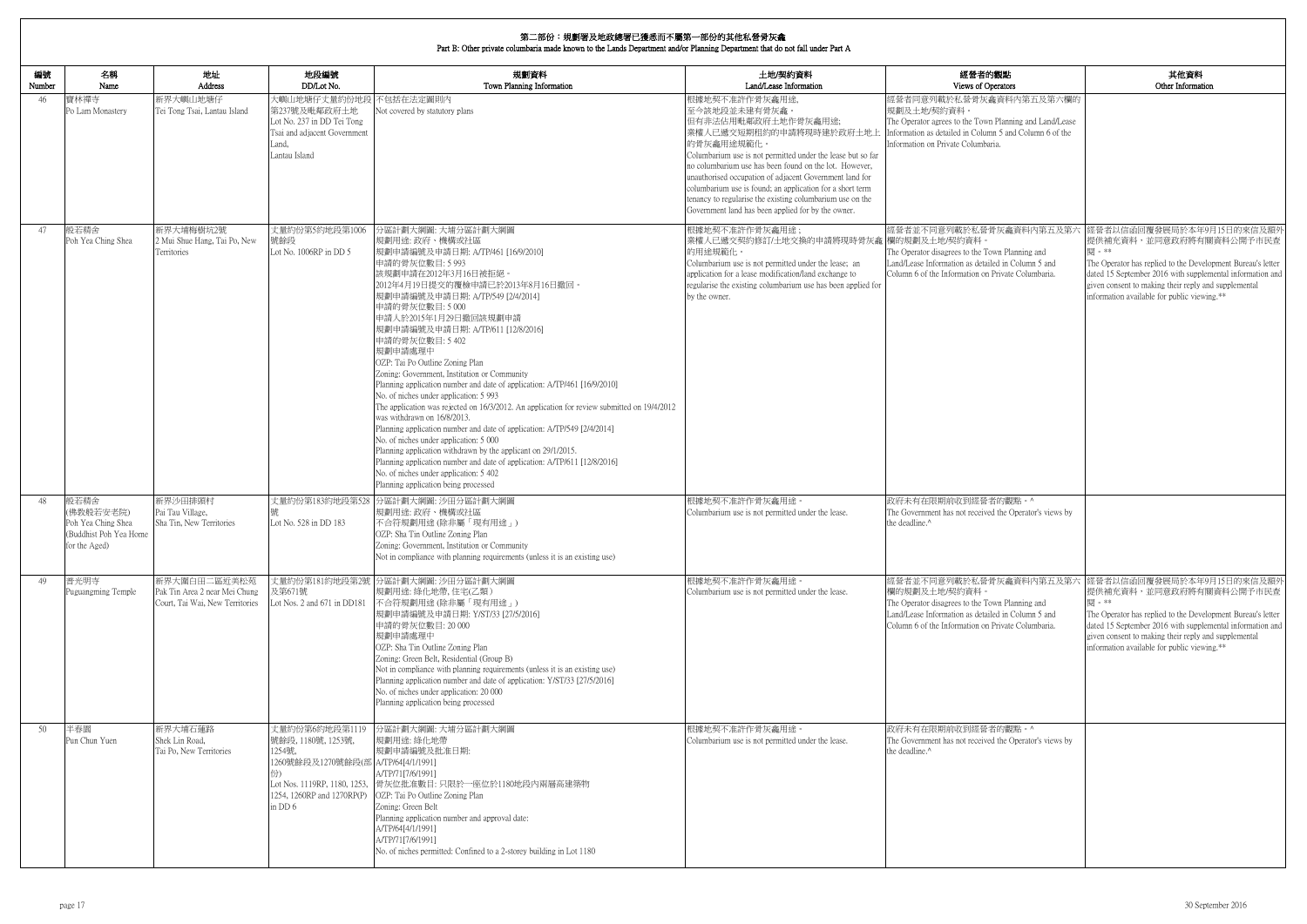# 第二部份：規劃署及地政總署已獲悉而不屬第一部份的其他私營骨灰龕
Part B: Other private columbaria made known to the Lands Department and/or Planning Department that do not fall under Part A

| 編號 Number | 名稱 Name | 地址 Address | 地段編號 DD/Lot No. | 規劃資料 Town Planning Information | 土地/契約資料 Land/Lease Information | 經營者的觀點 Views of Operators | 其他資料 Other Information |
|---|---|---|---|---|---|---|---|
| 46 | 寶林禪寺<br>Po Lam Monastery | 新界大嶼山地塘仔<br>Tei Tong Tsai, Lantau Island | 大嶼山地塘仔丈量約份地段第237號及毗鄰政府土地<br>Lot No. 237 in DD Tei Tong Tsai and adjacent Government Land, Lantau Island | 不包括在法定圖則內<br>Not covered by statutory plans | 根據地契不准許作骨灰龕用途。<br>至今該地段並未建有骨灰龕。<br>但有非法佔用毗鄰政府土地作骨灰龕用途;<br>業權人已遞交短期租約的申請將現時建於政府土地上的骨灰龕用途規範化。<br>Columbarium use is not permitted under the lease but so far no columbarium use has been found on the lot. However, unauthorised occupation of adjacent Government land for columbarium use is found; an application for a short term tenancy to regularise the existing columbarium use on the Government land has been applied for by the owner. | 經營者同意列載於私營骨灰龕資料內第五及第六欄的規劃及土地/契約資料。<br>The Operator agrees to the Town Planning and Land/Lease Information as detailed in Column 5 and Column 6 of the Information on Private Columbaria. | |
| 47 | 般若精舍<br>Poh Yea Ching Shea | 新界大埔梅樹坑2號<br>2 Mui Shue Hang, Tai Po, New Territories | 丈量約份第5約地段第1006號餘段<br>Lot No. 1006RP in DD 5 | 分區計劃大綱圖: 大埔分區計劃大綱圖<br>規劃用途: 政府、機構或社區<br>規劃申請編號及申請日期: A/TP/461 [16/9/2010]<br>申請的骨灰位數目: 5 993<br>該規劃申請在2012年3月16日被拒絕。<br>2012年4月19日提交的覆檢申請已於2013年8月16日撤回。<br>規劃申請編號及申請日期: A/TP/549 [2/4/2014]<br>申請的骨灰位數目: 5 000<br>申請人於2015年1月29日撤回該規劃申請<br>規劃申請編號及申請日期: A/TP/611 [12/8/2016]<br>申請的骨灰位數目: 5 402<br>規劃申請處理中<br>OZP: Tai Po Outline Zoning Plan<br>Zoning: Government, Institution or Community<br>Planning application number and date of application: A/TP/461 [16/9/2010]<br>No. of niches under application: 5 993<br>The application was rejected on 16/3/2012. An application for review submitted on 19/4/2012 was withdrawn on 16/8/2013.<br>Planning application number and date of application: A/TP/549 [2/4/2014]<br>No. of niches under application: 5 000<br>Planning application withdrawn by the applicant on 29/1/2015.<br>Planning application number and date of application: A/TP/611 [12/8/2016]<br>No. of niches under application: 5 402<br>Planning application being processed | 根據地契不准許作骨灰龕用途；<br>業權人已遞交契約修訂/土地交換的申請將現時骨灰龕的用途規範化。<br>Columbarium use is not permitted under the lease; an application for a lease modification/land exchange to regularise the existing columbarium use has been applied for by the owner. | 經營者並不同意列載於私營骨灰龕資料內第五及第六欄的規劃及土地/契約資料。<br>The Operator disagrees to the Town Planning and Land/Lease Information as detailed in Column 5 and Column 6 of the Information on Private Columbaria. | 經營者以信函回覆發展局於本年9月15日的來信及額外提供補充資料，並同意政府將有關資料公開予市民查閱。**<br>The Operator has replied to the Development Bureau's letter dated 15 September 2016 with supplemental information and given consent to making their reply and supplemental information available for public viewing.** |
| 48 | 般若精舍<br>(佛教般若安老院)<br>Poh Yea Ching Shea<br>(Buddhist Poh Yea Home for the Aged) | 新界沙田排頭村<br>Pai Tau Village, Sha Tin, New Territories | 丈量約份第183約地段第528號<br>Lot No. 528 in DD 183 | 分區計劃大綱圖: 沙田分區計劃大綱圖<br>規劃用途: 政府、機構或社區<br>不合符規劃用途 (除非屬「現有用途」)<br>OZP: Sha Tin Outline Zoning Plan<br>Zoning: Government, Institution or Community<br>Not in compliance with planning requirements (unless it is an existing use) | 根據地契不准許作骨灰龕用途。<br>Columbarium use is not permitted under the lease. | 政府未有在限期前收到經營者的觀點。^<br>The Government has not received the Operator's views by the deadline.^ | |
| 49 | 普光明寺<br>Puguangming Temple | 新界大圍白田二區近美松苑<br>Pak Tin Area 2 near Mei Chung Court, Tai Wai, New Territories | 丈量約份第181約地段第2號及第671號<br>Lot Nos. 2 and 671 in DD181 | 分區計劃大綱圖: 沙田分區計劃大綱圖<br>規劃用途: 綠化地帶, 住宅(乙類)<br>不合符規劃用途 (除非屬「現有用途」)<br>規劃申請編號及申請日期: Y/ST/33 [27/5/2016]<br>申請的骨灰位數目: 20 000<br>規劃申請處理中<br>OZP: Sha Tin Outline Zoning Plan<br>Zoning: Green Belt, Residential (Group B)<br>Not in compliance with planning requirements (unless it is an existing use)<br>Planning application number and date of application: Y/ST/33 [27/5/2016]<br>No. of niches under application: 20 000<br>Planning application being processed | 根據地契不准許作骨灰龕用途。<br>Columbarium use is not permitted under the lease. | 經營者並不同意列載於私營骨灰龕資料內第五及第六欄的規劃及土地/契約資料。<br>The Operator disagrees to the Town Planning and Land/Lease Information as detailed in Column 5 and Column 6 of the Information on Private Columbaria. | 經營者以信函回覆發展局於本年9月15日的來信及額外提供補充資料，並同意政府將有關資料公開予市民查閱。**<br>The Operator has replied to the Development Bureau's letter dated 15 September 2016 with supplemental information and given consent to making their reply and supplemental information available for public viewing.** |
| 50 | 半春園<br>Pun Chun Yuen | 新界大埔石蓮路<br>Shek Lin Road, Tai Po, New Territories | 丈量約份第6約地段第1119號餘段, 1180號, 1253號, 1254號, 1260號餘段及1270號餘段(部份)<br>Lot Nos. 1119RP, 1180, 1253, 1254, 1260RP and 1270RP(P) in DD 6 | 分區計劃大綱圖: 大埔分區計劃大綱圖<br>規劃用途: 綠化地帶<br>規劃申請編號及批准日期:<br>A/TP/64[4/1/1991]<br>A/TP/71[7/6/1991]<br>骨灰位批准數目: 只限於一座位於1180地段內兩層高建築物<br>OZP: Tai Po Outline Zoning Plan<br>Zoning: Green Belt<br>Planning application number and approval date:<br>A/TP/64[4/1/1991]<br>A/TP/71[7/6/1991]<br>No. of niches permitted: Confined to a 2-storey building in Lot 1180 | 根據地契不准許作骨灰龕用途。<br>Columbarium use is not permitted under the lease. | 政府未有在限期前收到經營者的觀點。^<br>The Government has not received the Operator's views by the deadline.^ | |

30 September 2016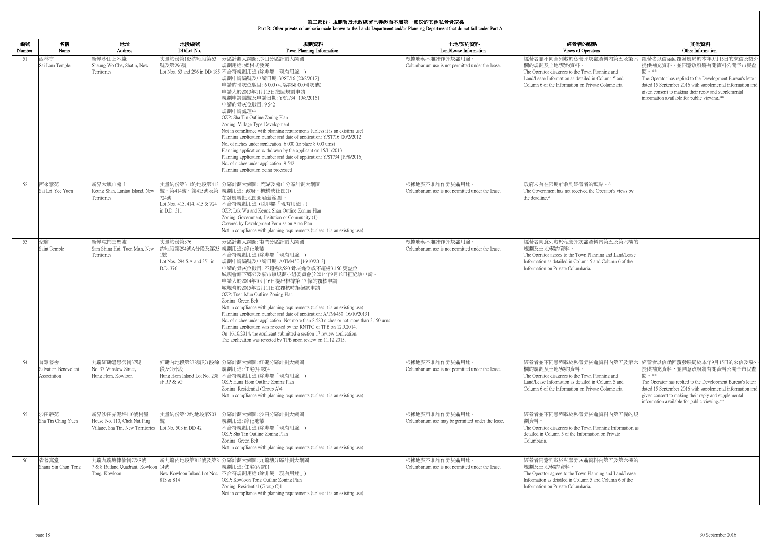# 第二部份：規劃署及地政總署已獲悉而不屬第一部份的其他私營骨灰龕

Part B: Other private columbaria made known to the Lands Department and/or Planning Department that do not fall under Part A

| 編號 Number | 名稱 Name | 地址 Address | 地段編號 DD/Lot No. | 規劃資料 Town Planning Information | 土地/契約資料 Land/Lease Information | 經營者的觀點 Views of Operators | 其他資料 Other Information |
|---|---|---|---|---|---|---|---|
| 51 | 西林寺<br>Sai Lam Temple | 新界沙田上禾輋<br>Sheung Wo Che, Shatin, New Territories | 丈量約份第185約地段第63號及第296號<br>Lot Nos. 63 and 296 in DD 185 | 分區計劃大綱圖: 沙田分區計劃大綱圖<br>規劃用途: 鄉村式發展<br>不合符規劃用途 (除非屬「現有用途」)<br>規劃申請編號及申請日期: Y/ST/16 [20/2/2012]<br>申請的骨灰位數目: 6 000 (可容納8 000骨灰甕)<br>申請人於2013年11月15日撤回規劃申請<br>規劃申請編號及申請日期: Y/ST/34 [19/8/2016]<br>申請的骨灰位數目: 9 542<br>規劃申請處理中<br>OZP: Sha Tin Outline Zoning Plan<br>Zoning: Village Type Development<br>Not in compliance with planning requirements (unless it is an existing use)<br>Planning application number and date of application: Y/ST/16 [20/2/2012]<br>No. of niches under application: 6 000 (to place 8 000 urns)<br>Planning application withdrawn by the applicant on 15/11/2013<br>Planning application number and date of application: Y/ST/34 [19/8/2016]<br>No. of niches under application: 9 542<br>Planning application being processed | 根據地契不准許作骨灰龕用途。<br>Columbarium use is not permitted under the lease. | 經營者並不同意列載於私營骨灰龕資料內第五及第六欄的規劃及土地/契約資料。<br>The Operator disagrees to the Town Planning and Land/Lease Information as detailed in Column 5 and Column 6 of the Information on Private Columbaria. | 經營者以信函回覆發展局於本年9月15日的來信及額外提供補充資料，並同意政府將有關資料公開予市民查閱。**<br>The Operator has replied to the Development Bureau's letter dated 15 September 2016 with supplemental information and given consent to making their reply and supplemental information available for public viewing.** |
| 52 | 西來意苑<br>Sai Loi Yee Yuen | 新界大嶼山羗山<br>Keung Shan, Lantau Island, New Territories | 丈量約份第311約地段第413號、第414號、第415號及第724號<br>Lot Nos. 413, 414, 415 & 724 in D.D. 311 | 分區計劃大綱圖: 鹿湖及羗山分區計劃大綱圖<br>規劃用途: 政府、機構或社區(1)<br>在發展審批地區圖涵蓋範圍下<br>不合符規劃用途 (除非屬「現有用途」)<br>OZP: Luk Wu and Keung Shan Outline Zoning Plan<br>Zoning: Government, Insitution or Community (1)<br>Covered by Development Permission Area Plan<br>Not in compliance with planning requirements (unless it is an existing use) | 根據地契不准許作骨灰龕用途。<br>Columbarium use is not permitted under the lease. | 政府未有在限期前收到經營者的觀點。^<br>The Government has not received the Operator's views by the deadline.^ | |
| 53 | 聖廟<br>Saint Temple | 新界屯門三聖墟<br>Sam Shing Hui, Tuen Mun, New Territories | 丈量約份第376約地段第294號A分段及第351號<br>Lot Nos. 294 S.A and 351 in D.D. 376 | 分區計劃大綱圖: 屯門分區計劃大綱圖<br>規劃用途: 綠化地帶<br>不合符規劃用途 (除非屬「現有用途」)<br>規劃申請編號及申請日期: A/TM/450 [16/10/2013]<br>申請的骨灰位數目: 不超過2,580 骨灰龕位或不超過3,150 甕盎位<br>城規會轄下鄉郊及新市鎮規劃小組委員會於2014年9月12日拒絕該申請。<br>申請人於2014年10月16日提出根據第 17 條的覆核申請<br>城規會於2015年12月11日在覆核時拒絕該申請<br>OZP: Tuen Mun Outline Zoning Plan<br>Zoning: Green Belt<br>Not in compliance with planning requirements (unless it is an existing use)<br>Planning application number and date of application: A/TM/450 [16/10/2013]<br>No. of niches under application: Not more than 2,580 niches or not more than 3,150 urns<br>Planning application was rejected by the RNTPC of TPB on 12.9.2014.<br>On 16.10.2014, the applicant submitted a section 17 review application.<br>The application was rejected by TPB upon review on 11.12.2015. | 根據地契不准許作骨灰龕用途。<br>Columbarium use is not permitted under the lease. | 經營者同意列載於私營骨灰龕資料內第五及第六欄的規劃及土地/契約資料。<br>The Operator agrees to the Town Planning and Land/Lease Information as detailed in Column 5 and Column 6 of the Information on Private Columbaria. | |
| 54 | 普眾善舍<br>Salvation Benevolent Association | 九龍紅磡溫思勞街37號<br>No. 37 Winslow Street, Hung Hom, Kowloon | 紅磡內地段第238號F分段餘段及G分段<br>Hung Hom Inland Lot No. 238 sF RP & sG | 分區計劃大綱圖: 紅磡分區計劃大綱圖<br>規劃用途: 住宅(甲類)4<br>不合符規劃用途 (除非屬「現有用途」)<br>OZP: Hung Hom Outline Zoning Plan<br>Zoning: Residential (Group A)4<br>Not in compliance with planning requirements (unless it is an existing use) | 根據地契不准許作骨灰龕用途。<br>Columbarium use is not permitted under the lease. | 經營者並不同意列載於私營骨灰龕資料內第五及第六欄的規劃及土地/契約資料。<br>The Operator disagrees to the Town Planning and Land/Lease Information as detailed in Column 5 and Column 6 of the Information on Private Columbaria. | 經營者以信函回覆發展局於本年9月15日的來信及額外提供補充資料，並同意政府將有關資料公開予市民查閱。**<br>The Operator has replied to the Development Bureau's letter dated 15 September 2016 with supplemental information and given consent to making their reply and supplemental information available for public viewing.** |
| 55 | 沙田靜苑<br>Sha Tin Ching Yuen | 新界沙田赤泥坪110號村屋<br>House No. 110, Chek Nai Ping Village, Sha Tin, New Territories | 丈量約份第42約地段第503號<br>Lot No. 503 in DD 42 | 分區計劃大綱圖: 沙田分區計劃大綱圖<br>規劃用途: 綠化地帶<br>不合符規劃用途 (除非屬「現有用途」)<br>OZP: Sha Tin Outline Zoning Plan<br>Zoning: Green Belt<br>Not in compliance with planning requirements (unless it is an existing use) | 根據地契可准許作骨灰龕用途。<br>Columbarium use may be permitted under the lease. | 經營者並不同意列載於私營骨灰龕資料內第五欄的規劃資料。<br>The Operator disagrees to the Town Planning Information as detailed in Column 5 of the Information on Private Columbaria. | |
| 56 | 省善真堂<br>Shang Sin Chun Tong | 九龍九龍塘律倫街7及8號<br>7 & 8 Rutland Quadrant, Kowloon Tong, Kowloon | 新九龍內地段第813號及第814號<br>New Kowloon Inland Lot Nos. 813 & 814 | 分區計劃大綱圖: 九龍塘分區計劃大綱圖<br>規劃用途: 住宅(丙類)1<br>不合符規劃用途 (除非屬「現有用途」)<br>OZP: Kowloon Tong Outline Zoning Plan<br>Zoning: Residential (Group C)1<br>Not in compliance with planning requirements (unless it is an existing use) | 根據地契不准許作骨灰龕用途。<br>Columbarium use is not permitted under the lease. | 經營者同意列載於私營骨灰龕資料內第五及第六欄的規劃及土地/契約資料。<br>The Operator agrees to the Town Planning and Land/Lease Information as detailed in Column 5 and Column 6 of the Information on Private Columbaria. | |

30 September 2016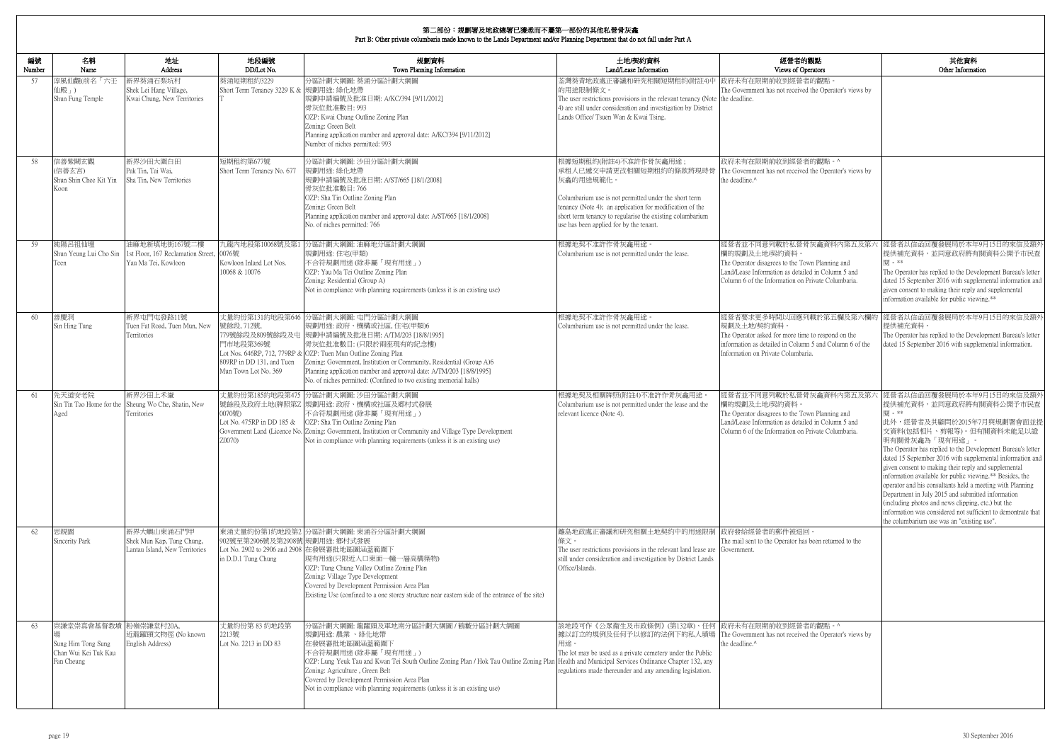## 第二部份：規劃署及地政總署已獲悉而不屬第一部份的其他私營骨灰龕
## Part B: Other private columbaria made known to the Lands Department and/or Planning Department that do not fall under Part A

| 編號 Number | 名稱 Name | 地址 Address | 地段編號 DD/Lot No. | 規劃資料 Town Planning Information | 土地/契約資料 Land/Lease Information | 經營者的觀點 Views of Operators | 其他資料 Other Information |
|---|---|---|---|---|---|---|---|
| 57 | 淳風仙觀(前名「六壬仙殿」) Shun Fung Temple | 新界葵涌石梨坑村 Shek Lei Hang Village, Kwai Chung, New Territories | 葵涌短期租約3229 Short Term Tenancy 3229 K & T | 分區計劃大綱圖: 葵涌分區計劃大綱圖<br>規劃用途: 綠化地帶<br>規劃申請編號及批准日期: A/KC/394 [9/11/2012]<br>骨灰位批准數目: 993<br>OZP: Kwai Chung Outline Zoning Plan<br>Zoning: Green Belt<br>Planning application number and approval date: A/KC/394 [9/11/2012]<br>Number of niches permitted: 993 | 荃灣葵青地政處正審議和研究相關短期租約(附註4)中的用途限制條文。<br>The user restrictions provisions in the relevant tenancy (Note 4) are still under consideration and investigation by District Lands Office/ Tsuen Wan & Kwai Tsing. | 政府未有在限期前收到經營者的觀點。<br>The Government has not received the Operator's views by the deadline. | |
| 58 | 信善紫闕玄觀(信善玄宮) Shun Shin Chee Kit Yin Koon | 新界沙田大圍白田 Pak Tin, Tai Wai, Sha Tin, New Territories | 短期租約677號 Short Term Tenancy No. 677 | 分區計劃大綱圖: 沙田分區計劃大綱圖<br>規劃用途: 綠化地帶<br>規劃申請編號及批准日期: A/ST/665 [18/1/2008]<br>骨灰位批准數目: 766<br>OZP: Sha Tin Outline Zoning Plan<br>Zoning: Green Belt<br>Planning application number and approval date: A/ST/665 [18/1/2008]<br>No. of niches permitted: 766 | 根據短期租約(附註4)不准許作骨灰龕用途；承租人已遞交申請更改相關短期租約的條款將現時骨灰龕的用途規範化。<br>Columbarium use is not permitted under the short term tenancy (Note 4); an application for modification of the short term tenancy to regularise the existing columbarium use has been applied for by the tenant. | 政府未有在限期前收到經營者的觀點。^<br>The Government has not received the Operator's views by the deadline.^ | |
| 59 | 純陽呂祖仙壇 Shun Yeung Lui Cho Sin Teen | 油麻地新填地街167號一樓 1st Floor, 167 Reclamation Street, Yau Ma Tei, Kowloon | 九龍內地段第10068號及第10076號 Kowloon Inland Lot Nos. 10068 & 10076 | 分區計劃大綱圖: 油麻地分區計劃大綱圖<br>規劃用途: 住宅(甲類)<br>不合符規劃用途 (除非屬「現有用途」)<br>OZP: Yau Ma Tei Outline Zoning Plan<br>Zoning: Residential (Group A)<br>Not in compliance with planning requirements (unless it is an existing use) | 根據地契不准許作骨灰龕用途。<br>Columbarium use is not permitted under the lease. | 經營者並不同意列載於私營骨灰龕資料內第五及第六欄的規劃及土地/契約資料。<br>The Operator disagrees to the Town Planning and Land/Lease Information as detailed in Column 5 and Column 6 of the Information on Private Columbaria. | 經營者以信函回覆發展局於本年9月15日的來信及額外提供補充資料，並同意政府將有關資料公開予市民查閱。**<br>The Operator has replied to the Development Bureau's letter dated 15 September 2016 with supplemental information and given consent to making their reply and supplemental information available for public viewing.** |
| 60 | 善慶洞 Sin Hing Tung | 新界屯門屯發路11號 Tuen Fat Road, Tuen Mun, New Territories | 丈量約份第131約地段第646號餘段, 712號, 779號餘段及809號餘段及屯門市地段369號 Lot Nos. 646RP, 712, 779RP & 809RP in DD 131, and Tuen Mun Town Lot No. 369 | 分區計劃大綱圖: 屯門分區計劃大綱圖<br>規劃用途: 政府、機構或社區, 住宅(甲類)6<br>規劃申請編號及批准日期: A/TM/203 [18/8/1995]<br>骨灰位批准數目: (只限於兩座現有的紀念樓)<br>OZP: Tuen Mun Outline Zoning Plan<br>Zoning: Government, Institution or Community, Residential (Group A)6<br>Planning application number and approval date: A/TM/203 [18/8/1995]<br>No. of niches permitted: (Confined to two existing memorial halls) | 根據地契不准許作骨灰龕用途。<br>Columbarium use is not permitted under the lease. | 經營者要求更多時間以回應列載於第五欄及第六欄的規劃及土地/契約資料。<br>The Operator asked for more time to respond on the information as detailed in Column 5 and Column 6 of the Information on Private Columbaria. | 經營者以信函回覆發展局於本年9月15日的來信及額外提供補充資料。<br>The Operator has replied to the Development Bureau's letter dated 15 September 2016 with supplemental information. |
| 61 | 先天道安老院 Sin Tin Tao Home for the Aged | 新界沙田上禾輋 Sheung Wo Che, Shatin, New Territories | 丈量約份第185約地段第475號餘段及政府土地(牌照第Z0070號) Lot No. 475RP in DD 185 & Government Land (Licence No. Z0070) | 分區計劃大綱圖: 沙田分區計劃大綱圖<br>規劃用途: 政府、機構或社區及鄉村式發展<br>不合符規劃用途 (除非屬「現有用途」)<br>OZP: Sha Tin Outline Zoning Plan<br>Zoning: Government, Institution or Community and Village Type Development<br>Not in compliance with planning requirements (unless it is an existing use) | 根據地契及相關牌照(附註4)不准許作骨灰龕用途。<br>Columbarium use is not permitted under the lease and the relevant licence (Note 4). | 經營者並不同意列載於私營骨灰龕資料內第五及第六欄的規劃及土地/契約資料。<br>The Operator disagrees to the Town Planning and Land/Lease Information as detailed in Column 5 and Column 6 of the Information on Private Columbaria. | 經營者以信函回覆發展局於本年9月15日的來信及額外提供補充資料，並同意政府將有關資料公開予市民查閱。**<br>此外，經營者及其顧問於2015年7月與規劃署會面並提交資料(包括相片、剪報等)，但有關資料未能足以證明有關骨灰龕為「現有用途」。<br>The Operator has replied to the Development Bureau's letter dated 15 September 2016 with supplemental information and given consent to making their reply and supplemental information available for public viewing.** Besides, the operator and his consultants held a meeting with Planning Department in July 2015 and submitted information (including photos and news clipping, etc.) but the information was considered not sufficient to demonstrate that the columbarium use was an "existing use". |
| 62 | 思親園 Sincerity Park | 新界大嶼山東涌石門甲 Shek Mun Kap, Tung Chung, Lantau Island, New Territories | 東涌丈量約份第1約地段第2902號至第2906號及第2908號 Lot No. 2902 to 2906 and 2908 in D.D.1 Tung Chung | 分區計劃大綱圖: 東涌谷分區計劃大綱圖<br>規劃用途: 鄉村式發展<br>在發展審批地區圖涵蓋範圍下<br>現有用途(只限近入口東面一幢一層高構築物)<br>OZP: Tung Chung Valley Outline Zoning Plan<br>Zoning: Village Type Development<br>Covered by Development Permission Area Plan<br>Existing Use (confined to a one storey structure near eastern side of the entrance of the site) | 離島地政處正審議和研究相關土地契約中的用途限制條文。<br>The user restrictions provisions in the relevant lease are still under consideration and investigation by District Lands Office/Islands. | 政府發給經營者的郵件被退回。<br>The mail sent to the Operator has been returned to the Government. | |
| 63 | 崇謙堂崇真會基督教墳場 Sung Him Tong Sung Chan Wui Kei Tuk Kau Fan Cheung | 粉嶺崇謙堂村20A, 近龍躍頭文物徑 (No known English Address) | 丈量約份第 83 約地段第2213號 Lot No. 2213 in DD 83 | 分區計劃大綱圖: 龍躍頭及軍地南分區計劃大綱圖 / 鶴藪分區計劃大綱圖<br>規劃用途: 農業 、綠化地帶<br>在發展審批地區圖涵蓋範圍下<br>不合符規劃用途 (除非屬「現有用途」)<br>OZP: Lung Yeuk Tau and Kwan Tei South Outline Zoning Plan / Hok Tau Outline Zoning Plan<br>Zoning: Agriculture , Green Belt<br>Covered by Development Permission Area Plan<br>Not in compliance with planning requirements (unless it is an existing use) | 該地段可作《公眾衞生及市政條例》(第132章)、任何據以訂立的規例及任何予以修訂的法例下的私人墳場用途。<br>The lot may be used as a private cemetery under the Public Health and Municipal Services Ordinance Chapter 132, any regulations made thereunder and any amending legislation. | 政府未有在限期前收到經營者的觀點。^<br>The Government has not received the Operator's views by the deadline.^ | |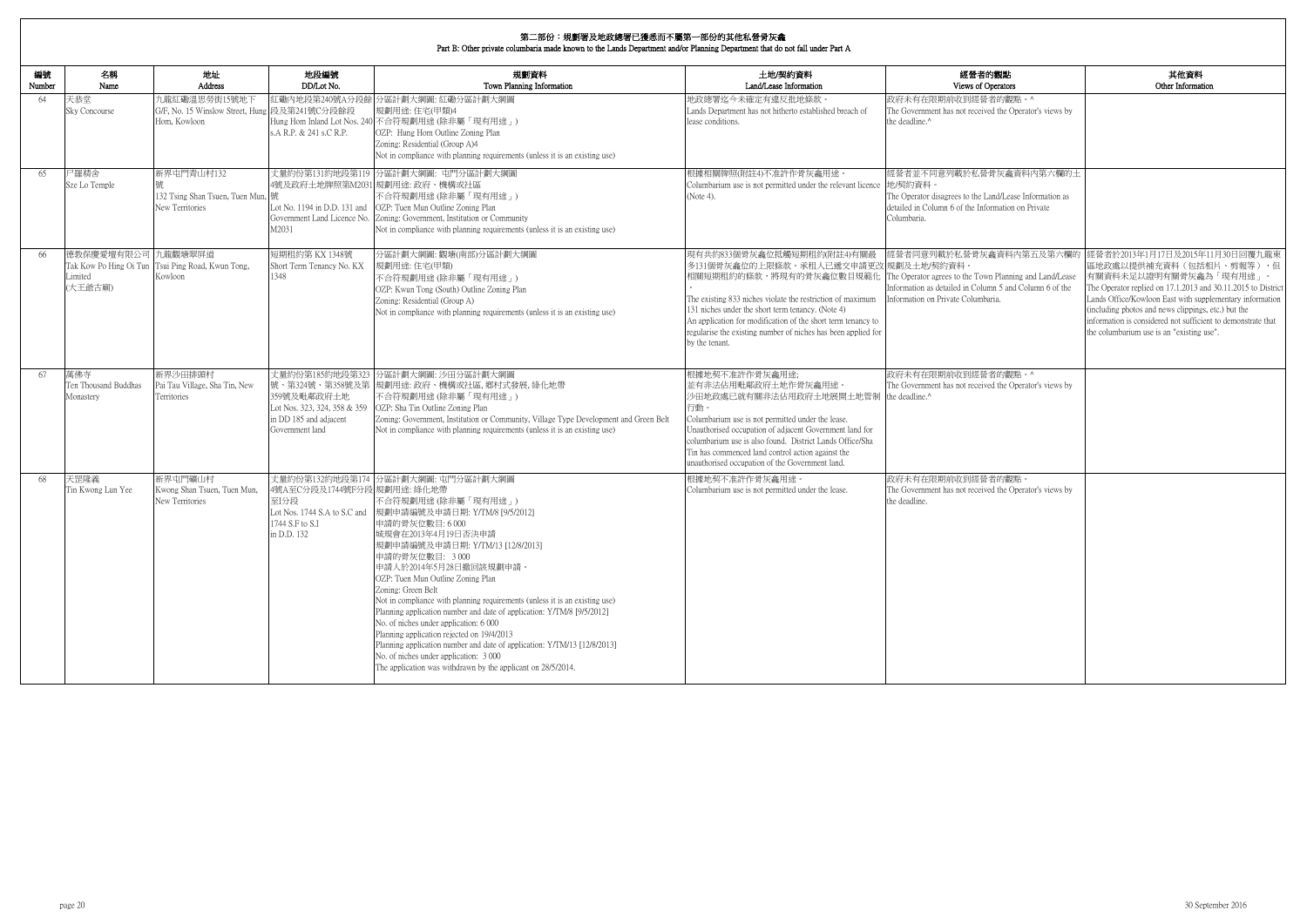## 第二部份：規劃署及地政總署已獲悉而不屬第一部份的其他私營骨灰龕
## Part B: Other private columbaria made known to the Lands Department and/or Planning Department that do not fall under Part A

| 編號 Number | 名稱 Name | 地址 Address | 地段編號 DD/Lot No. | 規劃資料 Town Planning Information | 土地/契約資料 Land/Lease Information | 經營者的觀點 Views of Operators | 其他資料 Other Information |
|---|---|---|---|---|---|---|---|
| 64 | 天恭堂 Sky Concourse | 九龍紅磡溫思勞街15號地下 G/F, No. 15 Winslow Street, Hung Hom, Kowloon | 紅磡內地段第240號A分段餘段及第241號C分段餘段 Hung Hom Inland Lot Nos. 240 s.A R.P. & 241 s.C R.P. | 分區計劃大綱圖: 紅磡分區計劃大綱圖 規劃用途: 住宅(甲類)4 不合符規劃用途 (除非屬「現有用途」) OZP: Hung Hom Outline Zoning Plan Zoning: Residential (Group A)4 Not in compliance with planning requirements (unless it is an existing use) | 地政總署迄今未確定有違反批地條款。 Lands Department has not hitherto established breach of lease conditions. | 政府未有在限期前收到經營者的觀點。^ The Government has not received the Operator's views by the deadline.^ | |
| 65 | 尸羅精舍 Sze Lo Temple | 新界屯門青山村132號 132 Tsing Shan Tsuen, Tuen Mun, New Territories | 丈量約份第131約地段第1194號及政府土地牌照第M2031號 Lot No. 1194 in D.D. 131 and Government Land Licence No. M2031 | 分區計劃大綱圖: 屯門分區計劃大綱圖 規劃用途: 政府、機構或社區 不合符規劃用途 (除非屬「現有用途」) OZP: Tuen Mun Outline Zoning Plan Zoning: Government, Institution or Community Not in compliance with planning requirements (unless it is an existing use) | 根據相關牌照(附註4)不准許作骨灰龕用途。 Columbarium use is not permitted under the relevant licence (Note 4). | 經營者並不同意列載於私營骨灰龕資料內第六欄的土地/契約資料。 The Operator disagrees to the Land/Lease Information as detailed in Column 6 of the Information on Private Columbaria. | |
| 66 | 德教保慶愛壇有限公司 (大王爺古廟) Tak Kow Po Hing Oi Tun Limited | 九龍觀塘翠屏道 Tsui Ping Road, Kwun Tong, Kowloon | 短期租約第 KX 1348號 Short Term Tenancy No. KX 1348 | 分區計劃大綱圖: 觀塘(南部)分區計劃大綱圖 規劃用途: 住宅(甲類) 不合符規劃用途 (除非屬「現有用途」) OZP: Kwun Tong (South) Outline Zoning Plan Zoning: Residential (Group A) Not in compliance with planning requirements (unless it is an existing use) | 現有共約833個骨灰龕位抵觸短期租約(附註4)有關最多131個骨灰龕位的上限條款。承租人已遞交申請更改相關短期租約的條款，將現有的骨灰龕位數目規範化。 The existing 833 niches violate the restriction of maximum 131 niches under the short term tenancy. (Note 4) An application for modification of the short term tenancy to regularise the existing number of niches has been applied for by the tenant. | 經營者同意列載於私營骨灰龕資料內第五及第六欄的規劃及土地/契約資料。 The Operator agrees to the Town Planning and Land/Lease Information as detailed in Column 5 and Column 6 of the Information on Private Columbaria. | 經營者於2013年1月17日及2015年11月30日回覆九龍東區地政處以提供補充資料（包括相片、剪報等），但有關資料未足以證明有關骨灰龕為「現有用途」。 The Operator replied on 17.1.2013 and 30.11.2015 to District Lands Office/Kowloon East with supplementary information (including photos and news clippings, etc.) but the information is considered not sufficient to demonstrate that the columbarium use is an "existing use". |
| 67 | 萬佛寺 Ten Thousand Buddhas Monastery | 新界沙田排頭村 Pai Tau Village, Sha Tin, New Territories | 丈量約份第185約地段第323號、第324號、第358號及第359號及毗鄰政府土地 Lot Nos. 323, 324, 358 & 359 in DD 185 and adjacent Government land | 分區計劃大綱圖: 沙田分區計劃大綱圖 規劃用途: 政府、機構或社區, 鄉村式發展, 綠化地帶 不合符規劃用途 (除非屬「現有用途」) OZP: Sha Tin Outline Zoning Plan Zoning: Government, Institution or Community, Village Type Development and Green Belt Not in compliance with planning requirements (unless it is an existing use) | 根據地契不准許作骨灰龕用途; 並有非法佔用毗鄰政府土地作骨灰龕用途。沙田地政處已就有關非法佔用政府土地展開土地管制行動。 Columbarium use is not permitted under the lease. Unauthorised occupation of adjacent Government land for columbarium use is also found. District Lands Office/Sha Tin has commenced land control action against the unauthorised occupation of the Government land. | 政府未有在限期前收到經營者的觀點。^ The Government has not received the Operator's views by the deadline.^ | |
| 68 | 天罡隆義 Tin Kwong Lun Yee | 新界屯門礦山村 Kwong Shan Tsuen, Tuen Mun, New Territories | 丈量約份第132約地段第1744號A至C分段及1744號F分段至I分段 Lot Nos. 1744 S.A to S.C and 1744 S.F to S.I in D.D. 132 | 分區計劃大綱圖: 屯門分區計劃大綱圖 規劃用途: 綠化地帶 不合符規劃用途 (除非屬「現有用途」) 規劃申請編號及申請日期: Y/TM/8 [9/5/2012] 申請的骨灰位數目: 6 000 城規會在2013年4月19日否決申請 規劃申請編號及申請日期: Y/TM/13 [12/8/2013] 申請的骨灰位數目: 3 000 申請人於2014年5月28日撤回該規劃申請。 OZP: Tuen Mun Outline Zoning Plan Zoning: Green Belt Not in compliance with planning requirements (unless it is an existing use) Planning application number and date of application: Y/TM/8 [9/5/2012] No. of niches under application: 6 000 Planning application rejected on 19/4/2013 Planning application number and date of application: Y/TM/13 [12/8/2013] No. of niches under application: 3 000 The application was withdrawn by the applicant on 28/5/2014. | 根據地契不准許作骨灰龕用途。 Columbarium use is not permitted under the lease. | 政府未有在限期前收到經營者的觀點。 The Government has not received the Operator's views by the deadline. | |

30 September 2016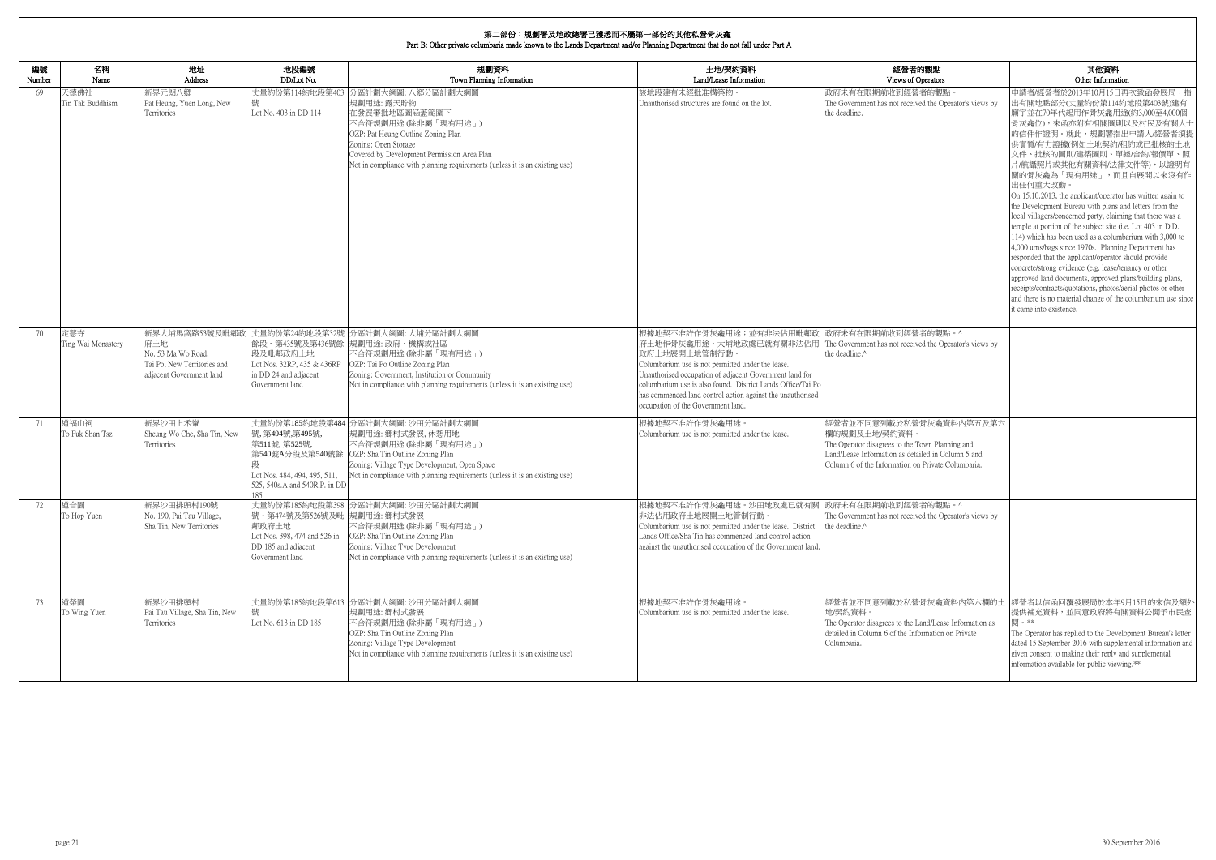## 第二部份：規劃署及地政總署已獲悉而不屬第一部份的其他私營骨灰龕
## Part B: Other private columbaria made known to the Lands Department and/or Planning Department that do not fall under Part A

| 編號 Number | 名稱 Name | 地址 Address | 地段編號 DD/Lot No. | 規劃資料 Town Planning Information | 土地/契約資料 Land/Lease Information | 經營者的觀點 Views of Operators | 其他資料 Other Information |
|---|---|---|---|---|---|---|---|
| 69 | 天德佛社<br>Tin Tak Buddhism | 新界元朗八鄉<br>Pat Heung, Yuen Long, New Territories | 丈量約份第114約地段第403號<br>Lot No. 403 in DD 114 | 分區計劃大綱圖: 八鄉分區計劃大綱圖<br>規劃用途: 露天貯物<br>在發展審批地區圖涵蓋範圍下<br>不合符規劃用途 (除非屬「現有用途」)<br>OZP: Pat Heung Outline Zoning Plan<br>Zoning: Open Storage<br>Covered by Development Permission Area Plan<br>Not in compliance with planning requirements (unless it is an existing use) | 該地段建有未經批准構築物。<br>Unauthorised structures are found on the lot. | 政府未有在限期前收到經營者的觀點。<br>The Government has not received the Operator's views by the deadline. | 申請者/經營者於2013年10月15日再次致函發展局，指出有關地點部分(丈量約份第114約地段第403號)建有廟宇並在70年代起用作骨灰龕用途(約3,000至4,000個骨灰龕位)，來函亦附有相關圖則以及村民及有關人士的信件作證明。就此，規劃署指出申請人/經營者須提供實質/有力證據(例如土地契約/租約或已批核的土地文件、批核的圖則/建築圖則、單據/合約/報價單、照片/航攝照片或其他有關資料/法律文件等)，以證明有關的骨灰龕為「現有用途」，而且自展開以來沒有作出任何重大改動。<br>On 15.10.2013, the applicant/operator has written again to the Development Bureau with plans and letters from the local villagers/concerned party, claiming that there was a temple at portion of the subject site (i.e. Lot 403 in D.D. 114) which has been used as a columbarium with 3,000 to 4,000 urns/bags since 1970s. Planning Department has responded that the applicant/operator should provide concrete/strong evidence (e.g. lease/tenancy or other approved land documents, approved plans/building plans, receipts/contracts/quotations, photos/aerial photos or other and there is no material change of the columbarium use since it came into existence. |
| 70 | 定慧寺<br>Ting Wai Monastery | 新界大埔馬窩路53號及毗鄰政府土地<br>No. 53 Ma Wo Road, Tai Po, New Territories and adjacent Government land | 丈量約份第24約地段第32號餘段、第435號及第436號餘段及毗鄰政府土地<br>Lot Nos. 32RP, 435 & 436RP in DD 24 and adjacent Government land | 分區計劃大綱圖: 大埔分區計劃大綱圖<br>規劃用途: 政府、機構或社區<br>不合符規劃用途 (除非屬「現有用途」)<br>OZP: Tai Po Outline Zoning Plan<br>Zoning: Government, Institution or Community<br>Not in compliance with planning requirements (unless it is an existing use) | 根據地契不准許作骨灰龕用途；並有非法佔用毗鄰政府土地作骨灰龕用途，大埔地政處已就有關非法佔用政府土地展開土地管制行動。<br>Columbarium use is not permitted under the lease. Unauthorised occupation of adjacent Government land for columbarium use is also found. District Lands Office/Tai Po has commenced land control action against the unauthorised occupation of the Government land. | 政府未有在限期前收到經營者的觀點。^<br>The Government has not received the Operator's views by the deadline.^ | |
| 71 | 道福山祠<br>To Fuk Shan Tsz | 新界沙田上禾輋<br>Sheung Wo Che, Sha Tin, New Territories | 丈量約份第185約地段第484號, 第494號,第495號, 第511號, 第525號, 第540號A段及第540號餘段<br>Lot Nos. 484, 494, 495, 511, 525, 540s.A and 540R.P. in DD 185 | 分區計劃大綱圖: 沙田分區計劃大綱圖<br>規劃用途: 鄉村式發展, 休憩用地<br>不合符規劃用途 (除非屬「現有用途」)<br>OZP: Sha Tin Outline Zoning Plan<br>Zoning: Village Type Development, Open Space<br>Not in compliance with planning requirements (unless it is an existing use) | 根據地契不准許作骨灰龕用途。<br>Columbarium use is not permitted under the lease. | 經營者並不同意列載於私營骨灰龕資料內第五及第六欄的規劃及土地/契約資料。<br>The Operator disagrees to the Town Planning and Land/Lease Information as detailed in Column 5 and Column 6 of the Information on Private Columbaria. | |
| 72 | 道合園<br>To Hop Yuen | 新界沙田排頭村190號<br>No. 190, Pai Tau Village, Sha Tin, New Territories | 丈量約份第185約地段第398號、第474號及第526號及毗鄰政府土地<br>Lot Nos. 398, 474 and 526 in DD 185 and adjacent Government land | 分區計劃大綱圖: 沙田分區計劃大綱圖<br>規劃用途: 鄉村式發展<br>不合符規劃用途 (除非屬「現有用途」)<br>OZP: Sha Tin Outline Zoning Plan<br>Zoning: Village Type Development<br>Not in compliance with planning requirements (unless it is an existing use) | 根據地契不准許作骨灰龕用途。沙田地政處已就有關非法佔用政府土地展開土地管制行動。<br>Columbarium use is not permitted under the lease. District Lands Office/Sha Tin has commenced land control action against the unauthorised occupation of the Government land. | 政府未有在限期前收到經營者的觀點。^<br>The Government has not received the Operator's views by the deadline.^ | |
| 73 | 道榮園<br>To Wing Yuen | 新界沙田排頭村<br>Pai Tau Village, Sha Tin, New Territories | 丈量約份第185約地段第613號<br>Lot No. 613 in DD 185 | 分區計劃大綱圖: 沙田分區計劃大綱圖<br>規劃用途: 鄉村式發展<br>不合符規劃用途 (除非屬「現有用途」)<br>OZP: Sha Tin Outline Zoning Plan<br>Zoning: Village Type Development<br>Not in compliance with planning requirements (unless it is an existing use) | 根據地契不准許作骨灰龕用途。<br>Columbarium use is not permitted under the lease. | 經營者並不同意列載於私營骨灰龕資料內第六欄的土地/契約資料。<br>The Operator disagrees to the Land/Lease Information as detailed in Column 6 of the Information on Private Columbaria. | 經營者以信函回覆發展局於本年9月15日的來信及額外提供補充資料，並同意政府將有關資料公開予市民查閱。**<br>The Operator has replied to the Development Bureau's letter dated 15 September 2016 with supplemental information and given consent to making their reply and supplemental information available for public viewing.** |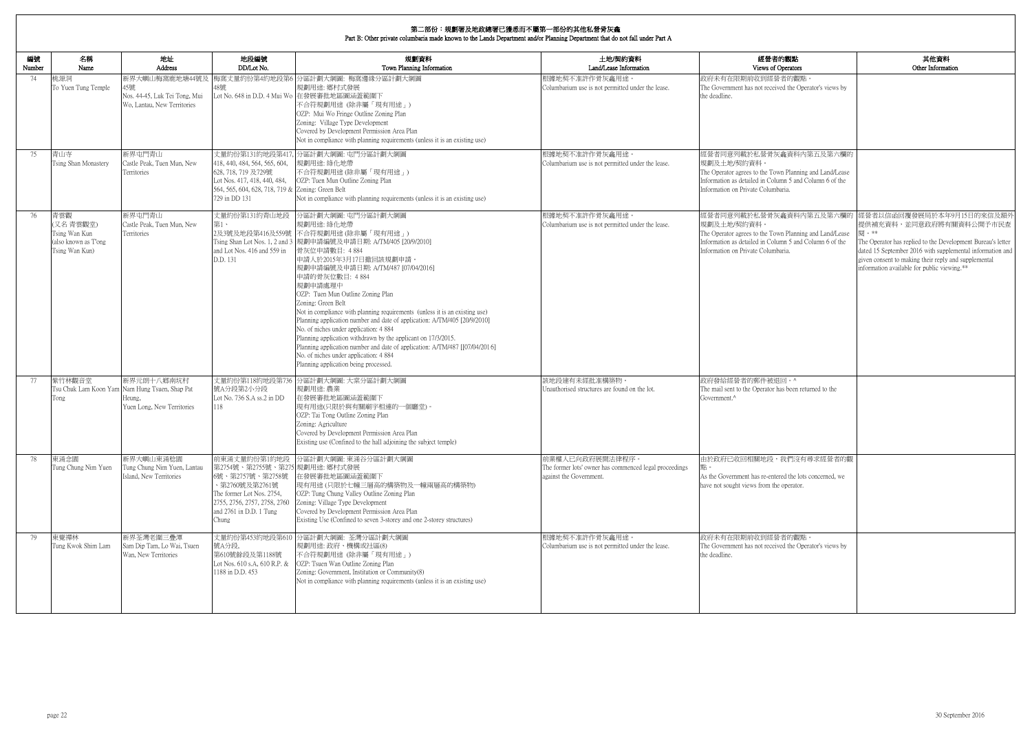## 第二部份：規劃署及地政總署已獲悉而不屬第一部份的其他私營骨灰龕
## Part B: Other private columbaria made known to the Lands Department and/or Planning Department that do not fall under Part A

| 編號 Number | 名稱 Name | 地址 Address | 地段編號 DD/Lot No. | 規劃資料 Town Planning Information | 土地/契約資料 Land/Lease Information | 經營者的觀點 Views of Operators | 其他資料 Other Information |
|---|---|---|---|---|---|---|---|
| 74 | 桃源洞<br>To Yuen Tung Temple | 新界大嶼山梅窩鹿地塘44號及45號<br>Nos. 44-45, Luk Tei Tong, Mui Wo, Lantau, New Territories | 梅窩丈量約份第4約地段第648號<br>Lot No. 648 in D.D. 4 Mui Wo | 分區計劃大綱圖: 梅窩邊緣分區計劃大綱圖<br>規劃用途: 鄉村式發展<br>在發展審批地區圖涵蓋範圍下<br>不合符規劃用途 (除非屬「現有用途」)<br>OZP: Mui Wo Fringe Outline Zoning Plan<br>Zoning: Village Type Development<br>Covered by Development Permission Area Plan<br>Not in compliance with planning requirements (unless it is an existing use) | 根據地契不准許作骨灰龕用途。<br>Columbarium use is not permitted under the lease. | 政府未有在限期前收到經營者的觀點。<br>The Government has not received the Operator's views by the deadline. | |
| 75 | 青山寺<br>Tsing Shan Monastery | 新界屯門青山<br>Castle Peak, Tuen Mun, New Territories | 丈量約份第131約地段第417, 418, 440, 484, 564, 565, 604, 628, 718, 719 及729號<br>Lot Nos. 417, 418, 440, 484, 564, 565, 604, 628, 718, 719 & 729 in DD 131 | 分區計劃大綱圖: 屯門分區計劃大綱圖<br>規劃用途: 綠化地帶<br>不合符規劃用途 (除非屬「現有用途」)<br>OZP: Tuen Mun Outline Zoning Plan<br>Zoning: Green Belt<br>Not in compliance with planning requirements (unless it is an existing use) | 根據地契不准許作骨灰龕用途。<br>Columbarium use is not permitted under the lease. | 經營者同意列載於私營骨灰龕資料內第五及第六欄的規劃及土地/契約資料。<br>The Operator agrees to the Town Planning and Land/Lease Information as detailed in Column 5 and Column 6 of the Information on Private Columbaria. | |
| 76 | 青雲觀<br>(又名 青雲觀堂)<br>Tsing Wan Kun<br>(also known as Tsing Wan Kun) | 新界屯門青山<br>Castle Peak, Tuen Mun, New Territories | 丈量約份第131約青山地段第1、2及3號及地段第416及559號<br>Tsing Shan Lot Nos. 1, 2 and 3 and Lot Nos. 416 and 559 in D.D. 131 | 分區計劃大綱圖: 屯門分區計劃大綱圖<br>規劃用途: 綠化地帶<br>不合符規劃用途 (除非屬「現有用途」)<br>規劃申請編號及申請日期: A/TM/405 [20/9/2010]<br>骨灰位申請數目: 4 884<br>申請人於2015年3月17日撤回該規劃申請。<br>規劃申請編號及申請日期: A/TM/487 [07/04/2016]<br>申請的骨灰位數目: 4 884<br>規劃申請處理中<br>OZP: Tuen Mun Outline Zoning Plan<br>Zoning: Green Belt<br>Not in compliance with planning requirements (unless it is an existing use)<br>Planning application number and date of application: A/TM/405 [20/9/2010]<br>No. of niches under application: 4 884<br>Planning application withdrawn by the applicant on 17/3/2015.<br>Planning application number and date of application: A/TM/487 [[07/04/2016]<br>No. of niches under application: 4 884<br>Planning application being processed. | 根據地契不准許作骨灰龕用途。<br>Columbarium use is not permitted under the lease. | 經營者同意列載於私營骨灰龕資料內第五及第六欄的規劃及土地/契約資料。<br>The Operator agrees to the Town Planning and Land/Lease Information as detailed in Column 5 and Column 6 of the Information on Private Columbaria. | 經營者以信函回覆發展局於本年9月15日的來信及額外提供補充資料，並同意政府將有關資料公開予市民查閱。**<br>The Operator has replied to the Development Bureau's letter dated 15 September 2016 with supplemental information and given consent to making their reply and supplemental information available for public viewing.** |
| 77 | 紫竹林觀音堂<br>Tsu Chuk Lam Koon Yam Tong | 新界元朗十八鄉南坑村<br>Nam Hung Tsuen, Shap Pat Heung, Yuen Long, New Territories | 丈量約份第118約地段第736號A分段第2小分段<br>Lot No. 736 S.A ss.2 in DD 118 | 分區計劃大綱圖: 大棠分區計劃大綱圖<br>規劃用途: 農業<br>在發展審批地區圖涵蓋範圍下<br>現有用途(只限於與有關廟宇相連的一個廳堂)。<br>OZP: Tai Tong Outline Zoning Plan<br>Zoning: Agriculture<br>Covered by Development Permission Area Plan<br>Existing use (Confined to the hall adjoining the subject temple) | 該地段建有未經批准構築物。<br>Unauthorised structures are found on the lot. | 政府發給經營者的郵件被退回。^<br>The mail sent to the Operator has been returned to the Government.^ | |
| 78 | 東涌念園<br>Tung Chung Nim Yuen | 新界大嶼山東涌稔園<br>Tung Chung Nim Yuen, Lantau Island, New Territories | 前東涌丈量約份第1約地段第2754號、第2755號、第2756號、第2757號、第2758號、第2760號及第2761號<br>The former Lot Nos. 2754, 2755, 2756, 2757, 2758, 2760 and 2761 in D.D. 1 Tung Chung | 分區計劃大綱圖: 東涌谷分區計劃大綱圖<br>規劃用途: 鄉村式發展<br>在發展審批地區圖涵蓋範圍下<br>現有用途 (只限於七幢三層高的構築物及一幢兩層高的構築物)<br>OZP: Tung Chung Valley Outline Zoning Plan<br>Zoning: Village Type Development<br>Covered by Development Permission Area Plan<br>Existing Use (Confined to seven 3-storey and one 2-storey structures) | 前業權人已向政府展開法律程序。<br>The former lots' owner has commenced legal proceedings against the Government. | 由於政府已收回相關地段，我們沒有尋求經營者的觀點。<br>As the Government has re-entered the lots concerned, we have not sought views from the operator. | |
| 79 | 東覺禪林<br>Tung Kwok Shim Lam | 新界荃灣老圍三疊潭<br>Sam Dip Tam, Lo Wai, Tsuen Wan, New Territories | 丈量約份第453約地段第610號A分段、第610號餘段及第1188號<br>Lot Nos. 610 s.A, 610 R.P. & 1188 in D.D. 453 | 分區計劃大綱圖: 荃灣分區計劃大綱圖<br>規劃用途: 政府、機構或社區(8)<br>不合符規劃用途 (除非屬「現有用途」)<br>OZP: Tsuen Wan Outline Zoning Plan<br>Zoning: Government, Institution or Community(8)<br>Not in compliance with planning requirements (unless it is an existing use) | 根據地契不准許作骨灰龕用途。<br>Columbarium use is not permitted under the lease. | 政府未有在限期前收到經營者的觀點。<br>The Government has not received the Operator's views by the deadline. | |

30 September 2016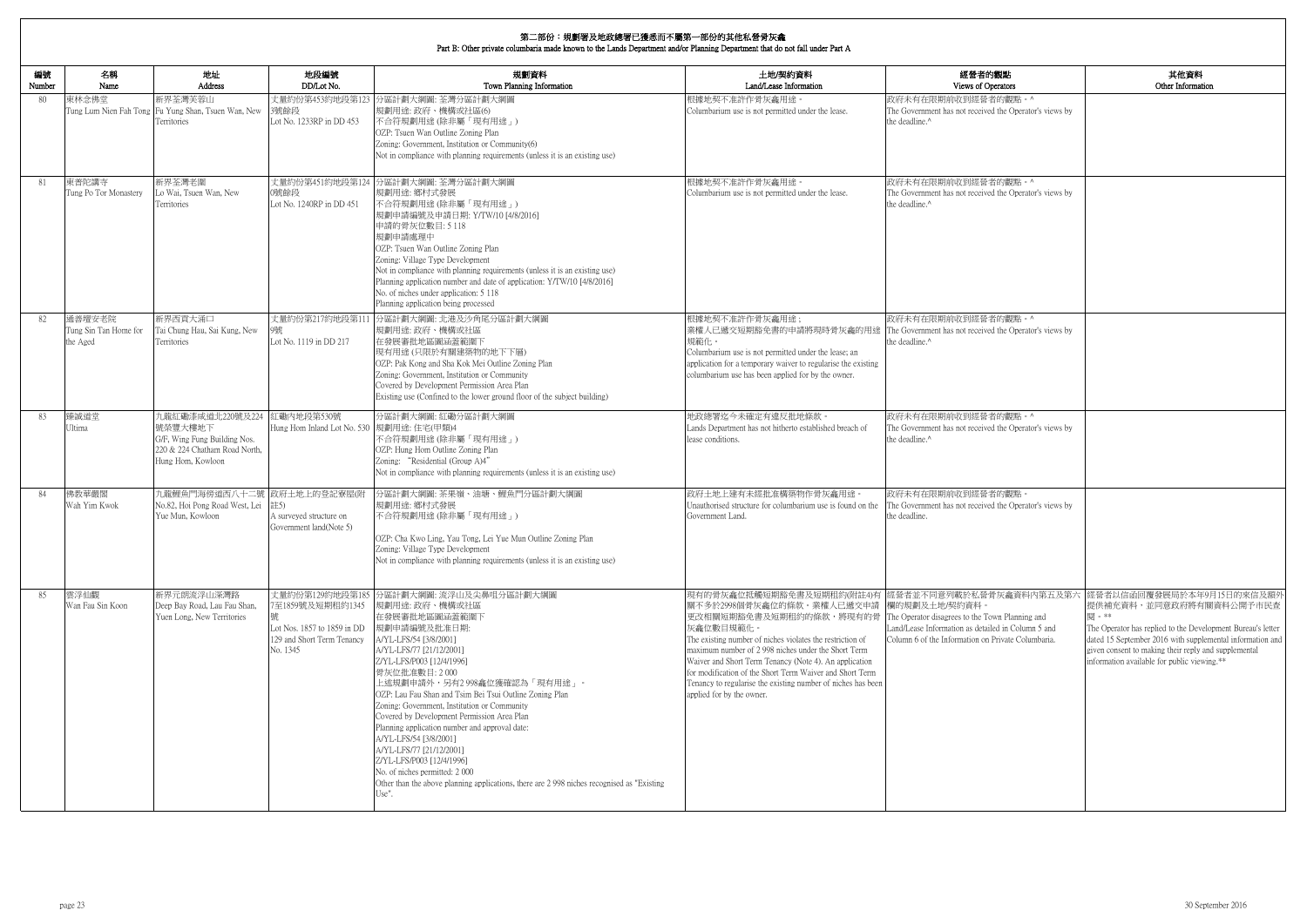## 第二部份：規劃署及地政總署已獲悉而不屬第一部份的其他私營骨灰龕
## Part B: Other private columbaria made known to the Lands Department and/or Planning Department that do not fall under Part A

| 編號 Number | 名稱 Name | 地址 Address | 地段編號 DD/Lot No. | 規劃資料 Town Planning Information | 土地/契約資料 Land/Lease Information | 經營者的觀點 Views of Operators | 其他資料 Other Information |
|---|---|---|---|---|---|---|---|
| 80 | 東林念佛堂<br>Tung Lum Nien Fah Tong | 新界荃灣芙蓉山<br>Fu Yung Shan, Tsuen Wan, New Territories | 丈量約份第453約地段第1233號餘段<br>Lot No. 1233RP in DD 453 | 分區計劃大綱圖: 荃灣分區計劃大綱圖<br>規劃用途: 政府、機構或社區(6)<br>不合符規劃用途 (除非屬「現有用途」)<br>OZP: Tsuen Wan Outline Zoning Plan<br>Zoning: Government, Institution or Community(6)<br>Not in compliance with planning requirements (unless it is an existing use) | 根據地契不准許作骨灰龕用途。<br>Columbarium use is not permitted under the lease. | 政府未有在限期前收到經營者的觀點。^<br>The Government has not received the Operator's views by the deadline.^ | |
| 81 | 東普陀講寺<br>Tung Po Tor Monastery | 新界荃灣老圍<br>Lo Wai, Tsuen Wan, New Territories | 丈量約份第451約地段第1240號餘段<br>Lot No. 1240RP in DD 451 | 分區計劃大綱圖: 荃灣分區計劃大綱圖<br>規劃用途: 鄉村式發展<br>不合符規劃用途 (除非屬「現有用途」)<br>規劃申請編號及申請日期: Y/TW/10 [4/8/2016]<br>申請的骨灰位數目: 5 118<br>規劃申請處理中<br>OZP: Tsuen Wan Outline Zoning Plan<br>Zoning: Village Type Development<br>Not in compliance with planning requirements (unless it is an existing use)<br>Planning application number and date of application: Y/TW/10 [4/8/2016]<br>No. of niches under application: 5 118<br>Planning application being processed | 根據地契不准許作骨灰龕用途。<br>Columbarium use is not permitted under the lease. | 政府未有在限期前收到經營者的觀點。^<br>The Government has not received the Operator's views by the deadline.^ | |
| 82 | 通善壇安老院<br>Tung Sin Tan Home for the Aged | 新界西貢大涌口<br>Tai Chung Hau, Sai Kung, New Territories | 丈量約份第217約地段第1119號<br>Lot No. 1119 in DD 217 | 分區計劃大綱圖: 北港及沙角尾分區計劃大綱圖<br>規劃用途: 政府、機構或社區<br>在發展審批地區圖涵蓋範圍下<br>現有用途 (只限於有關建築物的地下下層)<br>OZP: Pak Kong and Sha Kok Mei Outline Zoning Plan<br>Zoning: Government, Institution or Community<br>Covered by Development Permission Area Plan<br>Existing use (Confined to the lower ground floor of the subject building) | 根據地契不准許作骨灰龕用途；<br>業權人已遞交短期豁免書的申請將現時骨灰龕的用途規範化。<br>Columbarium use is not permitted under the lease; an application for a temporary waiver to regularise the existing columbarium use has been applied for by the owner. | 政府未有在限期前收到經營者的觀點。^<br>The Government has not received the Operator's views by the deadline.^ | |
| 83 | 臻誠道堂<br>Ultima | 九龍紅磡漆咸道北220號及224號榮豐大樓地下<br>G/F, Wing Fung Building Nos. 220 & 224 Chatham Road North, Hung Hom, Kowloon | 紅磡內地段第530號<br>Hung Hom Inland Lot No. 530 | 分區計劃大綱圖: 紅磡分區計劃大綱圖<br>規劃用途: 住宅(甲類)4<br>不合符規劃用途 (除非屬「現有用途」)<br>OZP: Hung Hom Outline Zoning Plan<br>Zoning: "Residential (Group A)4"<br>Not in compliance with planning requirements (unless it is an existing use) | 地政總署迄今未確定有違反批地條款。<br>Lands Department has not hitherto established breach of lease conditions. | 政府未有在限期前收到經營者的觀點。^<br>The Government has not received the Operator's views by the deadline.^ | |
| 84 | 佛教華嚴閣<br>Wah Yim Kwok | 九龍鯉魚門海傍道西八十二號<br>No.82, Hoi Pong Road West, Lei Yue Mun, Kowloon | 政府土地上的登記寮屋(附註5)<br>A surveyed structure on Government land(Note 5) | 分區計劃大綱圖: 茶果嶺、油塘、鯉魚門分區計劃大綱圖<br>規劃用途: 鄉村式發展<br>不合符規劃用途 (除非屬「現有用途」)<br>OZP: Cha Kwo Ling, Yau Tong, Lei Yue Mun Outline Zoning Plan<br>Zoning: Village Type Development<br>Not in compliance with planning requirements (unless it is an existing use) | 政府土地上建有未經批准構築物作骨灰龕用途。<br>Unauthorised structure for columbarium use is found on the Government Land. | 政府未有在限期前收到經營者的觀點。<br>The Government has not received the Operator's views by the deadline. | |
| 85 | 雲浮仙觀<br>Wan Fau Sin Koon | 新界元朗流浮山深灣路<br>Deep Bay Road, Lau Fau Shan, Yuen Long, New Territories | 丈量約份第129約地段第1857至1859號及短期租約1345號<br>Lot Nos. 1857 to 1859 in DD 129 and Short Term Tenancy No. 1345 | 分區計劃大綱圖: 流浮山及尖鼻咀分區計劃大綱圖<br>規劃用途: 政府、機構或社區<br>在發展審批地區圖涵蓋範圍下<br>規劃申請編號及批准日期:<br>A/YL-LFS/54 [3/8/2001]<br>A/YL-LFS/77 [21/12/2001]<br>Z/YL-LFS/P003 [12/4/1996]<br>骨灰位批准數目: 2 000<br>上述規劃申請外，另有2 998龕位獲確認為「現有用途」。<br>OZP: Lau Fau Shan and Tsim Bei Tsui Outline Zoning Plan<br>Zoning: Government, Institution or Community<br>Covered by Development Permission Area Plan<br>Planning application number and approval date:<br>A/YL-LFS/54 [3/8/2001]<br>A/YL-LFS/77 [21/12/2001]<br>Z/YL-LFS/P003 [12/4/1996]<br>No. of niches permitted: 2 000<br>Other than the above planning applications, there are 2 998 niches recognised as "Existing Use". | 現有的骨灰龕位抵觸短期豁免書及短期租約(附註4)有關不多於2998個骨灰龕位的條款。業權人已遞交申請更改相關短期豁免書及短期租約的條款，將現有的骨灰龕位數目規範化。<br>The existing number of niches violates the restriction of maximum number of 2 998 niches under the Short Term Waiver and Short Term Tenancy (Note 4). An application for modification of the Short Term Waiver and Short Term Tenancy to regularise the existing number of niches has been applied for by the owner. | 經營者並不同意列載於私營骨灰龕資料內第五及第六欄的規劃及土地/契約資料。<br>The Operator disagrees to the Town Planning and Land/Lease Information as detailed in Column 5 and Column 6 of the Information on Private Columbaria. | 經營者以信函回覆發展局於本年9月15日的來信及額外提供補充資料，並同意政府將有關資料公開予市民查閱。**<br>The Operator has replied to the Development Bureau's letter dated 15 September 2016 with supplemental information and given consent to making their reply and supplemental information available for public viewing.** |

30 September 2016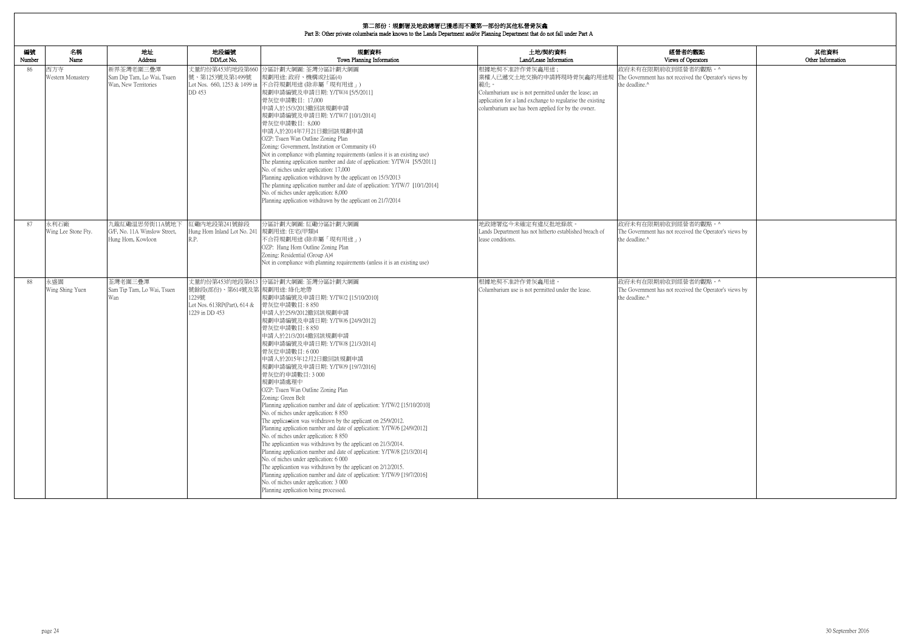# 第二部份：規劃署及地政總署已獲悉而不屬第一部份的其他私營骨灰龕
## Part B: Other private columbaria made known to the Lands Department and/or Planning Department that do not fall under Part A

| 編號 Number | 名稱 Name | 地址 Address | 地段編號 DD/Lot No. | 規劃資料 Town Planning Information | 土地/契約資料 Land/Lease Information | 經營者的觀點 Views of Operators | 其他資料 Other Information |
|---|---|---|---|---|---|---|---|
| 86 | 西方寺<br>Western Monastery | 新界荃灣老圍三疊潭<br>Sam Dip Tam, Lo Wai, Tsuen Wan, New Territories | 丈量約份第453約地段第660號、第1253號及第1499號<br>Lot Nos. 660, 1253 & 1499 in DD 453 | 分區計劃大綱圖: 荃灣分區計劃大綱圖<br>規劃用途: 政府、機構或社區(4)<br>不合符規劃用途 (除非屬「現有用途」)<br>規劃申請編號及申請日期: Y/TW/4 [5/5/2011]<br>骨灰位申請數目: 17,000<br>申請人於15/3/2013撤回該規劃申請<br>規劃申請編號及申請日期: Y/TW/7 [10/1/2014]<br>骨灰位申請數目: 8,000<br>申請人於2014年7月21日撤回該規劃申請<br>OZP: Tsuen Wan Outline Zoning Plan<br>Zoning: Government, Institution or Community (4)<br>Not in compliance with planning requirements (unless it is an existing use)<br>The planning application number and date of application: Y/TW/4 [5/5/2011]<br>No. of niches under application: 17,000<br>Planning application withdrawn by the applicant on 15/3/2013<br>The planning application number and date of application: Y/TW/7 [10/1/2014]<br>No. of niches under application: 8,000<br>Planning application withdrawn by the applicant on 21/7/2014 | 根據地契不准許作骨灰龕用途；<br>業權人已遞交土地交換的申請將現時骨灰龕的用途規範化。<br>Columbarium use is not permitted under the lease; an application for a land exchange to regularise the existing columbarium use has been applied for by the owner. | 政府未有在限期前收到經營者的觀點。^<br>The Government has not received the Operator's views by the deadline.^ | |
| 87 | 永利石廠<br>Wing Lee Stone Fty. | 九龍紅磡温思勞街11A號地下<br>G/F, No. 11A Winslow Street, Hung Hom, Kowloon | 紅磡內地段第241號餘段<br>Hung Hom Inland Lot No. 241 R.P. | 分區計劃大綱圖: 紅磡分區計劃大綱圖<br>規劃用途: 住宅(甲類)4<br>不合符規劃用途 (除非屬「現有用途」)<br>OZP: Hung Hom Outline Zoning Plan<br>Zoning: Residential (Group A)4<br>Not in compliance with planning requirements (unless it is an existing use) | 地政總署迄今未確定有違反批地條款。<br>Lands Department has not hitherto established breach of lease conditions. | 政府未有在限期前收到經營者的觀點。^<br>The Government has not received the Operator's views by the deadline.^ | |
| 88 | 永盛園<br>Wing Shing Yuen | 荃灣老圍三疊潭<br>Sam Tip Tam, Lo Wai, Tsuen Wan | 丈量約份第453約地段第613號餘段(部份)、第614號及第1229號<br>Lot Nos. 613RP(Part), 614 & 1229 in DD 453 | 分區計劃大綱圖: 荃灣分區計劃大綱圖<br>規劃用途: 綠化地帶<br>規劃申請編號及申請日期: Y/TW/2 [15/10/2010]<br>骨灰位申請數目: 8 850<br>申請人於25/9/2012撤回該規劃申請<br>規劃申請編號及申請日期: Y/TW/6 [24/9/2012]<br>骨灰位申請數目: 8 850<br>申請人於21/3/2014撤回該規劃申請<br>規劃申請編號及申請日期: Y/TW/8 [21/3/2014]<br>骨灰位申請數目: 6 000<br>申請人於2015年12月2日撤回該規劃申請<br>規劃申請編號及申請日期: Y/TW/9 [19/7/2016]<br>骨灰位的申請數目: 3 000<br>規劃申請處理中<br>OZP: Tsuen Wan Outline Zoning Plan<br>Zoning: Green Belt<br>Planning application number and date of application: Y/TW/2 [15/10/2010]<br>No. of niches under application: 8 850<br>The applicaation was withdrawn by the applicant on 25/9/2012.<br>Planning application number and date of application: Y/TW/6 [24/9/2012]<br>No. of niches under application: 8 850<br>The applicantion was withdrawn by the applicant on 21/3/2014.<br>Planning application number and date of application: Y/TW/8 [21/3/2014]<br>No. of niches under application: 6 000<br>The applicantion was withdrawn by the applicant on 2/12/2015.<br>Planning application number and date of application: Y/TW/9 [19/7/2016]<br>No. of niches under application: 3 000<br>Planning application being processed. | 根據地契不准許作骨灰龕用途。<br>Columbarium use is not permitted under the lease. | 政府未有在限期前收到經營者的觀點。^<br>The Government has not received the Operator's views by the deadline.^ | |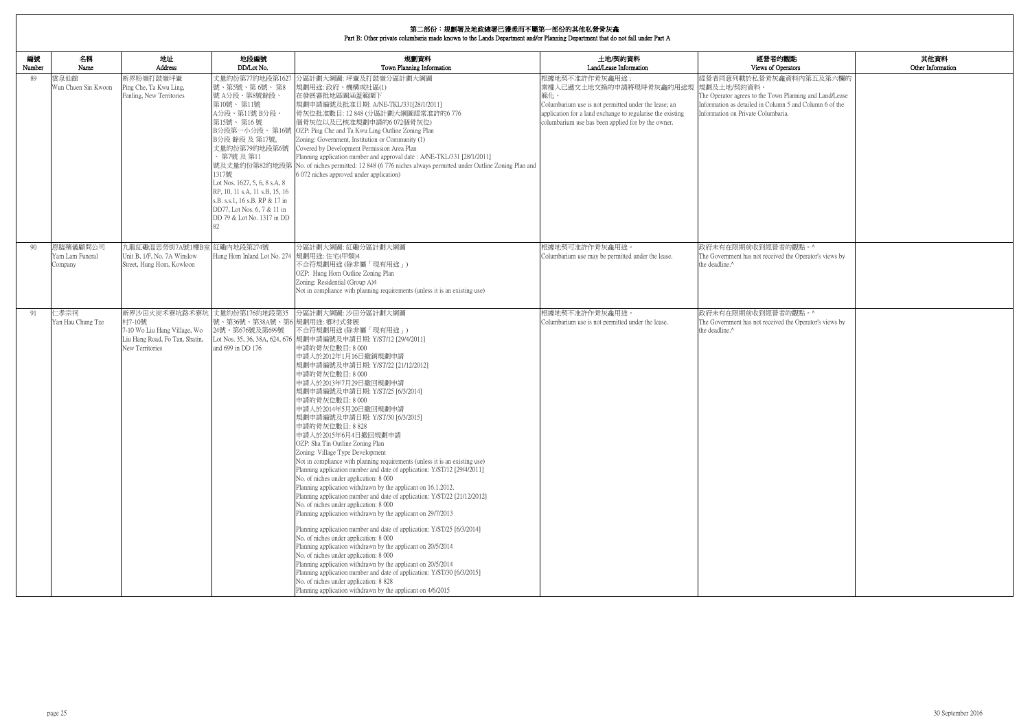# 第二部份：規劃署及地政總署已獲悉而不屬第一部份的其他私營骨灰龕
Part B: Other private columbaria made known to the Lands Department and/or Planning Department that do not fall under Part A

| 編號 Number | 名稱 Name | 地址 Address | 地段編號 DD/Lot No. | 規劃資料 Town Planning Information | 土地/契約資料 Land/Lease Information | 經營者的觀點 Views of Operators | 其他資料 Other Information |
|---|---|---|---|---|---|---|---|
| 89 | 雲泉仙館<br>Wun Chuen Sin Kwoon | 新界粉嶺打鼓嶺坪輋<br>Ping Che, Ta Kwu Ling, Fanling, New Territories | 丈量約份第77約地段第1627號、第5號、第 6號、 第8號 A分段、第8號餘段、第10號、 第11號 A分段、第11號 B分段、第15號、 第16 號 B分段第一小分段、 第16號 B分段 餘段 及 第17號。丈量約份第79約地段第6號、第7號 及 第11號及丈量約份第82約地段第1317號<br>Lot Nos. 1627, 5, 6, 8 s.A, 8 RP, 10, 11 s.A, 11 s.B, 15, 16 s.B. s.s.1, 16 s.B. RP & 17 in DD77, Lot Nos. 6, 7 & 11 in DD 79 & Lot No. 1317 in DD 82 | 分區計劃大綱圖: 坪輋及打鼓嶺分區計劃大綱圖<br>規劃用途: 政府、機構或社區(1)<br>在發展審批地區圖涵蓋範圍下<br>規劃申請編號及批准日期: A/NE-TKL/331[28/1/2011]<br>骨灰位批准數目: 12 848 (分區計劃大綱圖經常准許的6 776個骨灰位以及已核准規劃申請的6 072個骨灰位)<br>OZP: Ping Che and Ta Kwu Ling Outline Zoning Plan<br>Zoning: Government, Institution or Community (1)<br>Covered by Development Permission Area Plan<br>Planning application number and approval date : A/NE-TKL/331 [28/1/2011]<br>No. of niches permitted: 12 848 (6 776 niches always permitted under Outline Zoning Plan and 6 072 niches approved under application) | 根據地契不准許作骨灰龕用途；<br>業權人已遞交土地交換的申請將現時骨灰龕的用途規範化。<br>Columbarium use is not permitted under the lease; an application for a land exchange to regularise the existing columbarium use has been applied for by the owner. | 經營者同意列載於私營骨灰龕資料內第五及第六欄的規劃及土地/契約資料。<br>The Operator agrees to the Town Planning and Land/Lease Information as detailed in Column 5 and Column 6 of the Information on Private Columbaria. | |
| 90 | 恩臨殯儀顧問公司<br>Yam Lam Funeral Company | 九龍紅磡溫思勞街7A號1樓B室<br>Unit B, 1/F, No. 7A Winslow Street, Hung Hom, Kowloon | 紅磡內地段第274號<br>Hung Hom Inland Lot No. 274 | 分區計劃大綱圖: 紅磡分區計劃大綱圖<br>規劃用途: 住宅(甲類)4<br>不合符規劃用途 (除非屬「現有用途」)<br>OZP: Hung Hom Outline Zoning Plan<br>Zoning: Residential (Group A)4<br>Not in compliance with planning requirements (unless it is an existing use) | 根據地契可准許作骨灰龕用途。<br>Columbarium use may be permitted under the lease. | 政府未有在限期前收到經營者的觀點。^<br>The Government has not received the Operator's views by the deadline.^ | |
| 91 | 仁孝宗祠<br>Yan Hau Chung Tze | 新界沙田火炭禾寮坑路禾寮坑村7-10號<br>7-10 Wo Liu Hang Village, Wo Liu Hang Road, Fo Tan, Shatin, New Territories | 丈量約份第176約地段第35號、第36號、第38A號、第624號、第676號及第699號<br>Lot Nos. 35, 36, 38A, 624, 676 and 699 in DD 176 | 分區計劃大綱圖: 沙田分區計劃大綱圖<br>規劃用途: 鄉村式發展<br>不合符規劃用途 (除非屬「現有用途」)<br>規劃申請編號及申請日期: Y/ST/12 [29/4/2011]<br>申請的骨灰位數目: 8 000<br>申請人於2012年1月16日撤銷規劃申請<br>規劃申請編號及申請日期: Y/ST/22 [21/12/2012]<br>申請的骨灰位數目: 8 000<br>申請人於2013年7月29日撤回規劃申請<br>規劃申請編號及申請日期: Y/ST/25 [6/3/2014]<br>申請的骨灰位數目: 8 000<br>申請人於2014年5月20日撤回規劃申請<br>規劃申請編號及申請日期: Y/ST/30 [6/3/2015]<br>申請的骨灰位數目: 8 828<br>申請人於2015年6月4日撤回規劃申請<br>OZP: Sha Tin Outline Zoning Plan<br>Zoning: Village Type Development<br>Not in compliance with planning requirements (unless it is an existing use)<br>Planning application number and date of application: Y/ST/12 [29/4/2011]<br>No. of niches under application: 8 000<br>Planning application withdrawn by the applicant on 16.1.2012.<br>Planning application number and date of application: Y/ST/22 [21/12/2012]<br>No. of niches under application: 8 000<br>Planning application withdrawn by the applicant on 29/7/2013<br>Planning application number and date of application: Y/ST/25 [6/3/2014]<br>No. of niches under application: 8 000<br>Planning application withdrawn by the applicant on 20/5/2014<br>No. of niches under application: 8 000<br>Planning application withdrawn by the applicant on 20/5/2014<br>Planning application number and date of application: Y/ST/30 [6/3/2015]<br>No. of niches under application: 8 828<br>Planning application withdrawn by the applicant on 4/6/2015 | 根據地契不准許作骨灰龕用途。<br>Columbarium use is not permitted under the lease. | 政府未有在限期前收到經營者的觀點。^<br>The Government has not received the Operator's views by the deadline.^ | |

30 September 2016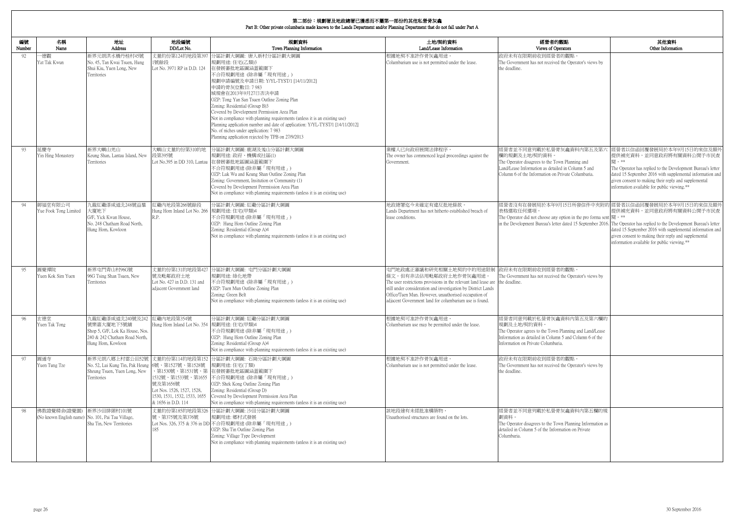## 第二部份：規劃署及地政總署已獲悉而不屬第一部份的其他私營骨灰龕
## Part B: Other private columbaria made known to the Lands Department and/or Planning Department that do not fall under Part A

| 編號 Number | 名稱 Name | 地址 Address | 地段編號 DD/Lot No. | 規劃資料 Town Planning Information | 土地/契約資料 Land/Lease Information | 經營者的觀點 Views of Operators | 其他資料 Other Information |
|---|---|---|---|---|---|---|---|
| 92 | 一德觀<br>Yat Tak Kwun | 新界元朗洪水橋丹桂村45號<br>No. 45, Tan Kwai Tsuen, Hung Shui Kiu, Yuen Long, New Territories | 丈量約份第124約地段第3971號餘段<br>Lot No. 3971 RP in D.D. 124 | 分區計劃大綱圖: 唐人新村分區計劃大綱圖<br>規劃用途: 住宅(乙類)3<br>在發展審批地區圖涵蓋範圍下<br>不合符規劃用途 (除非屬「現有用途」)<br>規劃申請編號及申請日期: Y/YL-TYST/1 [14/11/2012]<br>申請的骨灰位數目: 7 983<br>城規會在2013年9月27日否決申請<br>OZP: Tong Yan San Tsuen Outline Zoning Plan<br>Zoning: Residential (Group B)3<br>Covered by Development Permission Area Plan<br>Not in compliance with planning requirements (unless it is an existing use)<br>Planning application number and date of application: Y/YL-TYST/1 [14/11/2012]<br>No. of niches under application: 7 983<br>Planning application rejected by TPB on 27/9/2013 | 根據地契不准許作骨灰龕用途。<br>Columbarium use is not permitted under the lease. | 政府未有在限期前收到經營者的觀點。<br>The Government has not received the Operator's views by the deadline. | |
| 93 | 延慶寺<br>Yin Hing Monastery | 新界大嶼山羌山<br>Keung Shan, Lantau Island, New Territories | 大嶼山丈量約份第310約地段第395號<br>Lot No.395 in DD 310, Lantau | 分區計劃大綱圖: 鹿湖及羗山分區計劃大綱圖<br>規劃用途: 政府、機構或社區(1)<br>在發展審批地區圖涵蓋範圍下<br>不合符規劃用途 (除非屬「現有用途」)<br>OZP: Luk Wu and Keung Shan Outline Zoning Plan<br>Zoning: Government, Insitution or Community (1)<br>Covered by Development Perrmission Area Plan<br>Not in compliance with planning requirements (unless it is an existing use) | 業權人已向政府展開法律程序。<br>The owner has commenced legal proceedings against the Government. | 經營者並不同意列載於私營骨灰龕資料內第五及第六欄的規劃及土地/契約資料。<br>The Operator disagrees to the Town Planning and Land/Lease Information as detailed in Column 5 and Column 6 of the Information on Private Columbaria. | 經營者以信函回覆發展局於本年9月15日的來信及額外提供補充資料，並同意政府將有關資料公開予市民查閱。**<br>The Operator has replied to the Development Bureau's letter dated 15 September 2016 with supplemental information and given consent to making their reply and supplemental information available for public viewing.** |
| 94 | 御福堂有限公司<br>Yue Fook Tong Limited | 九龍紅磡漆咸道北248號益羣大廈地下<br>G/F, Yick Kwan House, No. 248 Chatham Road North, Hung Hom, Kowloon | 紅磡內地段第266號餘段<br>Hung Hom Inland Lot No. 266 R.P. | 分區計劃大綱圖: 紅磡分區計劃大綱圖<br>規劃用途: 住宅(甲類)4<br>不合符規劃用途 (除非屬「現有用途」)<br>OZP: Hung Hom Outline Zoning Plan<br>Zoning: Residential (Group A)4<br>Not in compliance with planning requirements (unless it is an existing use) | 地政總署迄今未確定有違反批地條款。<br>Lands Department has not hitherto established breach of lease conditions. | 經營者沒有在發展局於本年9月15日所發信件中夾附的表格選取任何選項。<br>The Operator did not choose any option in the pro forma sent in the Development Bureau's letter dated 15 September 2016. | 經營者以信函回覆發展局於本年9月15日的來信及額外提供補充資料，並同意政府將有關資料公開予市民查閱。**<br>The Operator has replied to the Development Bureau's letter dated 15 September 2016 with supplemental information and given consent to making their reply and supplemental information available for public viewing.** |
| 95 | 圓覺禪院<br>Yuen Kok Sim Yuen | 新界屯門青山村96G號<br>96G Tsing Shan Tsuen, New Territories | 丈量約份第131約地段第427號及毗鄰政府土地<br>Lot No. 427 in D.D. 131 and adjacent Government land | 分區計劃大綱圖: 屯門分區計劃大綱圖<br>規劃用途: 綠化地帶<br>不合符規劃用途 (除非屬「現有用途」)<br>OZP: Tuen Mun Outline Zoning Plan<br>Zoning: Green Belt<br>Not in compliance with planning requirements (unless it is an existing use) | 屯門地政處正審議和研究相關土地契約中的用途限制條文。但有非法佔用毗鄰政府土地作骨灰龕用途。<br>The user restrictions provisions in the relevant land lease are still under consideration and investigation by District Lands Office/Tuen Mun. However, unauthorised occupation of adjacent Government land for columbarium use is found. | 政府未有在限期前收到經營者的觀點。<br>The Government has not received the Operator's views by the deadline. | |
| 96 | 玄德堂<br>Yuen Tak Tong | 九龍紅磡漆咸道北240號及242號樂嘉大廈地下5號舖<br>Shop 5, G/F, Lok Ka House, Nos. 240 & 242 Chatham Road North, Hung Hom, Kowloon | 紅磡內地段第354號<br>Hung Hom Inland Lot No. 354 | 分區計劃大綱圖: 紅磡分區計劃大綱圖<br>規劃用途: 住宅(甲類)4<br>不合符規劃用途 (除非屬「現有用途」)<br>OZP: Hung Hom Outline Zoning Plan<br>Zoning: Residential (Group A)4<br>Not in compliance with planning requirements (unless it is an existing use) | 根據地契可准許作骨灰龕用途。<br>Columbarium use may be permitted under the lease. | 經營者同意列載於私營骨灰龕資料內第五及第六欄的規劃及土地/契約資料。<br>The Operator agrees to the Town Planning and Land/Lease Information as detailed in Column 5 and Column 6 of the Information on Private Columbaria. | |
| 97 | 圓通寺<br>Yuen Tung Tze | 新界元朗八鄉上村雷公田52號<br>No. 52, Lui Kung Tin, Pak Heung Sheung Tsuen, Yuen Long, New Territories | 丈量約份第114約地段第1526號、第1527號、第1528號、第1530號、第1531號、第1532號、第1533號、第1655號及第1656號<br>Lot Nos. 1526, 1527, 1528, 1530, 1531, 1532, 1533, 1655 & 1656 in D.D. 114 | 分區計劃大綱圖: 石崗分區計劃大綱圖<br>規劃用途: 住宅(丁類)<br>在發展審批地區圖涵蓋範圍下<br>不合符規劃用途 (除非屬「現有用途」)<br>OZP: Shek Kong Outline Zoning Plan<br>Zoning: Residential (Group D)<br>Covered by Development Permission Area Plan<br>Not in compliance with planning requirements (unless it is an existing use) | 根據地契不准許作骨灰龕用途。<br>Columbarium use is not permitted under the lease. | 政府未有在限期前收到經營者的觀點。<br>The Government has not received the Operator's views by the deadline. | |
| 98 | 佛教證覺精舍(證覺園)<br>(No known English name) | 新界沙田排頭村101號<br>No. 101, Pai Tau Village, Sha Tin, New Territories | 丈量約份第185約地段第326號、第375號及第376號<br>Lot Nos. 326, 375 & 376 in DD 185 | 分區計劃大綱圖: 沙田分區計劃大綱圖<br>規劃用途: 鄉村式發展<br>不合符規劃用途 (除非屬「現有用途」)<br>OZP: Sha Tin Outline Zoning Plan<br>Zoning: Village Type Development<br>Not in compliance with planning requirements (unless it is an existing use) | 該地段建有未經批准構築物。<br>Unauthorised structures are found on the lots. | 經營者並不同意列載於私營骨灰龕資料內第五欄的規劃資料。<br>The Operator disagrees to the Town Planning Information as detailed in Column 5 of the Information on Private Columbaria. | |

30 September 2016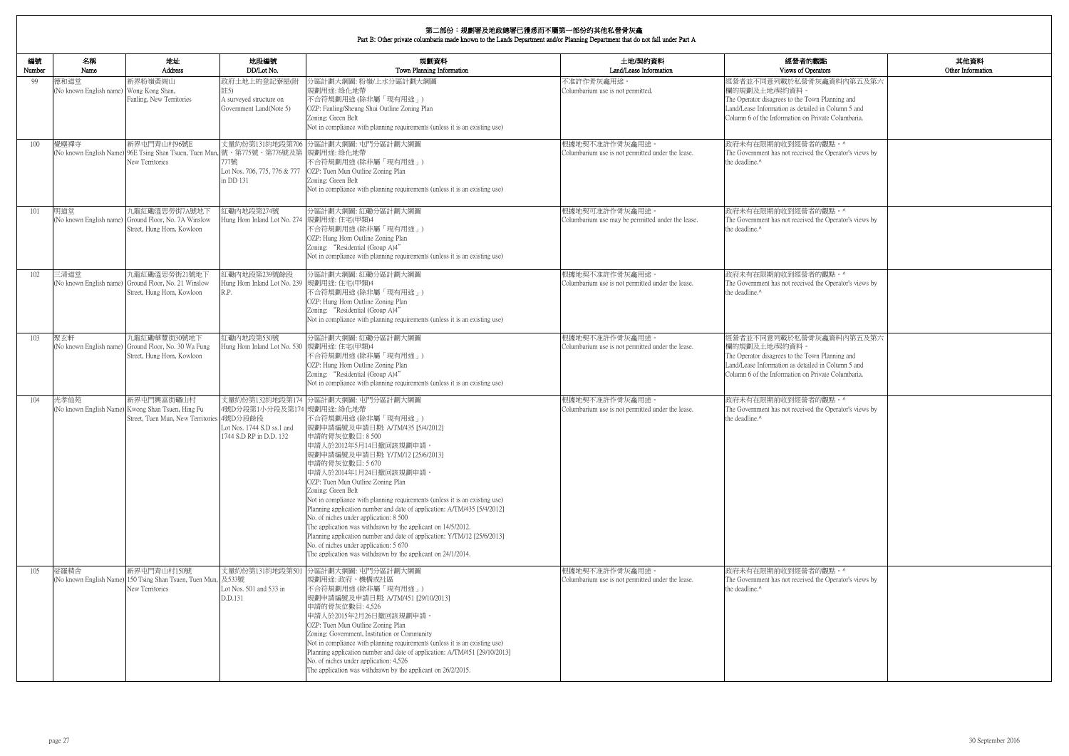## 第二部份：規劃署及地政總署已獲悉而不屬第一部份的其他私營骨灰龕
## Part B: Other private columbaria made known to the Lands Department and/or Planning Department that do not fall under Part A

| 編號 Number | 名稱 Name | 地址 Address | 地段編號 DD/Lot No. | 規劃資料 Town Planning Information | 土地/契約資料 Land/Lease Information | 經營者的觀點 Views of Operators | 其他資料 Other Information |
|---|---|---|---|---|---|---|---|
| 99 | 德和道堂<br>(No known English name) | 新界粉嶺黃崗山<br>Wong Kong Shan, Fanling, New Territories | 政府土地上的登記寮屋(附註5)<br>A surveyed structure on Government Land(Note 5) | 分區計劃大綱圖: 粉嶺/上水分區計劃大綱圖<br>規劃用途: 綠化地帶<br>不合符規劃用途 (除非屬「現有用途」)<br>OZP: Fanling/Sheung Shui Outline Zoning Plan<br>Zoning: Green Belt<br>Not in compliance with planning requirements (unless it is an existing use) | 不准許作骨灰龕用途。<br>Columbarium use is not permitted. | 經營者並不同意列載於私營骨灰龕資料內第五及第六欄的規劃及土地/契約資料。<br>The Operator disagrees to the Town Planning and Land/Lease Information as detailed in Column 5 and Column 6 of the Information on Private Columbaria. | |
| 100 | 覺耀禪寺<br>(No known English Name) | 新界屯門青山村96號E<br>96E Tsing Shan Tsuen, Tuen Mun, New Territories | 丈量約份第131約地段第706號、第775號、第776號及第777號<br>Lot Nos. 706, 775, 776 & 777 in DD 131 | 分區計劃大綱圖: 屯門分區計劃大綱圖<br>規劃用途: 綠化地帶<br>不合符規劃用途 (除非屬「現有用途」)<br>OZP: Tuen Mun Outline Zoning Plan<br>Zoning: Green Belt<br>Not in compliance with planning requirements (unless it is an existing use) | 根據地契不准許作骨灰龕用途。<br>Columbarium use is not permitted under the lease. | 政府未有在限期前收到經營者的觀點。^<br>The Government has not received the Operator's views by the deadline.^ | |
| 101 | 明道堂<br>(No known English name) | 九龍紅磡溫思勞街7A號地下<br>Ground Floor, No. 7A Winslow Street, Hung Hom, Kowloon | 紅磡內地段第274號<br>Hung Hom Inland Lot No. 274 | 分區計劃大綱圖: 紅磡分區計劃大綱圖<br>規劃用途: 住宅(甲類)4<br>不合符規劃用途 (除非屬「現有用途」)<br>OZP: Hung Hom Outline Zoning Plan<br>Zoning: "Residential (Group A)4"<br>Not in compliance with planning requirements (unless it is an existing use) | 根據地契可准許作骨灰龕用途。<br>Columbarium use may be permitted under the lease. | 政府未有在限期前收到經營者的觀點。^<br>The Government has not received the Operator's views by the deadline.^ | |
| 102 | 三清道堂<br>(No known English name) | 九龍紅磡溫思勞街21號地下<br>Ground Floor, No. 21 Winslow Street, Hung Hom, Kowloon | 紅磡內地段第239號餘段<br>Hung Hom Inland Lot No. 239 R.P. | 分區計劃大綱圖: 紅磡分區計劃大綱圖<br>規劃用途: 住宅(甲類)4<br>不合符規劃用途 (除非屬「現有用途」)<br>OZP: Hung Hom Outline Zoning Plan<br>Zoning: "Residential (Group A)4"<br>Not in compliance with planning requirements (unless it is an existing use) | 根據地契不准許作骨灰龕用途。<br>Columbarium use is not permitted under the lease. | 政府未有在限期前收到經營者的觀點。^<br>The Government has not received the Operator's views by the deadline.^ | |
| 103 | 聚玄軒<br>(No known English name) | 九龍紅磡華豐街30號地下<br>Ground Floor, No. 30 Wa Fung Street, Hung Hom, Kowloon | 紅磡內地段第530號<br>Hung Hom Inland Lot No. 530 | 分區計劃大綱圖: 紅磡分區計劃大綱圖<br>規劃用途: 住宅(甲類)4<br>不合符規劃用途 (除非屬「現有用途」)<br>OZP: Hung Hom Outline Zoning Plan<br>Zoning: "Residential (Group A)4"<br>Not in compliance with planning requirements (unless it is an existing use) | 根據地契不准許作骨灰龕用途。<br>Columbarium use is not permitted under the lease. | 經營者並不同意列載於私營骨灰龕資料內第五及第六欄的規劃及土地/契約資料。<br>The Operator disagrees to the Town Planning and Land/Lease Information as detailed in Column 5 and Column 6 of the Information on Private Columbaria. | |
| 104 | 光孝仙苑<br>(No known English Name) | 新界屯門興富街礦山村<br>Kwong Shan Tsuen, Hing Fu Street, Tuen Mun, New Territories | 丈量約份第132約地段第1744號D分段第1小分段及第1744號D分段餘段<br>Lot Nos. 1744 S.D ss.1 and 1744 S.D RP in D.D. 132 | 分區計劃大綱圖: 屯門分區計劃大綱圖<br>規劃用途: 綠化地帶<br>不合符規劃用途 (除非屬「現有用途」)<br>規劃申請編號及申請日期: A/TM/435 [5/4/2012]<br>申請的骨灰位數目: 8 500<br>申請人於2012年5月14日撤回該規劃申請。<br>規劃申請編號及申請日期: Y/TM/12 [25/6/2013]<br>申請的骨灰位數目: 5 670<br>申請人於2014年1月24日撤回該規劃申請。<br>OZP: Tuen Mun Outline Zoning Plan<br>Zoning: Green Belt<br>Not in compliance with planning requirements (unless it is an existing use)<br>Planning application number and date of application: A/TM/435 [5/4/2012]<br>No. of niches under application: 8 500<br>The application was withdrawn by the applicant on 14/5/2012.<br>Planning application number and date of application: Y/TM/12 [25/6/2013]<br>No. of niches under application: 5 670<br>The application was withdrawn by the applicant on 24/1/2014. | 根據地契不准許作骨灰龕用途。<br>Columbarium use is not permitted under the lease. | 政府未有在限期前收到經營者的觀點。^<br>The Government has not received the Operator's views by the deadline.^ | |
| 105 | 娑羅精舍<br>(No known English Name) | 新界屯門青山村150號<br>150 Tsing Shan Tsuen, Tuen Mun, New Territories | 丈量約份第131約地段第501及533號<br>Lot Nos. 501 and 533 in D.D.131 | 分區計劃大綱圖: 屯門分區計劃大綱圖<br>規劃用途: 政府、機構或社區<br>不合符規劃用途 (除非屬「現有用途」)<br>規劃申請編號及申請日期: A/TM/451 [29/10/2013]<br>申請的骨灰位數目: 4,526<br>申請人於2015年2月26日撤回該規劃申請。<br>OZP: Tuen Mun Outline Zoning Plan<br>Zoning: Government, Institution or Community<br>Not in compliance with planning requirements (unless it is an existing use)<br>Planning application number and date of application: A/TM/451 [29/10/2013]<br>No. of niches under application: 4,526<br>The application was withdrawn by the applicant on 26/2/2015. | 根據地契不准許作骨灰龕用途。<br>Columbarium use is not permitted under the lease. | 政府未有在限期前收到經營者的觀點。^<br>The Government has not received the Operator's views by the deadline.^ | |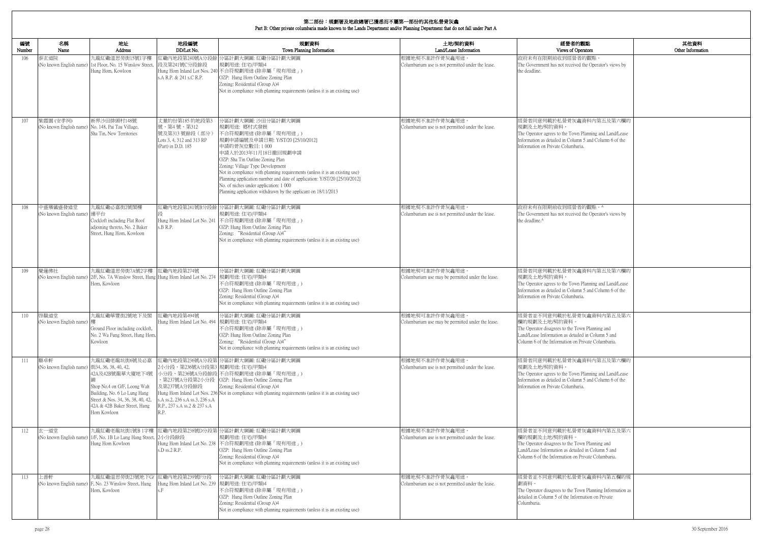# 第二部份：規劃署及地政總署已獲悉而不屬第一部份的其他私營骨灰龕
Part B: Other private columbaria made known to the Lands Department and/or Planning Department that do not fall under Part A

| 編號 Number | 名稱 Name | 地址 Address | 地段編號 DD/Lot No. | 規劃資料 Town Planning Information | 土地/契約資料 Land/Lease Information | 經營者的觀點 Views of Operators | 其他資料 Other Information |
|---|---|---|---|---|---|---|---|
| 106 | 泰玄道院 (No known English name) | 九龍紅磡溫思勞街15號1字樓 1st Floor, No. 15 Winslow Street, Hung Hom, Kowloon | 紅磡內地段第240號A分段餘段及第241號C分段餘段 Hung Hom Inland Lot Nos. 240 s.A R.P. & 241 s.C R.P. | 分區計劃大綱圖: 紅磡分區計劃大綱圖<br>規劃用途: 住宅(甲類)4<br>不合符規劃用途 (除非屬「現有用途」)<br>OZP: Hung Hom Outline Zoning Plan<br>Zoning: Residential (Group A)4<br>Not in compliance with planning requirements (unless it is an existing use) | 根據地契不准許作骨灰龕用途。<br>Columbarium use is not permitted under the lease. | 政府未有在限期前收到經營者的觀點。<br>The Government has not received the Operator's views by the deadline. | |
| 107 | 紫霞園 (安孝祠) (No known English name) | 新界沙田排頭村148號 No. 148, Pai Tau Village, Sha Tin, New Territories | 丈量約份第185 約地段第3號、第4 號、第312 號及第313 號餘段（部分）<br>Lots 3, 4, 312 and 313 RP (Part) in D.D. 185 | 分區計劃大綱圖: 沙田分區計劃大綱圖<br>規劃用途: 鄉村式發展<br>不合符規劃用途 (除非屬「現有用途」)<br>規劃申請編號及申請日期: Y/ST/20 [25/10/2012]<br>申請的骨灰位數目: 1 000<br>申請人於2013年11月18日撤回規劃申請<br>OZP: Sha Tin Outline Zoning Plan<br>Zoning: Village Type Development<br>Not in compliance with planning requirements (unless it is an existing use)<br>Planning application number and date of application: Y/ST/20 [25/10/2012]<br>No. of niches under application: 1 000<br>Planning application withdrawn by the applicant on 18/11/2013 | 根據地契不准許作骨灰龕用途。<br>Columbarium use is not permitted under the lease. | 經營者同意列載於私營骨灰龕資料內第五及第六欄的規劃及土地/契約資料。<br>The Operator agrees to the Town Planning and Land/Lease Information as detailed in Column 5 and Column 6 of the Information on Private Columbaria. | |
| 108 | 中盛殯儀盛發道堂 (No known English name) | 九龍紅磡必嘉街2號閣樓連平台<br>Cockloft including Flat Roof adjoining thereto, No. 2 Baker Street, Hung Hom, Kowloon | 紅磡內地段第241號B分段餘段<br>Hung Hom Inland Lot No. 241 s.B R.P. | 分區計劃大綱圖: 紅磡分區計劃大綱圖<br>規劃用途: 住宅(甲類)4<br>不合符規劃用途 (除非屬「現有用途」)<br>OZP: Hung Hom Outline Zoning Plan<br>Zoning: "Residential (Group A)4"<br>Not in compliance with planning requirements (unless it is an existing use) | 根據地契不准許作骨灰龕用途。<br>Columbarium use is not permitted under the lease. | 政府未有在限期前收到經營者的觀點。^<br>The Government has not received the Operator's views by the deadline.^ | |
| 109 | 覺蓮佛社 (No known English name) | 九龍紅磡溫思勞街7A號2字樓 2/F, No. 7A Winslow Street, Hung Hom, Kowloon | 紅磡內地段第274號<br>Hung Hom Inland Lot No. 274 | 分區計劃大綱圖: 紅磡分區計劃大綱圖<br>規劃用途: 住宅(甲類)4<br>不合符規劃用途 (除非屬「現有用途」)<br>OZP: Hung Hom Outline Zoning Plan<br>Zoning: Residential (Group A)4<br>Not in compliance with planning requirements (unless it is an existing use) | 根據地契可准許作骨灰龕用途。<br>Columbarium use may be permitted under the lease. | 經營者同意列載於私營骨灰龕資料內第五及第六欄的規劃及土地/契約資料。<br>The Operator agrees to the Town Planning and Land/Lease Information as detailed in Column 5 and Column 6 of the Information on Private Columbaria. | |
| 110 | 啓龗道堂 (No known English name) | 九龍紅磡華豐街2號地下及閣樓<br>Ground Floor including cockloft, No. 2 Wa Fung Street, Hung Hom, Kowloon | 紅磡內地段第494號<br>Hung Hom Inland Lot No. 494 | 分區計劃大綱圖: 紅磡分區計劃大綱圖<br>規劃用途: 住宅(甲類)4<br>不合符規劃用途 (除非屬「現有用途」)<br>OZP: Hung Hom Outline Zoning Plan<br>Zoning: "Residential (Group A)4"<br>Not in compliance with planning requirements (unless it is an existing use) | 根據地契可准許作骨灰龕用途。<br>Columbarium use may be permitted under the lease. | 經營者並不同意列載於私營骨灰龕資料內第五及第六欄的規劃及土地/契約資料。<br>The Operator disagrees to the Town Planning and Land/Lease Information as detailed in Column 5 and Column 6 of the Information on Private Columbaria. | |
| 111 | 駿卓軒 (No known English name) | 九龍紅磡老龍坑街6號及必嘉街34, 36, 38, 40, 42, 42A及42B號龍華大廈地下4號舖<br>Shop No.4 on G/F, Loong Wah Building, No. 6 Lo Lung Hang Street & Nos. 34, 36, 38, 40, 42, 42A & 42B Baker Street, Hung Hom Kowloon | 紅磡內地段第236號A分段第2小分段、第236號A分段第3小分段、第236號A分段餘段、第237號A分段第2小分段及第237號A分段餘段<br>Hung Hom Inland Lot Nos. 236 s.A ss.2, 236 s.A ss.3, 236 s.A R.P., 237 s.A ss.2 & 237 s.A R.P. | 分區計劃大綱圖: 紅磡分區計劃大綱圖<br>規劃用途: 住宅(甲類)4<br>不合符規劃用途 (除非屬「現有用途」)<br>OZP: Hung Hom Outline Zoning Plan<br>Zoning: Residential (Group A)4<br>Not in compliance with planning requirements (unless it is an existing use) | 根據地契不准許作骨灰龕用途。<br>Columbarium use is not permitted under the lease. | 經營者同意列載於私營骨灰龕資料內第五及第六欄的規劃及土地/契約資料。<br>The Operator agrees to the Town Planning and Land/Lease Information as detailed in Column 5 and Column 6 of the Information on Private Columbaria. | |
| 112 | 玄一道堂 (No known English name) | 九龍紅磡老龍坑街1號B 1字樓 1/F, No. 1B Lo Lung Hang Street, Hung Hom Kowloon | 紅磡內地段第238號D分段第2小分段餘段<br>Hung Hom Inland Lot No. 238 s.D ss.2 R.P. | 分區計劃大綱圖: 紅磡分區計劃大綱圖<br>規劃用途: 住宅(甲類)4<br>不合符規劃用途 (除非屬「現有用途」)<br>OZP: Hung Hom Outline Zoning Plan<br>Zoning: Residential (Group A)4<br>Not in compliance with planning requirements (unless it is an existing use) | 根據地契不准許作骨灰龕用途。<br>Columbarium use is not permitted under the lease. | 經營者並不同意列載於私營骨灰龕資料內第五及第六欄的規劃及土地/契約資料。<br>The Operator disagrees to the Town Planning and Land/Lease Information as detailed in Column 5 and Column 6 of the Information on Private Columbaria. | |
| 113 | 上善軒 (No known English name) | 九龍紅磡溫思勞街23號地下G/F, No. 23 Winslow Street, Hung Hom, Kowloon | 紅磡內地段第239號F分段<br>Hung Hom Inland Lot No. 239 s.F | 分區計劃大綱圖: 紅磡分區計劃大綱圖<br>規劃用途: 住宅(甲類)4<br>不合符規劃用途 (除非屬「現有用途」)<br>OZP: Hung Hom Outline Zoning Plan<br>Zoning: Residential (Group A)4<br>Not in compliance with planning requirements (unless it is an existing use) | 根據地契不准許作骨灰龕用途。<br>Columbarium use is not permitted under the lease. | 經營者並不同意列載於私營骨灰龕資料內第五欄的規劃資料。<br>The Operator disagrees to the Town Planning Information as detailed in Column 5 of the Information on Private Columbaria. | |

30 September 2016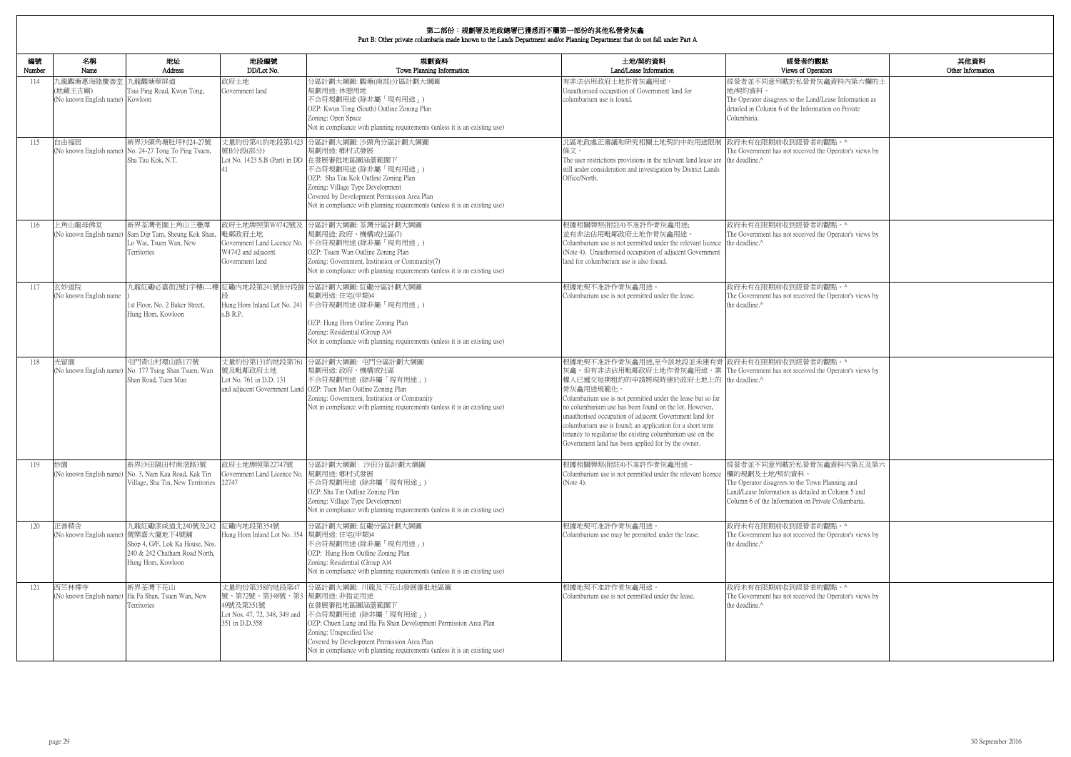## 第二部份：規劃署及地政總署已獲悉而不屬第一部份的其他私營骨灰龕
## Part B: Other private columbaria made known to the Lands Department and/or Planning Department that do not fall under Part A

| 編號 Number | 名稱 Name | 地址 Address | 地段編號 DD/Lot No. | 規劃資料 Town Planning Information | 土地/契約資料 Land/Lease Information | 經營者的觀點 Views of Operators | 其他資料 Other Information |
|---|---|---|---|---|---|---|---|
| 114 | 九龍觀塘惠海陸慶善堂(地藏王古廟)<br>(No known English name) | 九龍觀塘翠屏道<br>Tsui Ping Road, Kwun Tong, Kowloon | 政府土地<br>Government land | 分區計劃大綱圖: 觀塘(南部)分區計劃大綱圖<br>規劃用途: 休憩用地<br>不合符規劃用途 (除非屬「現有用途」)<br>OZP: Kwun Tong (South) Outline Zoning Plan<br>Zoning: Open Space<br>Not in compliance with planning requirements (unless it is an existing use) | 有非法佔用政府土地作骨灰龕用途。<br>Unauthorised occupation of Government land for columbarium use is found. | 經營者並不同意列載於私營骨灰龕資料內第六欄的土地/契約資料。<br>The Operator disagrees to the Land/Lease Information as detailed in Column 6 of the Information on Private Columbaria. | |
| 115 | 自由福居<br>(No known English name) | 新界沙頭角塘肚坪村24-27號<br>No. 24-27 Tong To Ping Tsuen, Sha Tau Kok, N.T. | 丈量約份第41約地段第1423號B段(部分)<br>Lot No. 1423 S.B (Part) in DD 41 | 分區計劃大綱圖: 沙頭角分區計劃大綱圖<br>規劃用途: 鄉村式發展<br>在發展審批地區圖涵蓋範圍下<br>不合符規劃用途 (除非屬「現有用途」)<br>OZP: Sha Tau Kok Outline Zoning Plan<br>Zoning: Village Type Development<br>Covered by Development Permission Area Plan<br>Not in compliance with planning requirements (unless it is an existing use) | 北區地政處正審議和研究相關土地契約中的用途限制條文。<br>The user restrictions provisions in the relevant land lease are still under consideration and investigation by District Lands Office/North. | 政府未有在限期前收到經營者的觀點。^<br>The Government has not received the Operator's views by the deadline.^ | |
| 116 | 上角山龍母佛堂<br>(No known English name) | 新界荃灣老圍上角山三疊潭<br>Sam Dip Tam, Sheung Kok Shan, Lo Wai, Tsuen Wan, New Territories | 政府土地牌照第W4742號及毗鄰政府土地<br>Government Land Licence No. W4742 and adjacent Government land | 分區計劃大綱圖: 荃灣分區計劃大綱圖<br>規劃用途: 政府、機構或社區(7)<br>不合符規劃用途 (除非屬「現有用途」)<br>OZP: Tsuen Wan Outline Zoning Plan<br>Zoning: Government, Institution or Community(7)<br>Not in compliance with planning requirements (unless it is an existing use) | 根據相關牌照(附註4)不准許作骨灰龕用途;<br>並有非法佔用毗鄰政府土地作骨灰龕用途。<br>Columbarium use is not permitted under the relevant licence (Note 4). Unauthorised occupation of adjacent Government land for columbarium use is also found. | 政府未有在限期前收到經營者的觀點。^<br>The Government has not received the Operator's views by the deadline.^ | |
| 117 | 玄妙道院<br>(No known English name) | 九龍紅磡必嘉街2號1字樓(二樓)<br>1st Floor, No. 2 Baker Street, Hung Hom, Kowloon | 紅磡內地段第241號B分段餘段<br>Hung Hom Inland Lot No. 241 s.B R.P. | 分區計劃大綱圖: 紅磡分區計劃大綱圖<br>規劃用途: 住宅(甲類)4<br>不合符規劃用途 (除非屬「現有用途」)<br>OZP: Hung Hom Outline Zoning Plan<br>Zoning: Residential (Group A)4<br>Not in compliance with planning requirements (unless it is an existing use) | 根據地契不准許作骨灰龕用途。<br>Columbarium use is not permitted under the lease. | 政府未有在限期前收到經營者的觀點。^<br>The Government has not received the Operator's views by the deadline.^ | |
| 118 | 光留園<br>(No known English name) | 屯門青山村環山路177號<br>No. 177 Tsing Shan Tsuen, Wan Shan Road, Tuen Mun | 丈量約份第131約地段第761號及毗鄰政府土地<br>Lot No. 761 in D.D. 131 and adjacent Government Land | 分區計劃大綱圖: 屯門分區計劃大綱圖<br>規劃用途: 政府、機構或社區<br>不合符規劃用途 (除非屬「現有用途」)<br>OZP: Tuen Mun Outline Zoning Plan<br>Zoning: Government, Institution or Community<br>Not in compliance with planning requirements (unless it is an existing use) | 根據地契不准許作骨灰龕用途,至今該地段並未建有骨灰龕。但有非法佔用毗鄰政府土地作骨灰龕用途。業權人已遞交短期租約的申請將現時建於政府土地上的骨灰龕用途規範化。<br>Columbarium use is not permitted under the lease but so far no columbarium use has been found on the lot. However, unauthorised occupation of adjacent Government land for columbarium use is found; an application for a short term tenancy to regularise the existing columbarium use on the Government land has been applied for by the owner. | 政府未有在限期前收到經營者的觀點。^<br>The Government has not received the Operator's views by the deadline.^ | |
| 119 | 妙園<br>(No known English name) | 新界沙田隔田村南滘路3號<br>No. 3, Nam Kau Road, Kak Tin Village, Sha Tin, New Territories | 政府土地牌照第22747號<br>Government Land Licence No. 22747 | 分區計劃大綱圖：沙田分區計劃大綱圖<br>規劃用途: 鄉村式發展<br>不合符規劃用途 (除非屬「現有用途」)<br>OZP: Sha Tin Outline Zoning Plan<br>Zoning: Village Type Development<br>Not in compliance with planning requirements (unless it is an existing use) | 根據相關牌照(附註4)不准許作骨灰龕用途。<br>Columbarium use is not permitted under the relevant licence (Note 4). | 經營者並不同意列載於私營骨灰龕資料內第五及第六欄的規劃及土地/契約資料。<br>The Operator disagrees to the Town Planning and Land/Lease Information as detailed in Column 5 and Column 6 of the Information on Private Columbaria. | |
| 120 | 正善精舍<br>(No known English name) | 九龍紅磡漆咸道北240號及242號樂嘉大廈地下4號舖<br>Shop 4, G/F, Lok Ka House, Nos. 240 & 242 Chatham Road North, Hung Hom, Kowloon | 紅磡內地段第354號<br>Hung Hom Inland Lot No. 354 | 分區計劃大綱圖: 紅磡分區計劃大綱圖<br>規劃用途: 住宅(甲類)4<br>不合符規劃用途 (除非屬「現有用途」)<br>OZP: Hung Hom Outline Zoning Plan<br>Zoning: Residential (Group A)4<br>Not in compliance with planning requirements (unless it is an existing use) | 根據地契可准許作骨灰龕用途。<br>Columbarium use may be permitted under the lease. | 政府未有在限期前收到經營者的觀點。^<br>The Government has not received the Operator's views by the deadline.^ | |
| 121 | 西竺林禪寺<br>(No known English name) | 新界荃灣下花山<br>Ha Fa Shan, Tsuen Wan, New Territories | 丈量約份第358約地段第47號、第72號、第348號、第349號及第351號<br>Lot Nos. 47, 72, 348, 349 and 351 in D.D.358 | 分區計劃大綱圖: 川龍及下花山發展審批地區圖<br>規劃用途: 非指定用途<br>在發展審批地區圖涵蓋範圍下<br>不合符規劃用途 (除非屬「現有用途」)<br>OZP: Chuen Lung and Ha Fa Shan Development Permission Area Plan<br>Zoning: Unspecified Use<br>Covered by Development Permission Area Plan<br>Not in compliance with planning requirements (unless it is an existing use) | 根據地契不准許作骨灰龕用途。<br>Columbarium use is not permitted under the lease. | 政府未有在限期前收到經營者的觀點。^<br>The Government has not received the Operator's views by the deadline.^ | |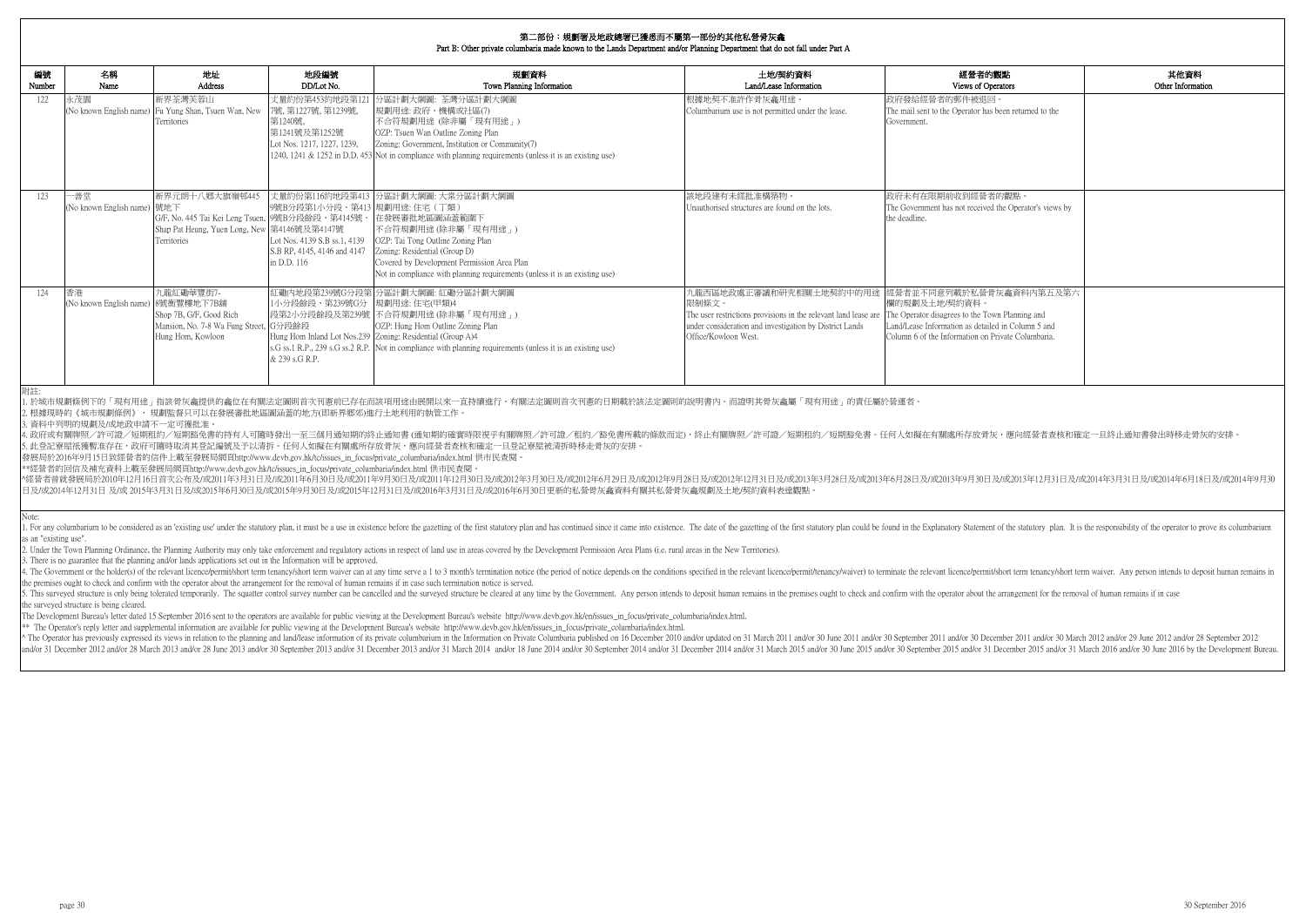## 第二部份：規劃署及地政總署已獲悉而不屬第一部份的其他私營骨灰龕

### Part B: Other private columbaria made known to the Lands Department and/or Planning Department that do not fall under Part A

| 編號 Number | 名稱 Name | 地址 Address | 地段編號 DD/Lot No. | 規劃資料 Town Planning Information | 土地/契約資料 Land/Lease Information | 經營者的觀點 Views of Operators | 其他資料 Other Information |
|---|---|---|---|---|---|---|---|
| 122 | 永茂園 (No known English name) | 新界荃灣芙蓉山 Fu Yung Shan, Tsuen Wan, New Territories | 丈量約份第453約地段第1217號, 第1227號, 第1239號, 第1240號, 第1241號及第1252號 Lot Nos. 1217, 1227, 1239, 1240, 1241 & 1252 in D.D. 453 | 分區計劃大綱圖: 荃灣分區計劃大綱圖 規劃用途: 政府、機構或社區(7) 不合符規劃用途 (除非屬「現有用途」) OZP: Tsuen Wan Outline Zoning Plan Zoning: Government, Institution or Community(7) Not in compliance with planning requirements (unless it is an existing use) | 根據地契不准許作骨灰龕用途。 Columbarium use is not permitted under the lease. | 政府發給經營者的郵件被退回。 The mail sent to the Operator has been returned to the Government. | |
| 123 | 一善堂 (No known English name) | 新界元朗十八鄉大旗嶺村445號地下 G/F, No. 445 Tai Kei Leng Tsuen, Shap Pat Heung, Yuen Long, New Territories | 丈量約份第116約地段第4139號B分段第1小分段、第4139號B分段餘段、第4145號、第4146號及第4147號 Lot Nos. 4139 S.B ss.1, 4139 S.B RP, 4145, 4146 and 4147 in D.D. 116 | 分區計劃大綱圖: 大棠分區計劃大綱圖 規劃用途: 住宅（丁類） 在發展審批地區圖涵蓋範圍下 不合符規劃用途 (除非屬「現有用途」) OZP: Tai Tong Outline Zoning Plan Zoning: Residential (Group D) Covered by Development Permission Area Plan Not in compliance with planning requirements (unless it is an existing use) | 該地段建有未經批准構築物。 Unauthorised structures are found on the lots. | 政府未有在限期前收到經營者的觀點。 The Government has not received the Operator's views by the deadline. | |
| 124 | 香港 (No known English name) | 九龍紅磡華豐街7-8號衡豐樓地下7B舖 Shop 7B, G/F, Good Rich Mansion, No. 7-8 Wa Fung Street, Hung Hom, Kowloon | 紅磡內地段第239號G分段第1小分段餘段、第239號G分段第2小分段餘段及第239號G分段餘段 Hung Hom Inland Lot Nos.239 s.G ss.1 R.P., 239 s.G ss.2 R.P. & 239 s.G R.P. | 分區計劃大綱圖: 紅磡分區計劃大綱圖 規劃用途: 住宅(甲類)4 不合符規劃用途 (除非屬「現有用途」) OZP: Hung Hom Outline Zoning Plan Zoning: Residential (Group A)4 Not in compliance with planning requirements (unless it is an existing use) | 九龍西區地政處正審議和研究相關土地契約中的用途限制條文。 The user restrictions provisions in the relevant land lease are under consideration and investigation by District Lands Office/Kowloon West. | 經營者並不同意列載於私營骨灰龕資料內第五及第六欄的規劃及土地/契約資料。 The Operator disagrees to the Town Planning and Land/Lease Information as detailed in Column 5 and Column 6 of the Information on Private Columbaria. | |

附註:

1. 於城市規劃條例下的「現有用途」指該骨灰龕提供的龕位在有關法定圖則首次刊憲前已存在而該項用途由展開以來一直持續進行。有關法定圖則首次刊憲的日期載於該法定圖則的說明書內。而證明其骨灰龕屬「現有用途」的責任屬於營運者。
2. 根據現時的《城市規劃條例》，規劃監督只可以在發展審批地區圖涵蓋的地方(即新界鄉郊)進行土地利用的執管工作。
3. 資料中列明的規劃及/或地政申請不一定可獲批准。
4. 政府或有關牌照／許可證／短期租約／短期豁免書的持有人可隨時發出一至三個月通知期的終止通知書 (通知期的確實時限視乎有關牌照／許可證／租約／豁免書所載的條款而定)，終止有關牌照／許可證／短期租約／短期豁免書。任何人如擬在有關處所存放骨灰，應向經營者查核和確定一旦終止通知書發出時移走骨灰的安排。
5. 此登記寮屋祇獲暫准存在，政府可隨時取消其登記編號及予以清拆。任何人如擬在有關處所存放骨灰，應向經營者查核和確定一旦登記寮屋被清拆時移走骨灰的安排。

發展局於2016年9月15日致經營者的信件上載至發展局網頁http://www.devb.gov.hk/tc/issues_in_focus/private_columbaria/index.html 供市民查閱。

**經營者的回信及補充資料上載至發展局網頁http://www.devb.gov.hk/tc/issues_in_focus/private_columbaria/index.html 供市民查閱。

^經營者曾就發展局於2010年12月16日首次公布及/或2011年3月31日及/或2011年6月30日及/或2011年9月30日及/或2011年12月30日及/或2012年3月30日及/或2012年6月29日及/或2012年9月28日及/或2012年12月31日及/或2013年3月28日及/或2013年6月28日及/或2013年9月30日及/或2013年12月31日及/或2014年3月31日及/或2014年6月18日及/或2014年9月30日及/或2014年12月31日 及/或 2015年3月31日及/或2015年6月30日及/或2015年9月30日及/或2015年12月31日及/或2016年3月31日及/或2016年6月30日更新的私營骨灰龕資料有關其私營骨灰龕規劃及土地/契約資料表達觀點。

Note:

1. For any columbarium to be considered as an 'existing use' under the statutory plan, it must be a use in existence before the gazetting of the first statutory plan and has continued since it came into existence. The date of the gazetting of the first statutory plan could be found in the Explanatory Statement of the statutory plan. It is the responsibility of the operator to prove its columbarium as an "existing use".
2. Under the Town Planning Ordinance, the Planning Authority may only take enforcement and regulatory actions in respect of land use in areas covered by the Development Permission Area Plans (i.e. rural areas in the New Territories).
3. There is no guarantee that the planning and/or lands applications set out in the Information will be approved.
4. The Government or the holder(s) of the relevant licence/permit/short term tenancy/short term waiver can at any time serve a 1 to 3 month's termination notice (the period of notice depends on the conditions specified in the relevant licence/permit/tenancy/waiver) to terminate the relevant licence/permit/short term tenancy/short term waiver. Any person intends to deposit human remains in the premises ought to check and confirm with the operator about the arrangement for the removal of human remains if in case such termination notice is served.
5. This surveyed structure is only being tolerated temporarily. The squatter control survey number can be cancelled and the surveyed structure be cleared at any time by the Government. Any person intends to deposit human remains in the premises ought to check and confirm with the operator about the arrangement for the removal of human remains if in case the surveyed structure is being cleared.

The Development Bureau's letter dated 15 September 2016 sent to the operators are available for public viewing at the Development Bureau's website http://www.devb.gov.hk/en/issues_in_focus/private_columbaria/index.html.

** The Operator's reply letter and supplemental information are available for public viewing at the Development Bureau's website http://www.devb.gov.hk/en/issues_in_focus/private_columbaria/index.html.

^ The Operator has previously expressed its views in relation to the planning and land/lease information of its private columbarium in the Information on Private Columbaria published on 16 December 2010 and/or updated on 31 March 2011 and/or 30 June 2011 and/or 30 September 2011 and/or 30 December 2011 and/or 30 March 2012 and/or 29 June 2012 and/or 28 September 2012 and/or 31 December 2012 and/or 28 March 2013 and/or 28 June 2013 and/or 30 September 2013 and/or 31 December 2013 and/or 31 March 2014 and/or 18 June 2014 and/or 30 September 2014 and/or 31 December 2014 and/or 31 March 2015 and/or 30 June 2015 and/or 30 September 2015 and/or 31 December 2015 and/or 31 March 2016 and/or 30 June 2016 by the Development Bureau.